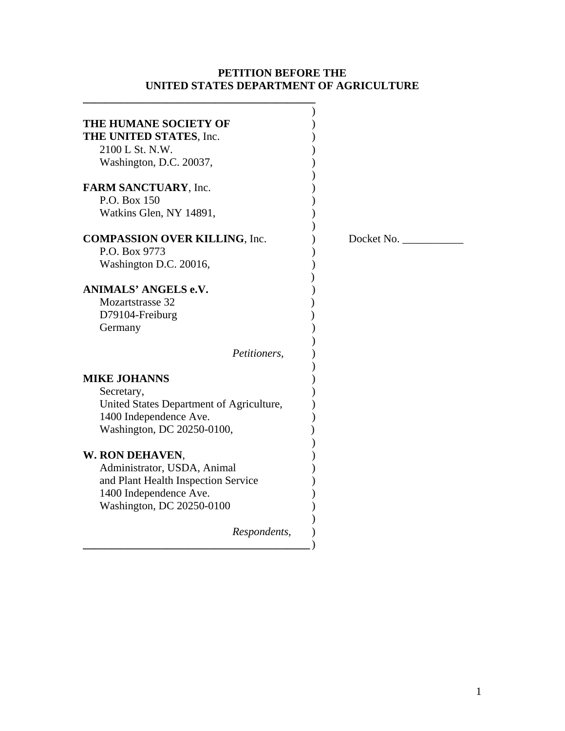**PETITION BEFORE THE**
**UNITED STATES DEPARTMENT OF AGRICULTURE**

---

**THE HUMANE SOCIETY OF THE UNITED STATES**, Inc.
2100 L St. N.W.
Washington, D.C. 20037,

**FARM SANCTUARY**, Inc.
P.O. Box 150
Watkins Glen, NY 14891,

**COMPASSION OVER KILLING**, Inc.
P.O. Box 9773
Washington D.C. 20016,

**ANIMALS' ANGELS e.V.**
Mozartstrasse 32
D79104-Freiburg
Germany

*Petitioners,*

**MIKE JOHANNS**
Secretary,
United States Department of Agriculture,
1400 Independence Ave.
Washington, DC 20250-0100,

**W. RON DEHAVEN**,
Administrator, USDA, Animal and Plant Health Inspection Service
1400 Independence Ave.
Washington, DC 20250-0100

*Respondents,*

---

Docket No. ___________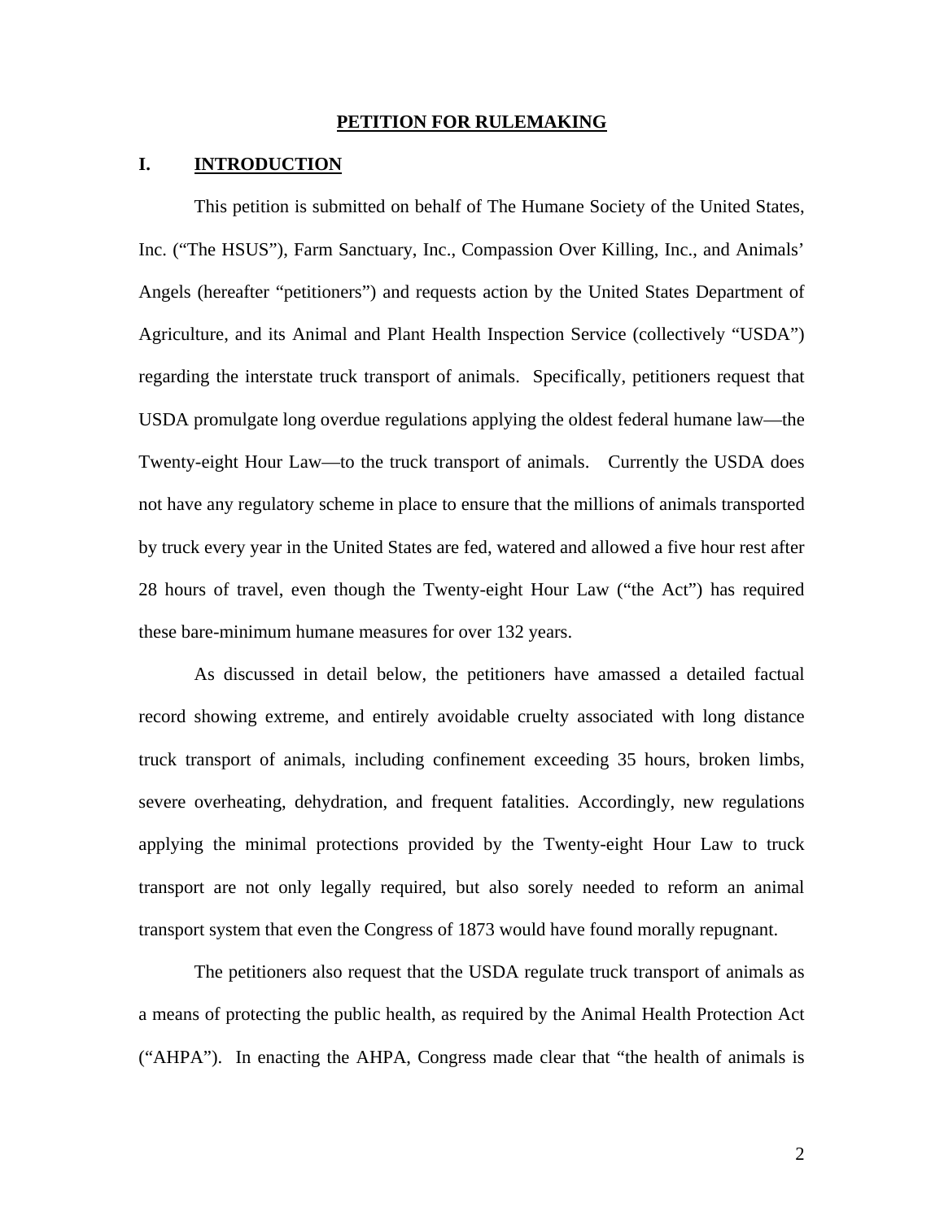# PETITION FOR RULEMAKING

## I. INTRODUCTION

This petition is submitted on behalf of The Humane Society of the United States, Inc. ("The HSUS"), Farm Sanctuary, Inc., Compassion Over Killing, Inc., and Animals' Angels (hereafter "petitioners") and requests action by the United States Department of Agriculture, and its Animal and Plant Health Inspection Service (collectively "USDA") regarding the interstate truck transport of animals. Specifically, petitioners request that USDA promulgate long overdue regulations applying the oldest federal humane law—the Twenty-eight Hour Law—to the truck transport of animals. Currently the USDA does not have any regulatory scheme in place to ensure that the millions of animals transported by truck every year in the United States are fed, watered and allowed a five hour rest after 28 hours of travel, even though the Twenty-eight Hour Law ("the Act") has required these bare-minimum humane measures for over 132 years.

As discussed in detail below, the petitioners have amassed a detailed factual record showing extreme, and entirely avoidable cruelty associated with long distance truck transport of animals, including confinement exceeding 35 hours, broken limbs, severe overheating, dehydration, and frequent fatalities. Accordingly, new regulations applying the minimal protections provided by the Twenty-eight Hour Law to truck transport are not only legally required, but also sorely needed to reform an animal transport system that even the Congress of 1873 would have found morally repugnant.

The petitioners also request that the USDA regulate truck transport of animals as a means of protecting the public health, as required by the Animal Health Protection Act ("AHPA"). In enacting the AHPA, Congress made clear that "the health of animals is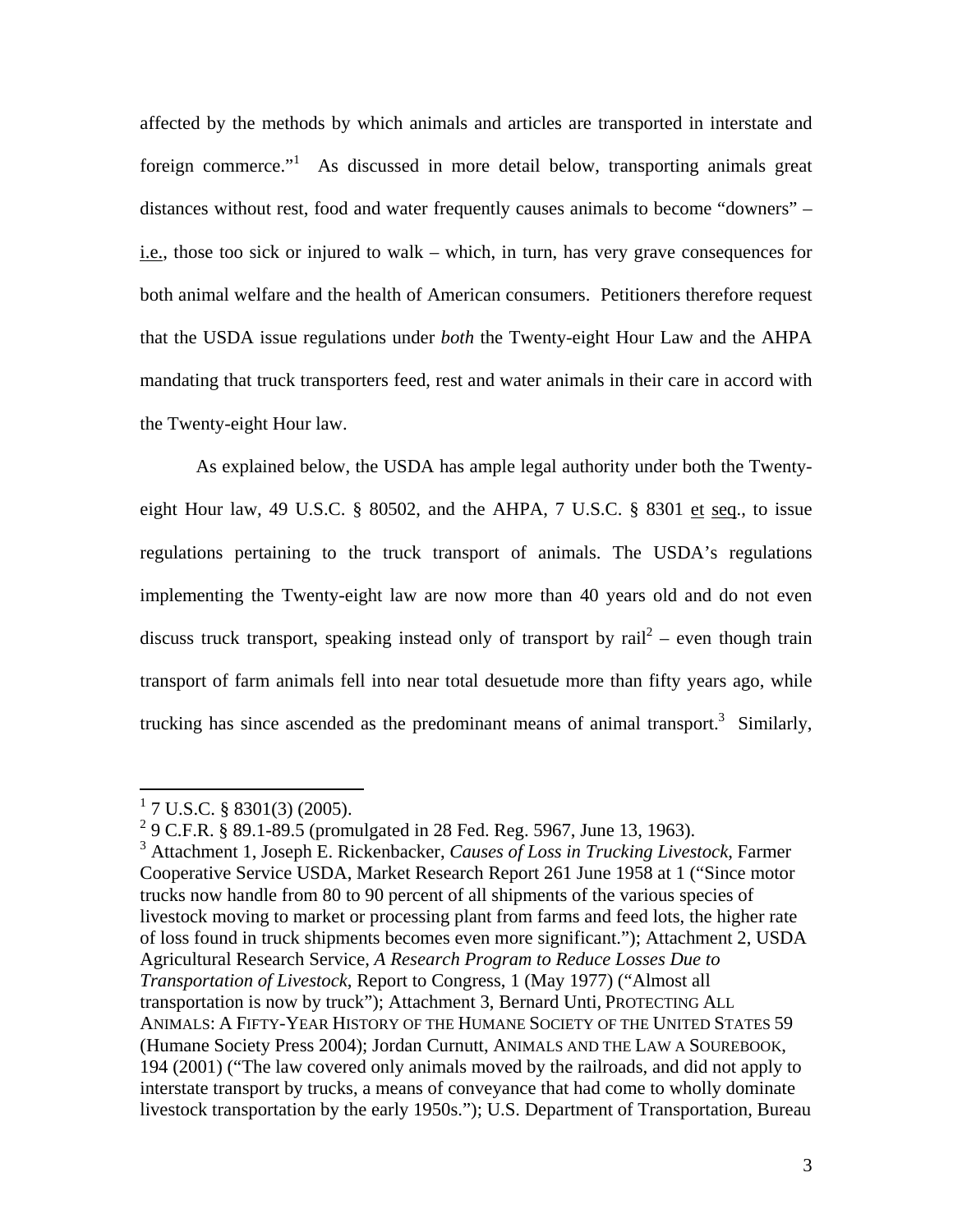affected by the methods by which animals and articles are transported in interstate and foreign commerce."[1] As discussed in more detail below, transporting animals great distances without rest, food and water frequently causes animals to become "downers" – i.e., those too sick or injured to walk – which, in turn, has very grave consequences for both animal welfare and the health of American consumers. Petitioners therefore request that the USDA issue regulations under *both* the Twenty-eight Hour Law and the AHPA mandating that truck transporters feed, rest and water animals in their care in accord with the Twenty-eight Hour law.

As explained below, the USDA has ample legal authority under both the Twenty-eight Hour law, 49 U.S.C. § 80502, and the AHPA, 7 U.S.C. § 8301 et seq., to issue regulations pertaining to the truck transport of animals. The USDA's regulations implementing the Twenty-eight law are now more than 40 years old and do not even discuss truck transport, speaking instead only of transport by rail[2] – even though train transport of farm animals fell into near total desuetude more than fifty years ago, while trucking has since ascended as the predominant means of animal transport.[3] Similarly,

---

[1] 7 U.S.C. § 8301(3) (2005).

[2] 9 C.F.R. § 89.1-89.5 (promulgated in 28 Fed. Reg. 5967, June 13, 1963).

[3] Attachment 1, Joseph E. Rickenbacker, *Causes of Loss in Trucking Livestock*, Farmer Cooperative Service USDA, Market Research Report 261 June 1958 at 1 ("Since motor trucks now handle from 80 to 90 percent of all shipments of the various species of livestock moving to market or processing plant from farms and feed lots, the higher rate of loss found in truck shipments becomes even more significant."); Attachment 2, USDA Agricultural Research Service, *A Research Program to Reduce Losses Due to Transportation of Livestock*, Report to Congress, 1 (May 1977) ("Almost all transportation is now by truck"); Attachment 3, Bernard Unti, PROTECTING ALL ANIMALS: A FIFTY-YEAR HISTORY OF THE HUMANE SOCIETY OF THE UNITED STATES 59 (Humane Society Press 2004); Jordan Curnutt, ANIMALS AND THE LAW A SOUREBOOK, 194 (2001) ("The law covered only animals moved by the railroads, and did not apply to interstate transport by trucks, a means of conveyance that had come to wholly dominate livestock transportation by the early 1950s."); U.S. Department of Transportation, Bureau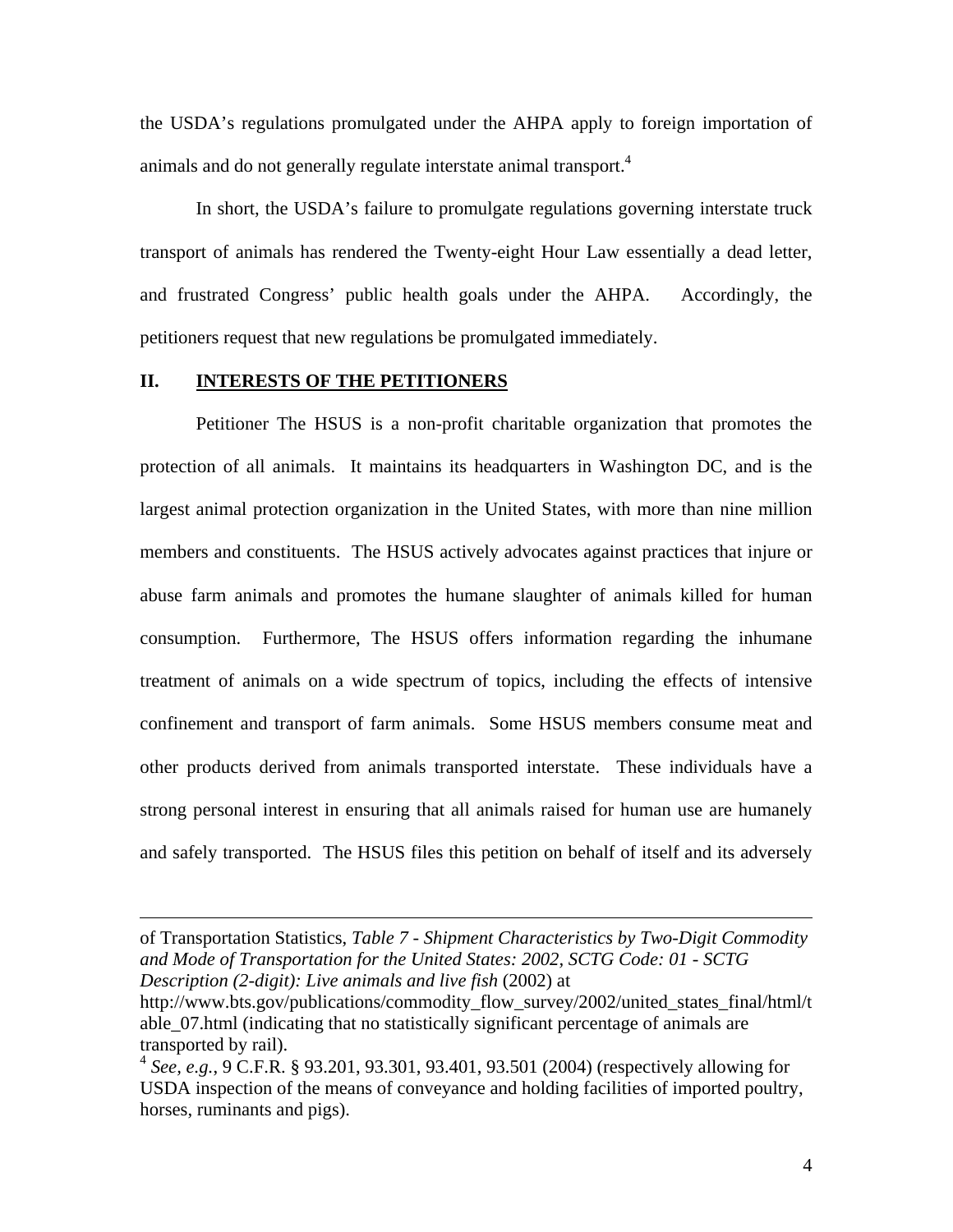the USDA's regulations promulgated under the AHPA apply to foreign importation of animals and do not generally regulate interstate animal transport.[4]

In short, the USDA's failure to promulgate regulations governing interstate truck transport of animals has rendered the Twenty-eight Hour Law essentially a dead letter, and frustrated Congress' public health goals under the AHPA. Accordingly, the petitioners request that new regulations be promulgated immediately.

## II. INTERESTS OF THE PETITIONERS

Petitioner The HSUS is a non-profit charitable organization that promotes the protection of all animals. It maintains its headquarters in Washington DC, and is the largest animal protection organization in the United States, with more than nine million members and constituents. The HSUS actively advocates against practices that injure or abuse farm animals and promotes the humane slaughter of animals killed for human consumption. Furthermore, The HSUS offers information regarding the inhumane treatment of animals on a wide spectrum of topics, including the effects of intensive confinement and transport of farm animals. Some HSUS members consume meat and other products derived from animals transported interstate. These individuals have a strong personal interest in ensuring that all animals raised for human use are humanely and safely transported. The HSUS files this petition on behalf of itself and its adversely

---

of Transportation Statistics, *Table 7 - Shipment Characteristics by Two-Digit Commodity and Mode of Transportation for the United States: 2002, SCTG Code: 01 - SCTG Description (2-digit): Live animals and live fish* (2002) at http://www.bts.gov/publications/commodity_flow_survey/2002/united_states_final/html/table_07.html (indicating that no statistically significant percentage of animals are transported by rail).

[4] *See, e.g.*, 9 C.F.R. § 93.201, 93.301, 93.401, 93.501 (2004) (respectively allowing for USDA inspection of the means of conveyance and holding facilities of imported poultry, horses, ruminants and pigs).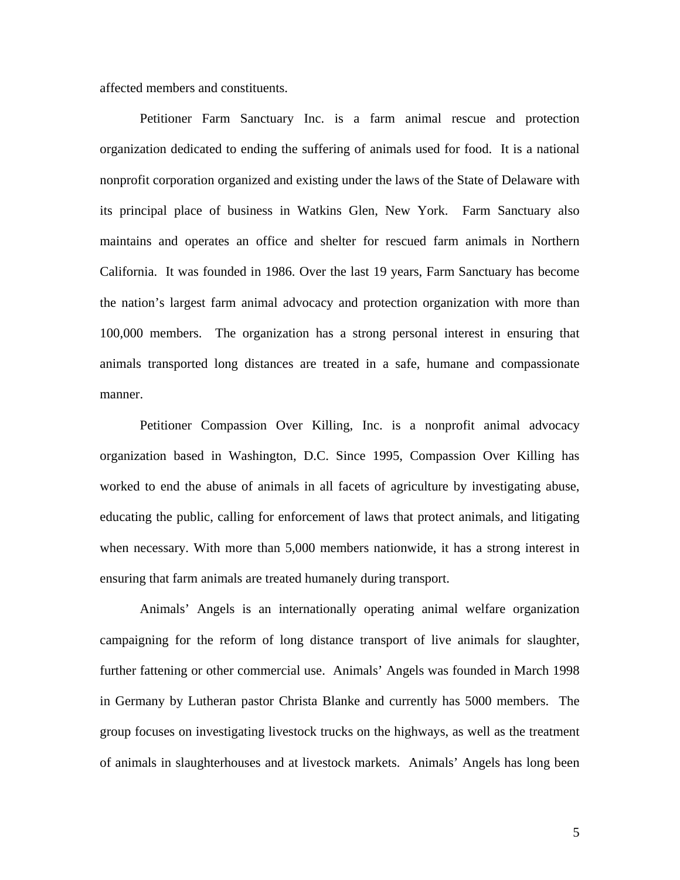affected members and constituents.

Petitioner Farm Sanctuary Inc. is a farm animal rescue and protection organization dedicated to ending the suffering of animals used for food. It is a national nonprofit corporation organized and existing under the laws of the State of Delaware with its principal place of business in Watkins Glen, New York. Farm Sanctuary also maintains and operates an office and shelter for rescued farm animals in Northern California. It was founded in 1986. Over the last 19 years, Farm Sanctuary has become the nation's largest farm animal advocacy and protection organization with more than 100,000 members. The organization has a strong personal interest in ensuring that animals transported long distances are treated in a safe, humane and compassionate manner.

Petitioner Compassion Over Killing, Inc. is a nonprofit animal advocacy organization based in Washington, D.C. Since 1995, Compassion Over Killing has worked to end the abuse of animals in all facets of agriculture by investigating abuse, educating the public, calling for enforcement of laws that protect animals, and litigating when necessary. With more than 5,000 members nationwide, it has a strong interest in ensuring that farm animals are treated humanely during transport.

Animals' Angels is an internationally operating animal welfare organization campaigning for the reform of long distance transport of live animals for slaughter, further fattening or other commercial use. Animals' Angels was founded in March 1998 in Germany by Lutheran pastor Christa Blanke and currently has 5000 members. The group focuses on investigating livestock trucks on the highways, as well as the treatment of animals in slaughterhouses and at livestock markets. Animals' Angels has long been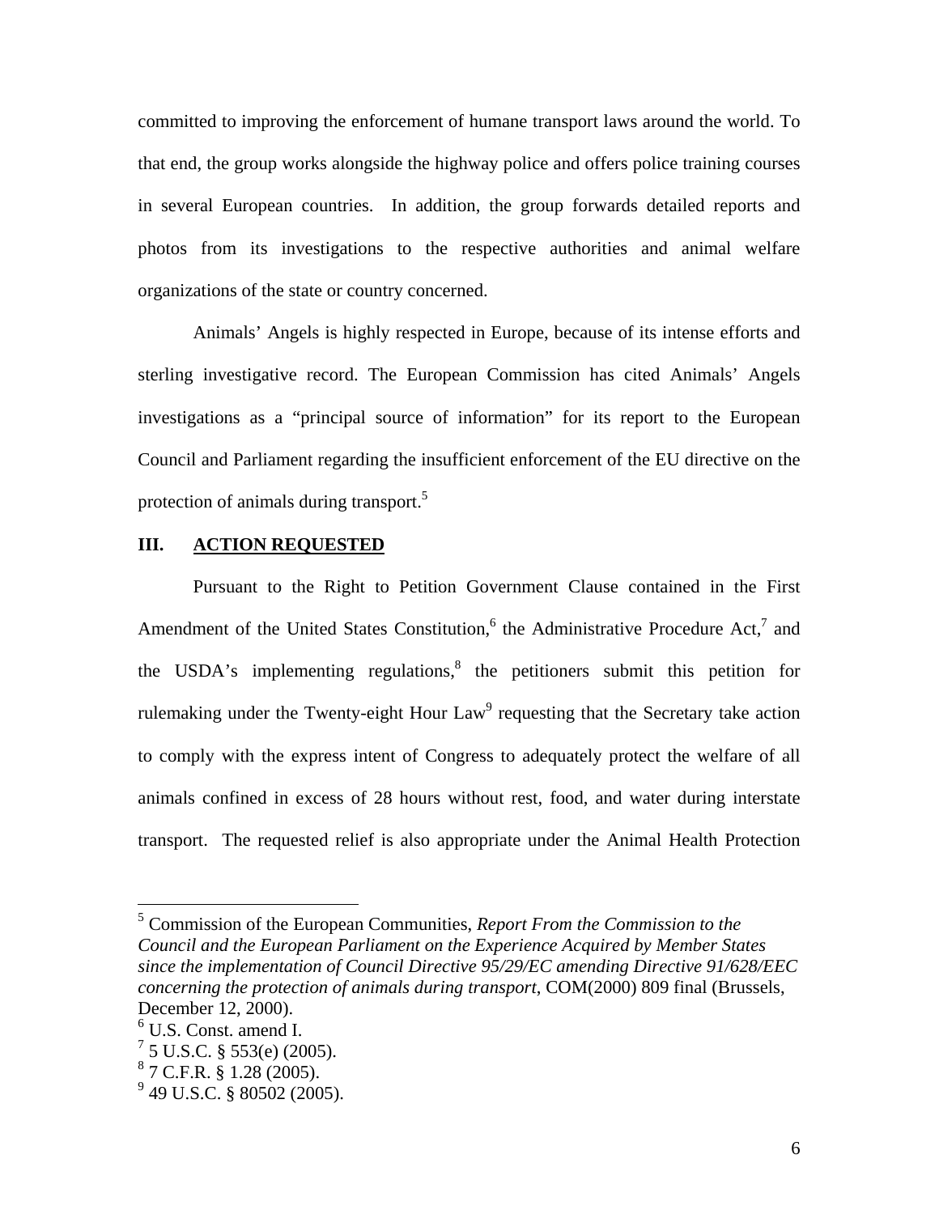committed to improving the enforcement of humane transport laws around the world. To that end, the group works alongside the highway police and offers police training courses in several European countries. In addition, the group forwards detailed reports and photos from its investigations to the respective authorities and animal welfare organizations of the state or country concerned.

Animals' Angels is highly respected in Europe, because of its intense efforts and sterling investigative record. The European Commission has cited Animals' Angels investigations as a "principal source of information" for its report to the European Council and Parliament regarding the insufficient enforcement of the EU directive on the protection of animals during transport.[5]

## III. ACTION REQUESTED

Pursuant to the Right to Petition Government Clause contained in the First Amendment of the United States Constitution,[6] the Administrative Procedure Act,[7] and the USDA's implementing regulations,[8] the petitioners submit this petition for rulemaking under the Twenty-eight Hour Law[9] requesting that the Secretary take action to comply with the express intent of Congress to adequately protect the welfare of all animals confined in excess of 28 hours without rest, food, and water during interstate transport. The requested relief is also appropriate under the Animal Health Protection

---

[5] Commission of the European Communities, *Report From the Commission to the Council and the European Parliament on the Experience Acquired by Member States since the implementation of Council Directive 95/29/EC amending Directive 91/628/EEC concerning the protection of animals during transport*, COM(2000) 809 final (Brussels, December 12, 2000).

[6] U.S. Const. amend I.

[7] 5 U.S.C. § 553(e) (2005).

[8] 7 C.F.R. § 1.28 (2005).

[9] 49 U.S.C. § 80502 (2005).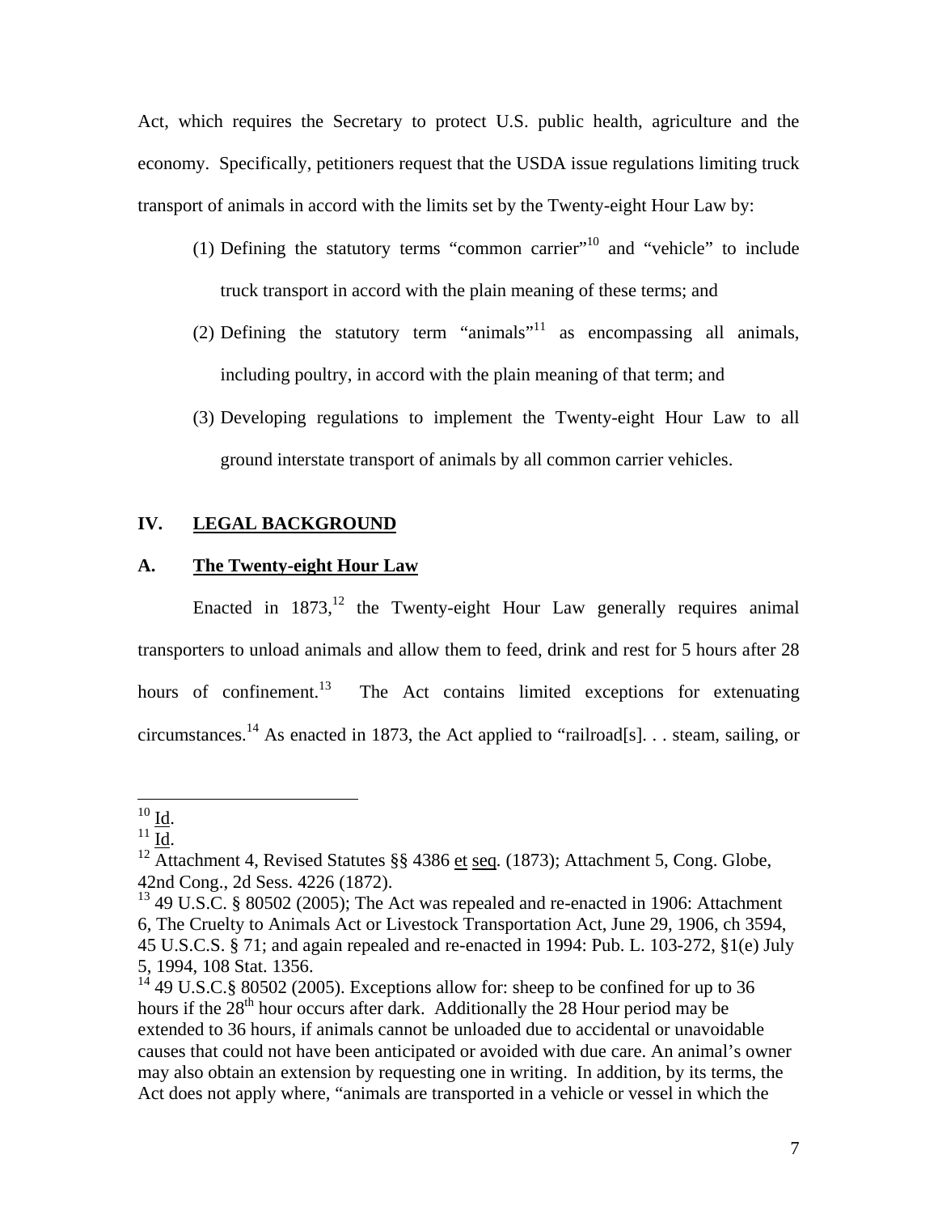Act, which requires the Secretary to protect U.S. public health, agriculture and the economy. Specifically, petitioners request that the USDA issue regulations limiting truck transport of animals in accord with the limits set by the Twenty-eight Hour Law by:

(1) Defining the statutory terms "common carrier"[10] and "vehicle" to include truck transport in accord with the plain meaning of these terms; and

(2) Defining the statutory term "animals"[11] as encompassing all animals, including poultry, in accord with the plain meaning of that term; and

(3) Developing regulations to implement the Twenty-eight Hour Law to all ground interstate transport of animals by all common carrier vehicles.

## IV. LEGAL BACKGROUND

### A. The Twenty-eight Hour Law

Enacted in 1873,[12] the Twenty-eight Hour Law generally requires animal transporters to unload animals and allow them to feed, drink and rest for 5 hours after 28 hours of confinement.[13] The Act contains limited exceptions for extenuating circumstances.[14] As enacted in 1873, the Act applied to "railroad[s]. . . steam, sailing, or

---

[10] Id.

[11] Id.

[12] Attachment 4, Revised Statutes §§ 4386 et seq. (1873); Attachment 5, Cong. Globe, 42nd Cong., 2d Sess. 4226 (1872).

[13] 49 U.S.C. § 80502 (2005); The Act was repealed and re-enacted in 1906: Attachment 6, The Cruelty to Animals Act or Livestock Transportation Act, June 29, 1906, ch 3594, 45 U.S.C.S. § 71; and again repealed and re-enacted in 1994: Pub. L. 103-272, §1(e) July 5, 1994, 108 Stat. 1356.

[14] 49 U.S.C.§ 80502 (2005). Exceptions allow for: sheep to be confined for up to 36 hours if the 28th hour occurs after dark. Additionally the 28 Hour period may be extended to 36 hours, if animals cannot be unloaded due to accidental or unavoidable causes that could not have been anticipated or avoided with due care. An animal's owner may also obtain an extension by requesting one in writing. In addition, by its terms, the Act does not apply where, "animals are transported in a vehicle or vessel in which the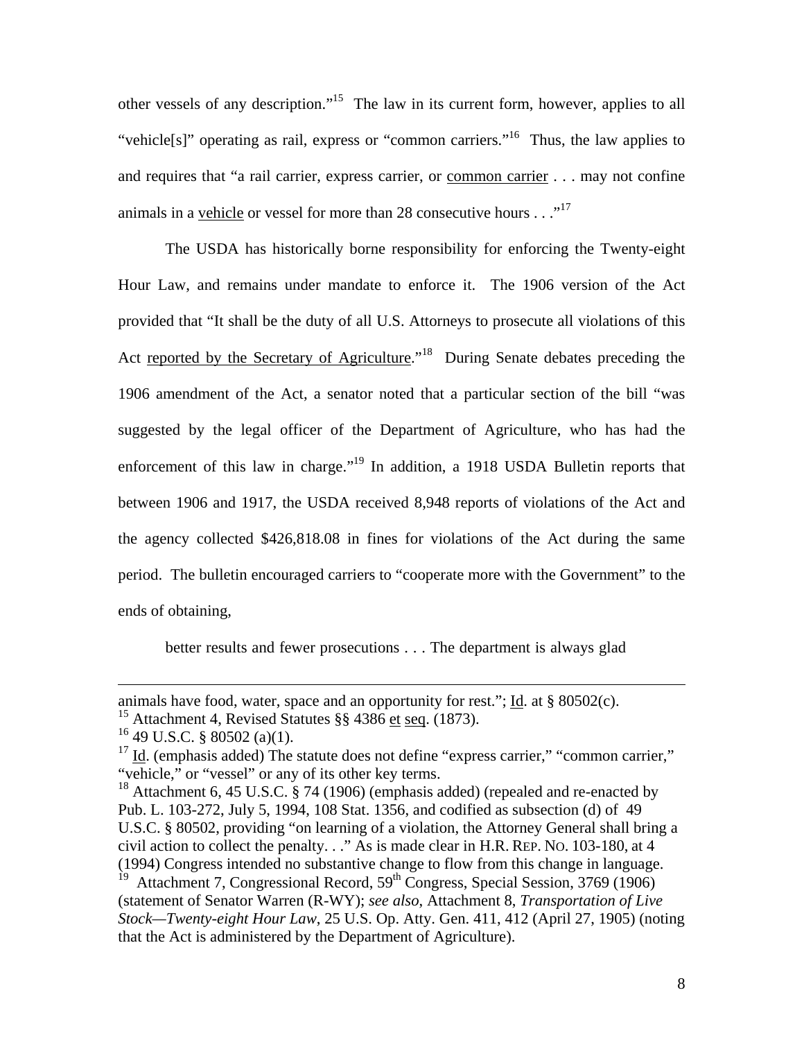other vessels of any description."[15] The law in its current form, however, applies to all "vehicle[s]" operating as rail, express or "common carriers."[16] Thus, the law applies to and requires that "a rail carrier, express carrier, or <u>common carrier</u> . . . may not confine animals in a <u>vehicle</u> or vessel for more than 28 consecutive hours . . ."[17]

The USDA has historically borne responsibility for enforcing the Twenty-eight Hour Law, and remains under mandate to enforce it. The 1906 version of the Act provided that "It shall be the duty of all U.S. Attorneys to prosecute all violations of this Act <u>reported by the Secretary of Agriculture</u>."[18] During Senate debates preceding the 1906 amendment of the Act, a senator noted that a particular section of the bill "was suggested by the legal officer of the Department of Agriculture, who has had the enforcement of this law in charge."[19] In addition, a 1918 USDA Bulletin reports that between 1906 and 1917, the USDA received 8,948 reports of violations of the Act and the agency collected $426,818.08 in fines for violations of the Act during the same period. The bulletin encouraged carriers to "cooperate more with the Government" to the ends of obtaining,

> better results and fewer prosecutions . . . The department is always glad

---

animals have food, water, space and an opportunity for rest."; <u>Id</u>. at § 80502(c).

[15] Attachment 4, Revised Statutes §§ 4386 <u>et</u> <u>seq</u>. (1873).

[16] 49 U.S.C. § 80502 (a)(1).

[17] <u>Id</u>. (emphasis added) The statute does not define "express carrier," "common carrier," "vehicle," or "vessel" or any of its other key terms.

[18] Attachment 6, 45 U.S.C. § 74 (1906) (emphasis added) (repealed and re-enacted by Pub. L. 103-272, July 5, 1994, 108 Stat. 1356, and codified as subsection (d) of 49 U.S.C. § 80502, providing "on learning of a violation, the Attorney General shall bring a civil action to collect the penalty. . ." As is made clear in H.R. REP. NO. 103-180, at 4 (1994) Congress intended no substantive change to flow from this change in language.

[19] Attachment 7, Congressional Record, 59th Congress, Special Session, 3769 (1906) (statement of Senator Warren (R-WY); *see also*, Attachment 8, *Transportation of Live Stock—Twenty-eight Hour Law*, 25 U.S. Op. Atty. Gen. 411, 412 (April 27, 1905) (noting that the Act is administered by the Department of Agriculture).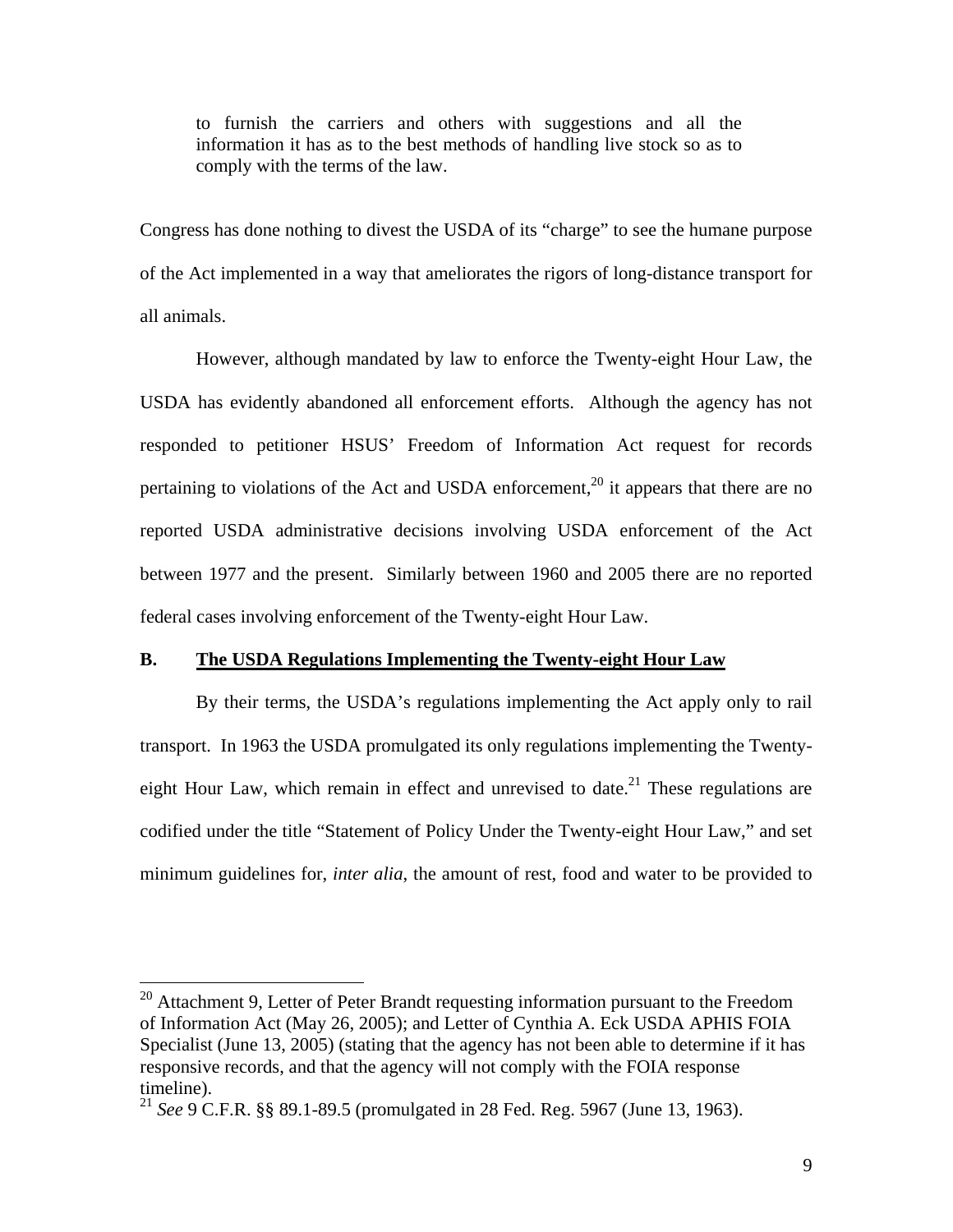> to furnish the carriers and others with suggestions and all the information it has as to the best methods of handling live stock so as to comply with the terms of the law.

Congress has done nothing to divest the USDA of its "charge" to see the humane purpose of the Act implemented in a way that ameliorates the rigors of long-distance transport for all animals.

However, although mandated by law to enforce the Twenty-eight Hour Law, the USDA has evidently abandoned all enforcement efforts. Although the agency has not responded to petitioner HSUS' Freedom of Information Act request for records pertaining to violations of the Act and USDA enforcement,[20] it appears that there are no reported USDA administrative decisions involving USDA enforcement of the Act between 1977 and the present. Similarly between 1960 and 2005 there are no reported federal cases involving enforcement of the Twenty-eight Hour Law.

### B. The USDA Regulations Implementing the Twenty-eight Hour Law

By their terms, the USDA's regulations implementing the Act apply only to rail transport. In 1963 the USDA promulgated its only regulations implementing the Twenty-eight Hour Law, which remain in effect and unrevised to date.[21] These regulations are codified under the title "Statement of Policy Under the Twenty-eight Hour Law," and set minimum guidelines for, *inter alia*, the amount of rest, food and water to be provided to

---

[20] Attachment 9, Letter of Peter Brandt requesting information pursuant to the Freedom of Information Act (May 26, 2005); and Letter of Cynthia A. Eck USDA APHIS FOIA Specialist (June 13, 2005) (stating that the agency has not been able to determine if it has responsive records, and that the agency will not comply with the FOIA response timeline).

[21] *See* 9 C.F.R. §§ 89.1-89.5 (promulgated in 28 Fed. Reg. 5967 (June 13, 1963).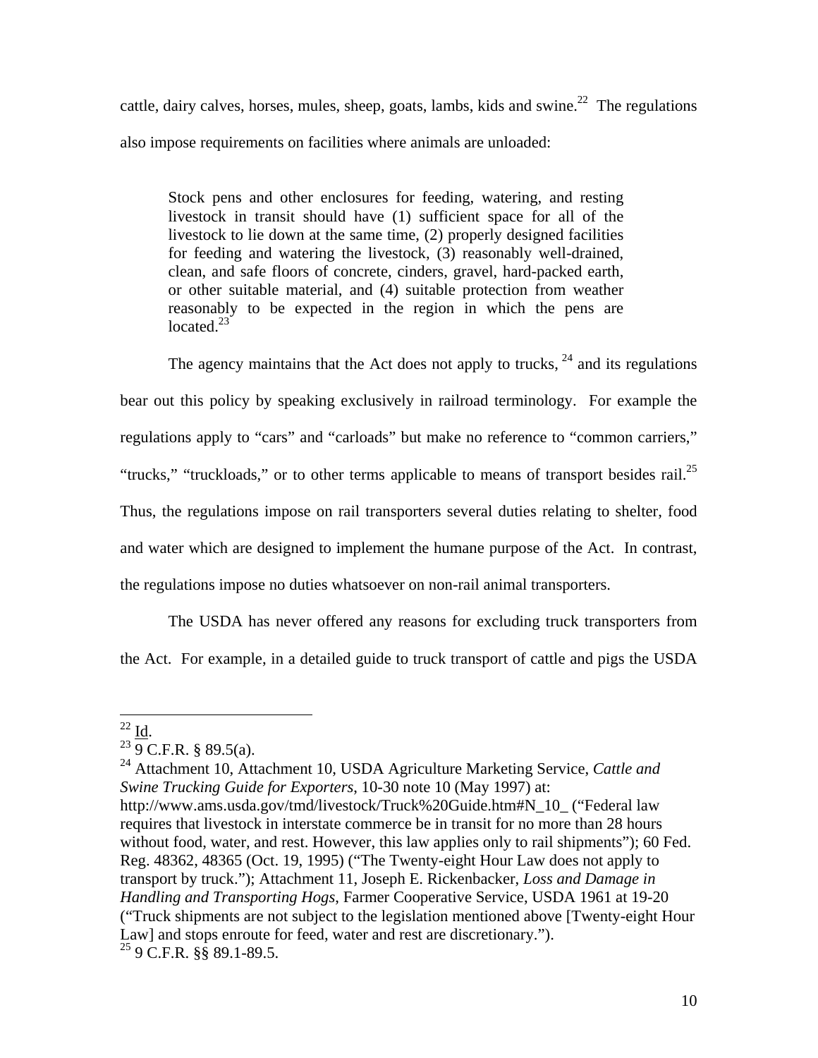cattle, dairy calves, horses, mules, sheep, goats, lambs, kids and swine.[22] The regulations also impose requirements on facilities where animals are unloaded:

> Stock pens and other enclosures for feeding, watering, and resting livestock in transit should have (1) sufficient space for all of the livestock to lie down at the same time, (2) properly designed facilities for feeding and watering the livestock, (3) reasonably well-drained, clean, and safe floors of concrete, cinders, gravel, hard-packed earth, or other suitable material, and (4) suitable protection from weather reasonably to be expected in the region in which the pens are located.[23]

The agency maintains that the Act does not apply to trucks, [24] and its regulations bear out this policy by speaking exclusively in railroad terminology. For example the regulations apply to "cars" and "carloads" but make no reference to "common carriers," "trucks," "truckloads," or to other terms applicable to means of transport besides rail.[25] Thus, the regulations impose on rail transporters several duties relating to shelter, food and water which are designed to implement the humane purpose of the Act. In contrast, the regulations impose no duties whatsoever on non-rail animal transporters.

The USDA has never offered any reasons for excluding truck transporters from the Act. For example, in a detailed guide to truck transport of cattle and pigs the USDA

---

[22] Id.

[23] 9 C.F.R. § 89.5(a).

[24] Attachment 10, Attachment 10, USDA Agriculture Marketing Service, *Cattle and Swine Trucking Guide for Exporters*, 10-30 note 10 (May 1997) at: http://www.ams.usda.gov/tmd/livestock/Truck%20Guide.htm#N_10_ ("Federal law requires that livestock in interstate commerce be in transit for no more than 28 hours without food, water, and rest. However, this law applies only to rail shipments"); 60 Fed. Reg. 48362, 48365 (Oct. 19, 1995) ("The Twenty-eight Hour Law does not apply to transport by truck."); Attachment 11, Joseph E. Rickenbacker, *Loss and Damage in Handling and Transporting Hogs*, Farmer Cooperative Service, USDA 1961 at 19-20 ("Truck shipments are not subject to the legislation mentioned above [Twenty-eight Hour Law] and stops enroute for feed, water and rest are discretionary.").

[25] 9 C.F.R. §§ 89.1-89.5.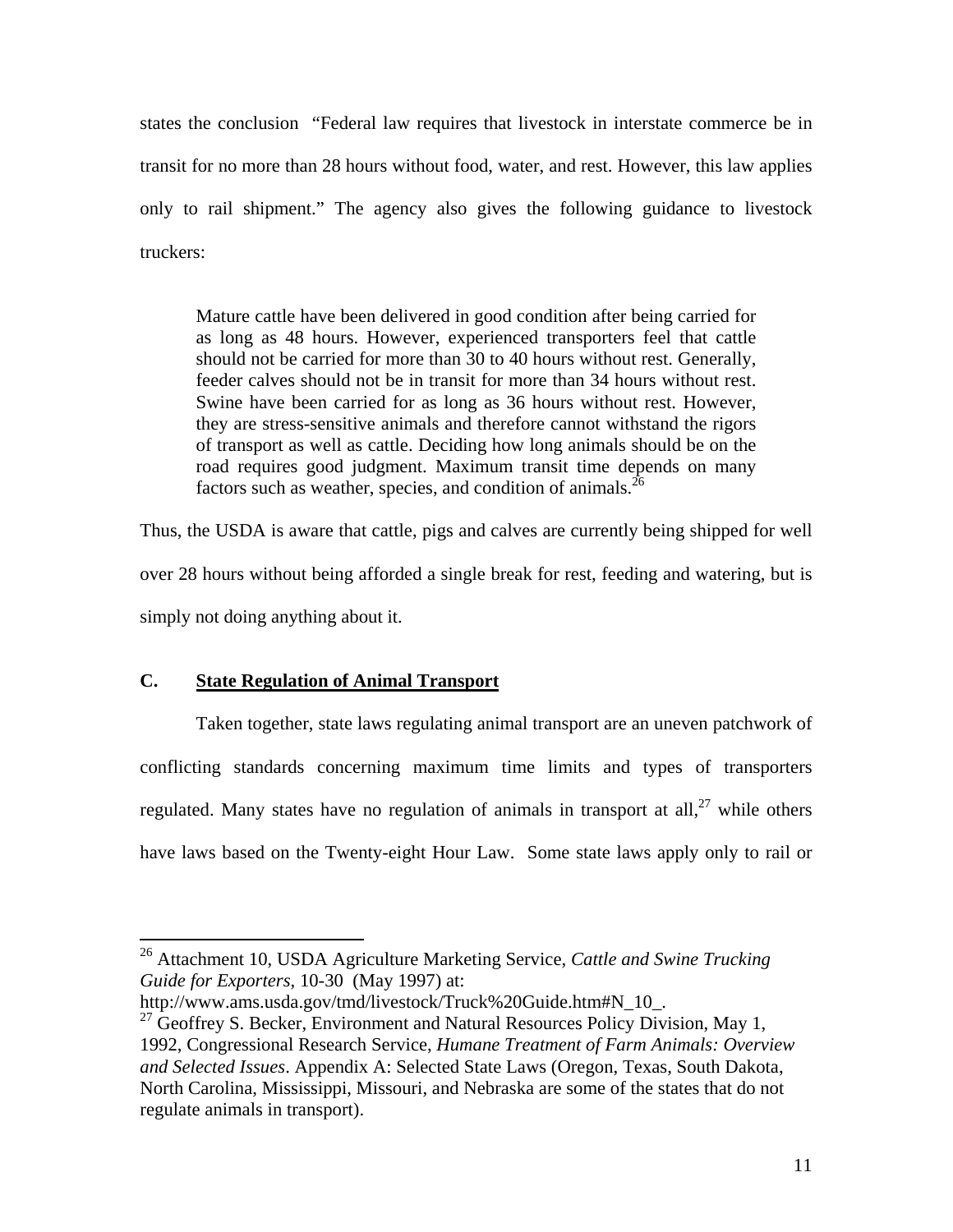states the conclusion "Federal law requires that livestock in interstate commerce be in transit for no more than 28 hours without food, water, and rest. However, this law applies only to rail shipment." The agency also gives the following guidance to livestock truckers:

> Mature cattle have been delivered in good condition after being carried for as long as 48 hours. However, experienced transporters feel that cattle should not be carried for more than 30 to 40 hours without rest. Generally, feeder calves should not be in transit for more than 34 hours without rest. Swine have been carried for as long as 36 hours without rest. However, they are stress-sensitive animals and therefore cannot withstand the rigors of transport as well as cattle. Deciding how long animals should be on the road requires good judgment. Maximum transit time depends on many factors such as weather, species, and condition of animals.[26]

Thus, the USDA is aware that cattle, pigs and calves are currently being shipped for well over 28 hours without being afforded a single break for rest, feeding and watering, but is simply not doing anything about it.

### C. State Regulation of Animal Transport

Taken together, state laws regulating animal transport are an uneven patchwork of conflicting standards concerning maximum time limits and types of transporters regulated. Many states have no regulation of animals in transport at all,[27] while others have laws based on the Twenty-eight Hour Law. Some state laws apply only to rail or

---

[26] Attachment 10, USDA Agriculture Marketing Service, *Cattle and Swine Trucking Guide for Exporters*, 10-30 (May 1997) at: http://www.ams.usda.gov/tmd/livestock/Truck%20Guide.htm#N_10_.

[27] Geoffrey S. Becker, Environment and Natural Resources Policy Division, May 1, 1992, Congressional Research Service, *Humane Treatment of Farm Animals: Overview and Selected Issues*. Appendix A: Selected State Laws (Oregon, Texas, South Dakota, North Carolina, Mississippi, Missouri, and Nebraska are some of the states that do not regulate animals in transport).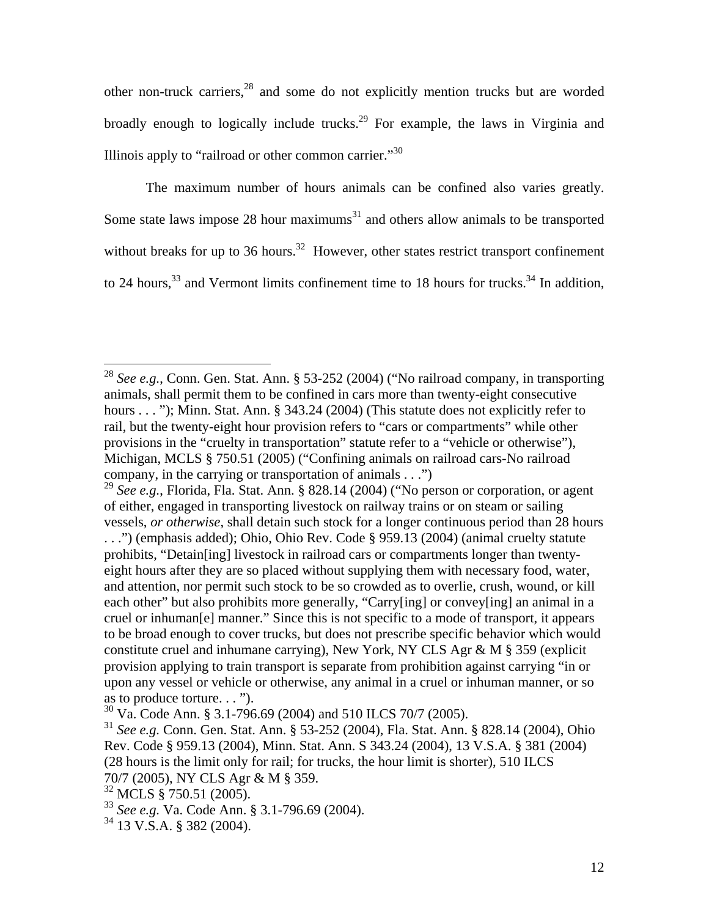other non-truck carriers,[28] and some do not explicitly mention trucks but are worded broadly enough to logically include trucks.[29] For example, the laws in Virginia and Illinois apply to "railroad or other common carrier."[30]

The maximum number of hours animals can be confined also varies greatly. Some state laws impose 28 hour maximums[31] and others allow animals to be transported without breaks for up to 36 hours.[32] However, other states restrict transport confinement to 24 hours,[33] and Vermont limits confinement time to 18 hours for trucks.[34] In addition,

---

[28] *See e.g.*, Conn. Gen. Stat. Ann. § 53-252 (2004) ("No railroad company, in transporting animals, shall permit them to be confined in cars more than twenty-eight consecutive hours . . . "); Minn. Stat. Ann. § 343.24 (2004) (This statute does not explicitly refer to rail, but the twenty-eight hour provision refers to "cars or compartments" while other provisions in the "cruelty in transportation" statute refer to a "vehicle or otherwise"), Michigan, MCLS § 750.51 (2005) ("Confining animals on railroad cars-No railroad company, in the carrying or transportation of animals . . .")

[29] *See e.g.*, Florida, Fla. Stat. Ann. § 828.14 (2004) ("No person or corporation, or agent of either, engaged in transporting livestock on railway trains or on steam or sailing vessels, *or otherwise*, shall detain such stock for a longer continuous period than 28 hours . . .") (emphasis added); Ohio, Ohio Rev. Code § 959.13 (2004) (animal cruelty statute prohibits, "Detain[ing] livestock in railroad cars or compartments longer than twenty-eight hours after they are so placed without supplying them with necessary food, water, and attention, nor permit such stock to be so crowded as to overlie, crush, wound, or kill each other" but also prohibits more generally, "Carry[ing] or convey[ing] an animal in a cruel or inhuman[e] manner." Since this is not specific to a mode of transport, it appears to be broad enough to cover trucks, but does not prescribe specific behavior which would constitute cruel and inhumane carrying), New York, NY CLS Agr & M § 359 (explicit provision applying to train transport is separate from prohibition against carrying "in or upon any vessel or vehicle or otherwise, any animal in a cruel or inhuman manner, or so as to produce torture. . . ").

[30] Va. Code Ann. § 3.1-796.69 (2004) and 510 ILCS 70/7 (2005).

[31] *See e.g.* Conn. Gen. Stat. Ann. § 53-252 (2004), Fla. Stat. Ann. § 828.14 (2004), Ohio Rev. Code § 959.13 (2004), Minn. Stat. Ann. S 343.24 (2004), 13 V.S.A. § 381 (2004) (28 hours is the limit only for rail; for trucks, the hour limit is shorter), 510 ILCS 70/7 (2005), NY CLS Agr & M § 359.

[32] MCLS § 750.51 (2005).

[33] *See e.g.* Va. Code Ann. § 3.1-796.69 (2004).

[34] 13 V.S.A. § 382 (2004).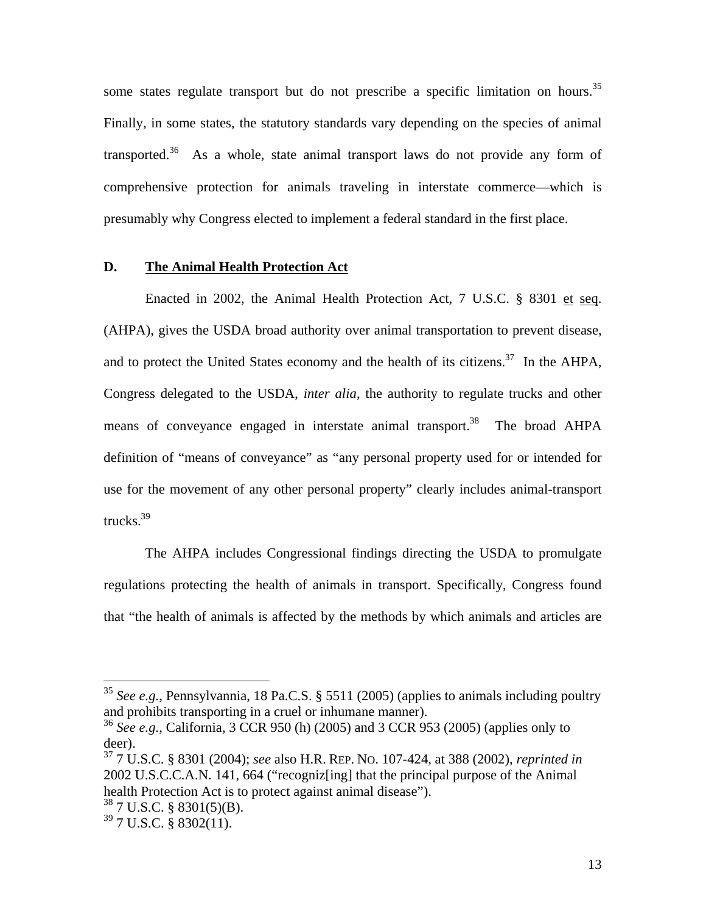some states regulate transport but do not prescribe a specific limitation on hours.[35] Finally, in some states, the statutory standards vary depending on the species of animal transported.[36] As a whole, state animal transport laws do not provide any form of comprehensive protection for animals traveling in interstate commerce—which is presumably why Congress elected to implement a federal standard in the first place.

### D. The Animal Health Protection Act

Enacted in 2002, the Animal Health Protection Act, 7 U.S.C. § 8301 et seq. (AHPA), gives the USDA broad authority over animal transportation to prevent disease, and to protect the United States economy and the health of its citizens.[37] In the AHPA, Congress delegated to the USDA, *inter alia*, the authority to regulate trucks and other means of conveyance engaged in interstate animal transport.[38] The broad AHPA definition of "means of conveyance" as "any personal property used for or intended for use for the movement of any other personal property" clearly includes animal-transport trucks.[39]

The AHPA includes Congressional findings directing the USDA to promulgate regulations protecting the health of animals in transport. Specifically, Congress found that "the health of animals is affected by the methods by which animals and articles are

---

[35] *See e.g.*, Pennsylvannia, 18 Pa.C.S. § 5511 (2005) (applies to animals including poultry and prohibits transporting in a cruel or inhumane manner).

[36] *See e.g.*, California, 3 CCR 950 (h) (2005) and 3 CCR 953 (2005) (applies only to deer).

[37] 7 U.S.C. § 8301 (2004); *see* also H.R. REP. NO. 107-424, at 388 (2002), *reprinted in* 2002 U.S.C.C.A.N. 141, 664 ("recogniz[ing] that the principal purpose of the Animal health Protection Act is to protect against animal disease").

[38] 7 U.S.C. § 8301(5)(B).

[39] 7 U.S.C. § 8302(11).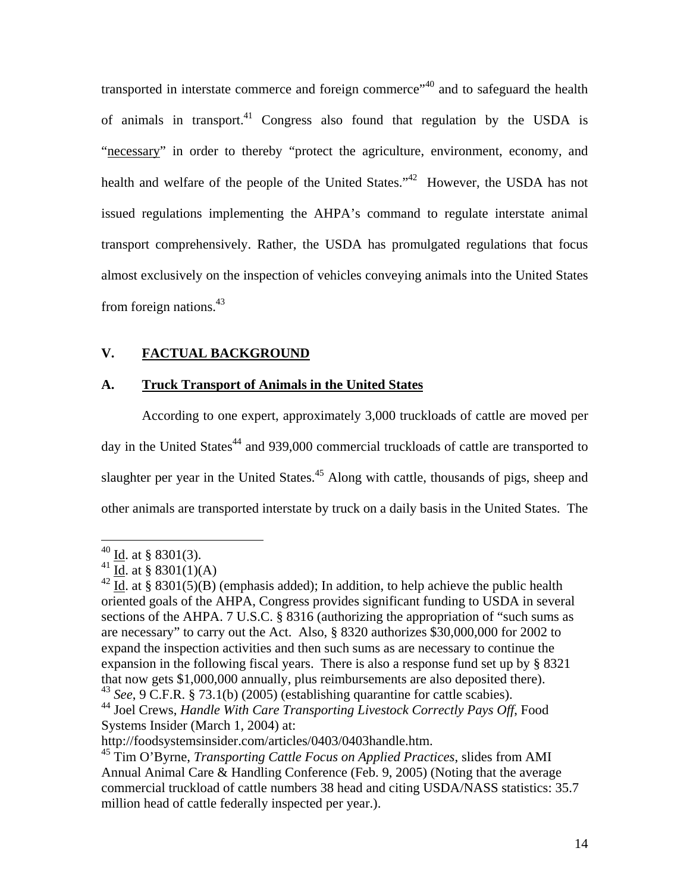transported in interstate commerce and foreign commerce"[40] and to safeguard the health of animals in transport.[41] Congress also found that regulation by the USDA is "necessary" in order to thereby "protect the agriculture, environment, economy, and health and welfare of the people of the United States."[42] However, the USDA has not issued regulations implementing the AHPA's command to regulate interstate animal transport comprehensively. Rather, the USDA has promulgated regulations that focus almost exclusively on the inspection of vehicles conveying animals into the United States from foreign nations.[43]

## V. FACTUAL BACKGROUND

### A. Truck Transport of Animals in the United States

According to one expert, approximately 3,000 truckloads of cattle are moved per day in the United States[44] and 939,000 commercial truckloads of cattle are transported to slaughter per year in the United States.[45] Along with cattle, thousands of pigs, sheep and other animals are transported interstate by truck on a daily basis in the United States. The

---

[40] Id. at § 8301(3).

[41] Id. at § 8301(1)(A)

[42] Id. at § 8301(5)(B) (emphasis added); In addition, to help achieve the public health oriented goals of the AHPA, Congress provides significant funding to USDA in several sections of the AHPA. 7 U.S.C. § 8316 (authorizing the appropriation of "such sums as are necessary" to carry out the Act. Also, § 8320 authorizes $30,000,000 for 2002 to expand the inspection activities and then such sums as are necessary to continue the expansion in the following fiscal years. There is also a response fund set up by § 8321 that now gets $1,000,000 annually, plus reimbursements are also deposited there).

[43] *See*, 9 C.F.R. § 73.1(b) (2005) (establishing quarantine for cattle scabies).

[44] Joel Crews, *Handle With Care Transporting Livestock Correctly Pays Off*, Food Systems Insider (March 1, 2004) at: http://foodsystemsinsider.com/articles/0403/0403handle.htm.

[45] Tim O'Byrne, *Transporting Cattle Focus on Applied Practices*, slides from AMI Annual Animal Care & Handling Conference (Feb. 9, 2005) (Noting that the average commercial truckload of cattle numbers 38 head and citing USDA/NASS statistics: 35.7 million head of cattle federally inspected per year.).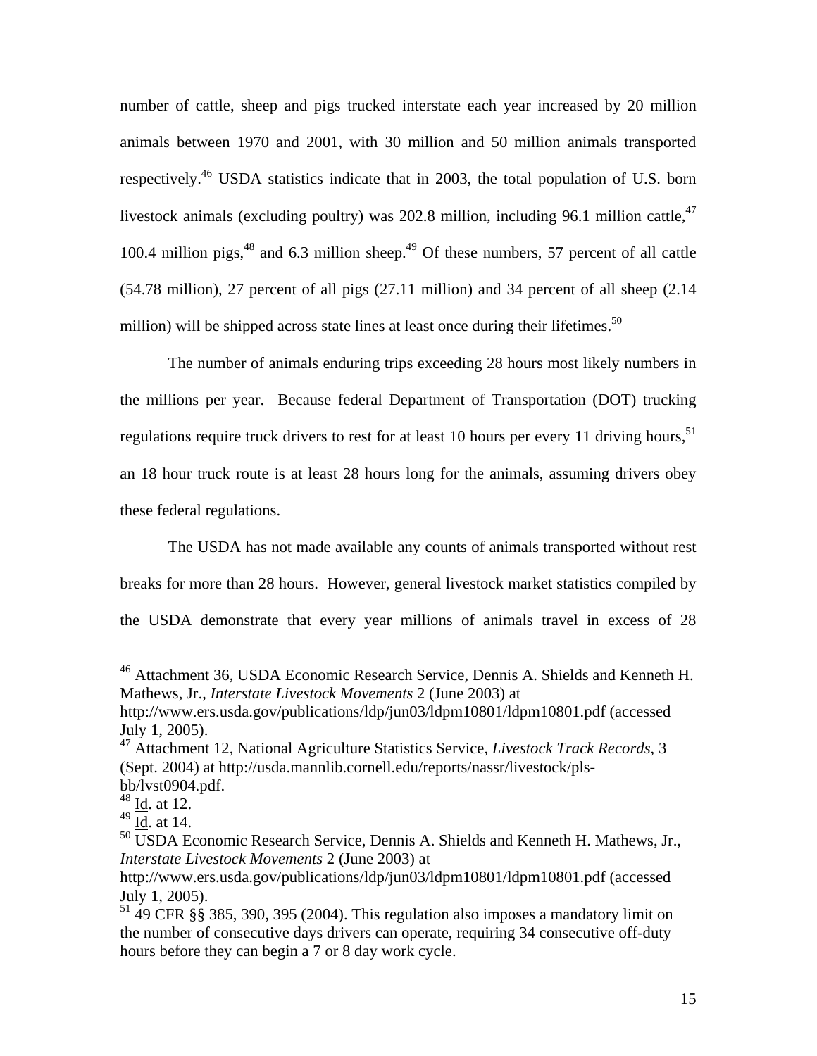number of cattle, sheep and pigs trucked interstate each year increased by 20 million animals between 1970 and 2001, with 30 million and 50 million animals transported respectively.[46] USDA statistics indicate that in 2003, the total population of U.S. born livestock animals (excluding poultry) was 202.8 million, including 96.1 million cattle,[47] 100.4 million pigs,[48] and 6.3 million sheep.[49] Of these numbers, 57 percent of all cattle (54.78 million), 27 percent of all pigs (27.11 million) and 34 percent of all sheep (2.14 million) will be shipped across state lines at least once during their lifetimes.[50]

The number of animals enduring trips exceeding 28 hours most likely numbers in the millions per year. Because federal Department of Transportation (DOT) trucking regulations require truck drivers to rest for at least 10 hours per every 11 driving hours,[51] an 18 hour truck route is at least 28 hours long for the animals, assuming drivers obey these federal regulations.

The USDA has not made available any counts of animals transported without rest breaks for more than 28 hours. However, general livestock market statistics compiled by the USDA demonstrate that every year millions of animals travel in excess of 28

---

[46] Attachment 36, USDA Economic Research Service, Dennis A. Shields and Kenneth H. Mathews, Jr., *Interstate Livestock Movements* 2 (June 2003) at http://www.ers.usda.gov/publications/ldp/jun03/ldpm10801/ldpm10801.pdf (accessed July 1, 2005).

[47] Attachment 12, National Agriculture Statistics Service, *Livestock Track Records*, 3 (Sept. 2004) at http://usda.mannlib.cornell.edu/reports/nassr/livestock/pls-bb/lvst0904.pdf.

[48] Id. at 12.

[49] Id. at 14.

[50] USDA Economic Research Service, Dennis A. Shields and Kenneth H. Mathews, Jr., *Interstate Livestock Movements* 2 (June 2003) at http://www.ers.usda.gov/publications/ldp/jun03/ldpm10801/ldpm10801.pdf (accessed July 1, 2005).

[51] 49 CFR §§ 385, 390, 395 (2004). This regulation also imposes a mandatory limit on the number of consecutive days drivers can operate, requiring 34 consecutive off-duty hours before they can begin a 7 or 8 day work cycle.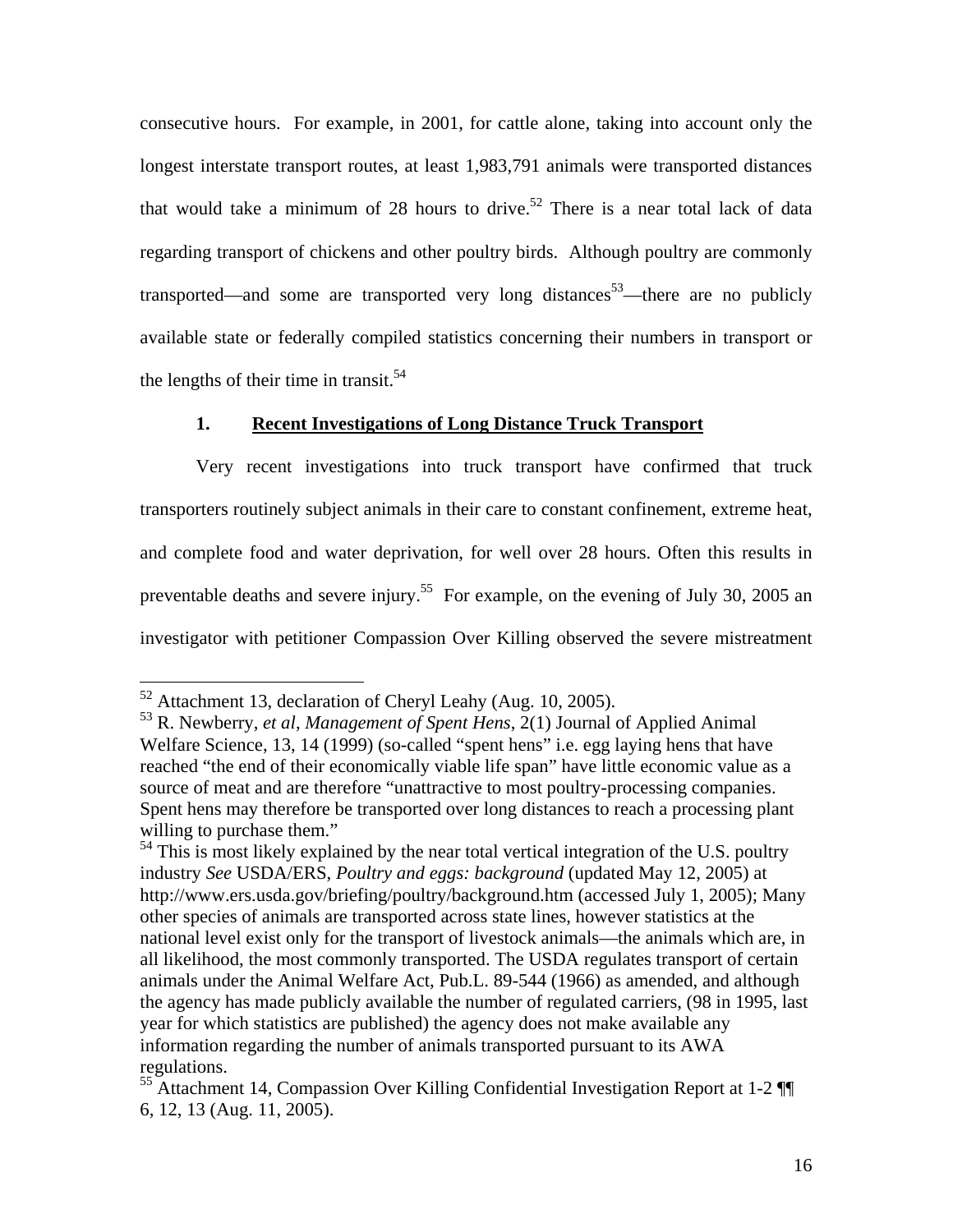consecutive hours. For example, in 2001, for cattle alone, taking into account only the longest interstate transport routes, at least 1,983,791 animals were transported distances that would take a minimum of 28 hours to drive.[52] There is a near total lack of data regarding transport of chickens and other poultry birds. Although poultry are commonly transported—and some are transported very long distances[53]—there are no publicly available state or federally compiled statistics concerning their numbers in transport or the lengths of their time in transit.[54]

### 1. <u>Recent Investigations of Long Distance Truck Transport</u>

Very recent investigations into truck transport have confirmed that truck transporters routinely subject animals in their care to constant confinement, extreme heat, and complete food and water deprivation, for well over 28 hours. Often this results in preventable deaths and severe injury.[55] For example, on the evening of July 30, 2005 an investigator with petitioner Compassion Over Killing observed the severe mistreatment

---

[52] Attachment 13, declaration of Cheryl Leahy (Aug. 10, 2005).

[53] R. Newberry, *et al*, *Management of Spent Hens*, 2(1) Journal of Applied Animal Welfare Science, 13, 14 (1999) (so-called "spent hens" i.e. egg laying hens that have reached "the end of their economically viable life span" have little economic value as a source of meat and are therefore "unattractive to most poultry-processing companies. Spent hens may therefore be transported over long distances to reach a processing plant willing to purchase them."

[54] This is most likely explained by the near total vertical integration of the U.S. poultry industry *See* USDA/ERS, *Poultry and eggs: background* (updated May 12, 2005) at http://www.ers.usda.gov/briefing/poultry/background.htm (accessed July 1, 2005); Many other species of animals are transported across state lines, however statistics at the national level exist only for the transport of livestock animals—the animals which are, in all likelihood, the most commonly transported. The USDA regulates transport of certain animals under the Animal Welfare Act, Pub.L. 89-544 (1966) as amended, and although the agency has made publicly available the number of regulated carriers, (98 in 1995, last year for which statistics are published) the agency does not make available any information regarding the number of animals transported pursuant to its AWA regulations.

[55] Attachment 14, Compassion Over Killing Confidential Investigation Report at 1-2 ¶¶ 6, 12, 13 (Aug. 11, 2005).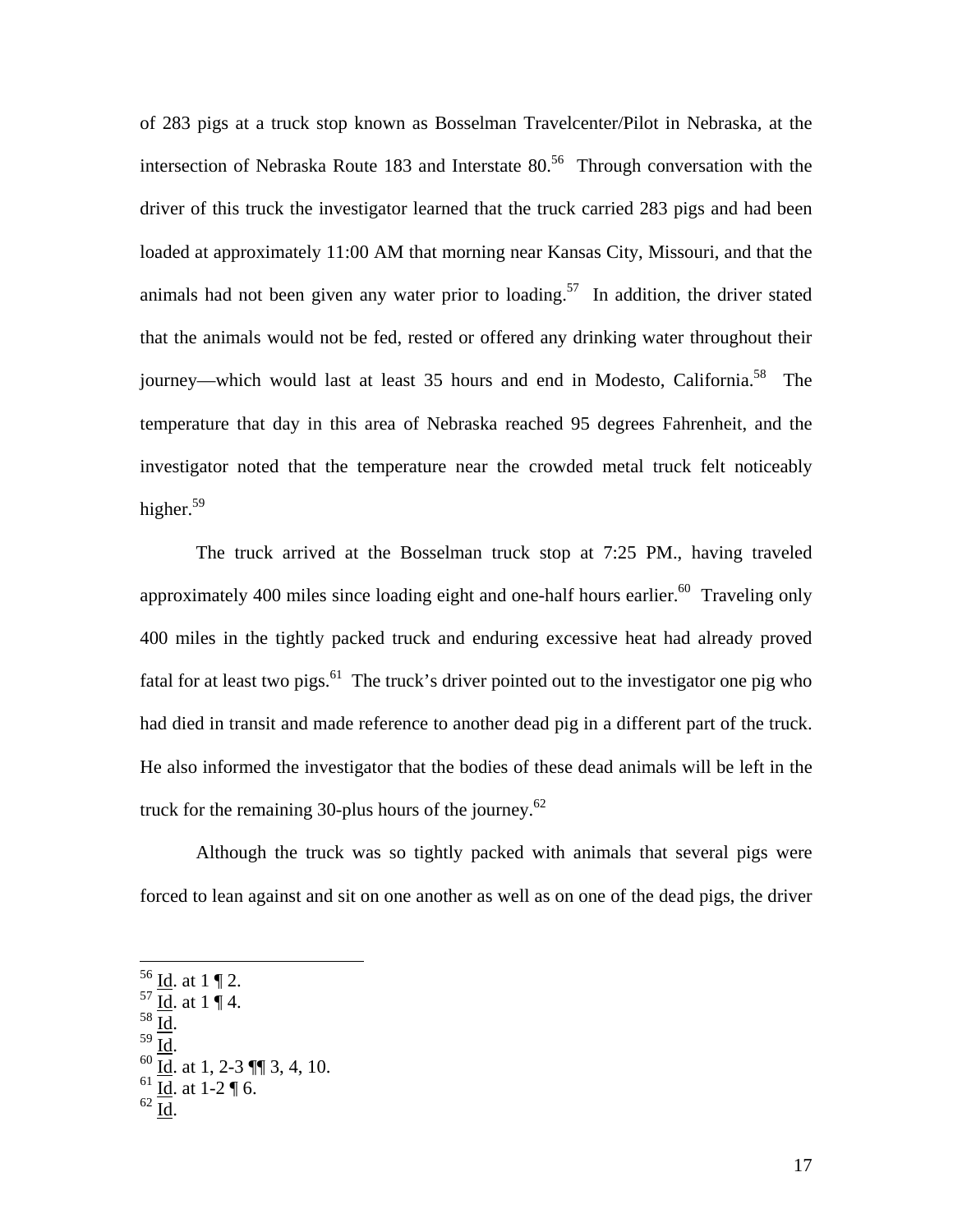of 283 pigs at a truck stop known as Bosselman Travelcenter/Pilot in Nebraska, at the intersection of Nebraska Route 183 and Interstate 80.[56] Through conversation with the driver of this truck the investigator learned that the truck carried 283 pigs and had been loaded at approximately 11:00 AM that morning near Kansas City, Missouri, and that the animals had not been given any water prior to loading.[57] In addition, the driver stated that the animals would not be fed, rested or offered any drinking water throughout their journey—which would last at least 35 hours and end in Modesto, California.[58] The temperature that day in this area of Nebraska reached 95 degrees Fahrenheit, and the investigator noted that the temperature near the crowded metal truck felt noticeably higher.[59]

The truck arrived at the Bosselman truck stop at 7:25 PM., having traveled approximately 400 miles since loading eight and one-half hours earlier.[60] Traveling only 400 miles in the tightly packed truck and enduring excessive heat had already proved fatal for at least two pigs.[61] The truck's driver pointed out to the investigator one pig who had died in transit and made reference to another dead pig in a different part of the truck. He also informed the investigator that the bodies of these dead animals will be left in the truck for the remaining 30-plus hours of the journey.[62]

Although the truck was so tightly packed with animals that several pigs were forced to lean against and sit on one another as well as on one of the dead pigs, the driver

---

[56] Id. at 1 ¶ 2.
[57] Id. at 1 ¶ 4.
[58] Id.
[59] Id.
[60] Id. at 1, 2-3 ¶¶ 3, 4, 10.
[61] Id. at 1-2 ¶ 6.
[62] Id.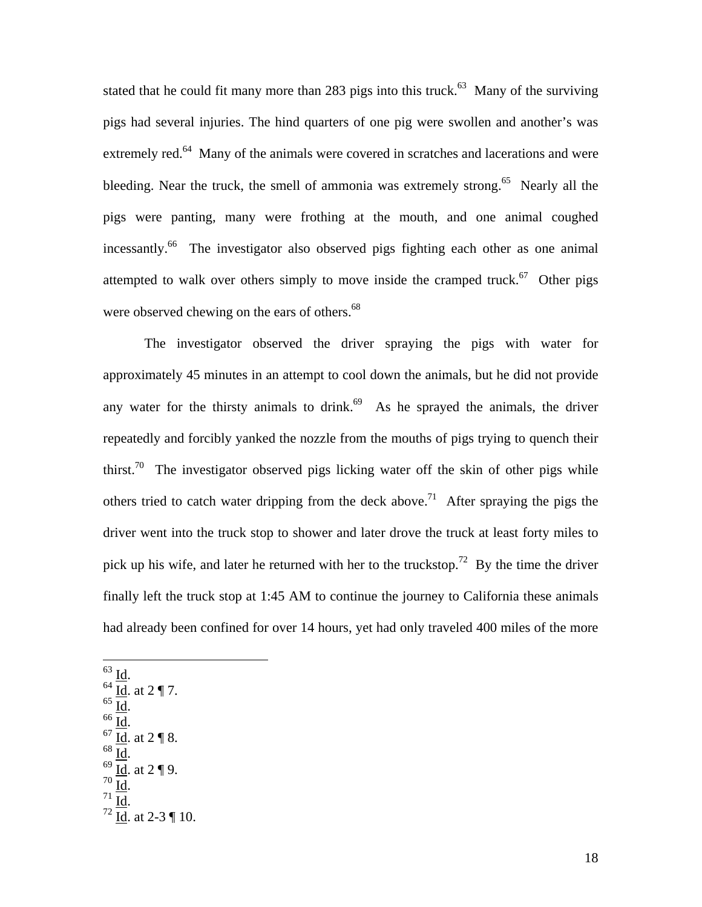stated that he could fit many more than 283 pigs into this truck.[63] Many of the surviving pigs had several injuries. The hind quarters of one pig were swollen and another's was extremely red.[64] Many of the animals were covered in scratches and lacerations and were bleeding. Near the truck, the smell of ammonia was extremely strong.[65] Nearly all the pigs were panting, many were frothing at the mouth, and one animal coughed incessantly.[66] The investigator also observed pigs fighting each other as one animal attempted to walk over others simply to move inside the cramped truck.[67] Other pigs were observed chewing on the ears of others.[68]

The investigator observed the driver spraying the pigs with water for approximately 45 minutes in an attempt to cool down the animals, but he did not provide any water for the thirsty animals to drink.[69] As he sprayed the animals, the driver repeatedly and forcibly yanked the nozzle from the mouths of pigs trying to quench their thirst.[70] The investigator observed pigs licking water off the skin of other pigs while others tried to catch water dripping from the deck above.[71] After spraying the pigs the driver went into the truck stop to shower and later drove the truck at least forty miles to pick up his wife, and later he returned with her to the truckstop.[72] By the time the driver finally left the truck stop at 1:45 AM to continue the journey to California these animals had already been confined for over 14 hours, yet had only traveled 400 miles of the more

---

[63] Id.
[64] Id. at 2 ¶ 7.
[65] Id.
[66] Id.
[67] Id. at 2 ¶ 8.
[68] Id.
[69] Id. at 2 ¶ 9.
[70] Id.
[71] Id.
[72] Id. at 2-3 ¶ 10.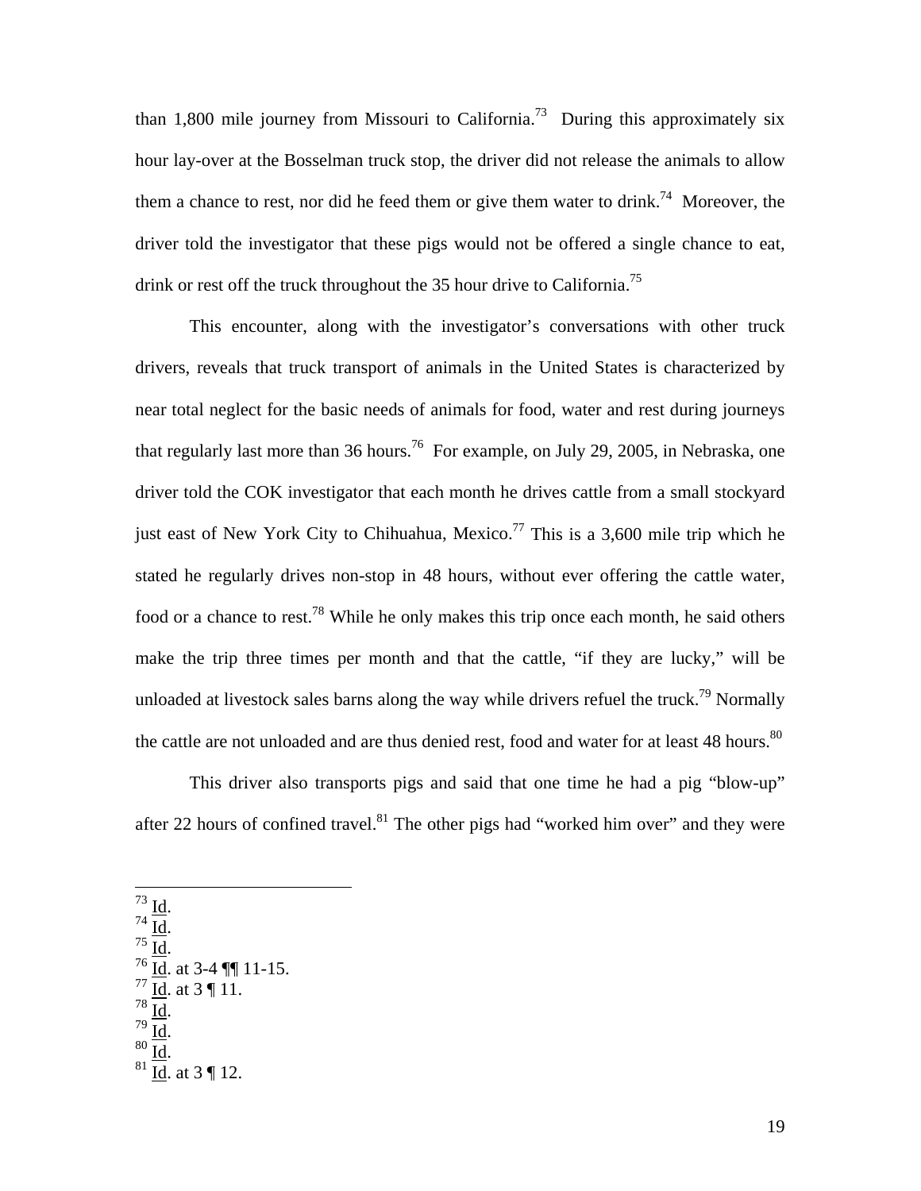than 1,800 mile journey from Missouri to California.[73] During this approximately six hour lay-over at the Bosselman truck stop, the driver did not release the animals to allow them a chance to rest, nor did he feed them or give them water to drink.[74] Moreover, the driver told the investigator that these pigs would not be offered a single chance to eat, drink or rest off the truck throughout the 35 hour drive to California.[75]

This encounter, along with the investigator's conversations with other truck drivers, reveals that truck transport of animals in the United States is characterized by near total neglect for the basic needs of animals for food, water and rest during journeys that regularly last more than 36 hours.[76] For example, on July 29, 2005, in Nebraska, one driver told the COK investigator that each month he drives cattle from a small stockyard just east of New York City to Chihuahua, Mexico.[77] This is a 3,600 mile trip which he stated he regularly drives non-stop in 48 hours, without ever offering the cattle water, food or a chance to rest.[78] While he only makes this trip once each month, he said others make the trip three times per month and that the cattle, "if they are lucky," will be unloaded at livestock sales barns along the way while drivers refuel the truck.[79] Normally the cattle are not unloaded and are thus denied rest, food and water for at least 48 hours.[80]

This driver also transports pigs and said that one time he had a pig "blow-up" after 22 hours of confined travel.[81] The other pigs had "worked him over" and they were

---

[73] Id.

[74] Id.

[75] Id.

[76] Id. at 3-4 ¶¶ 11-15.

[77] Id. at 3 ¶ 11.

[78] Id.

[79] Id.

[80] Id.

[81] Id. at 3 ¶ 12.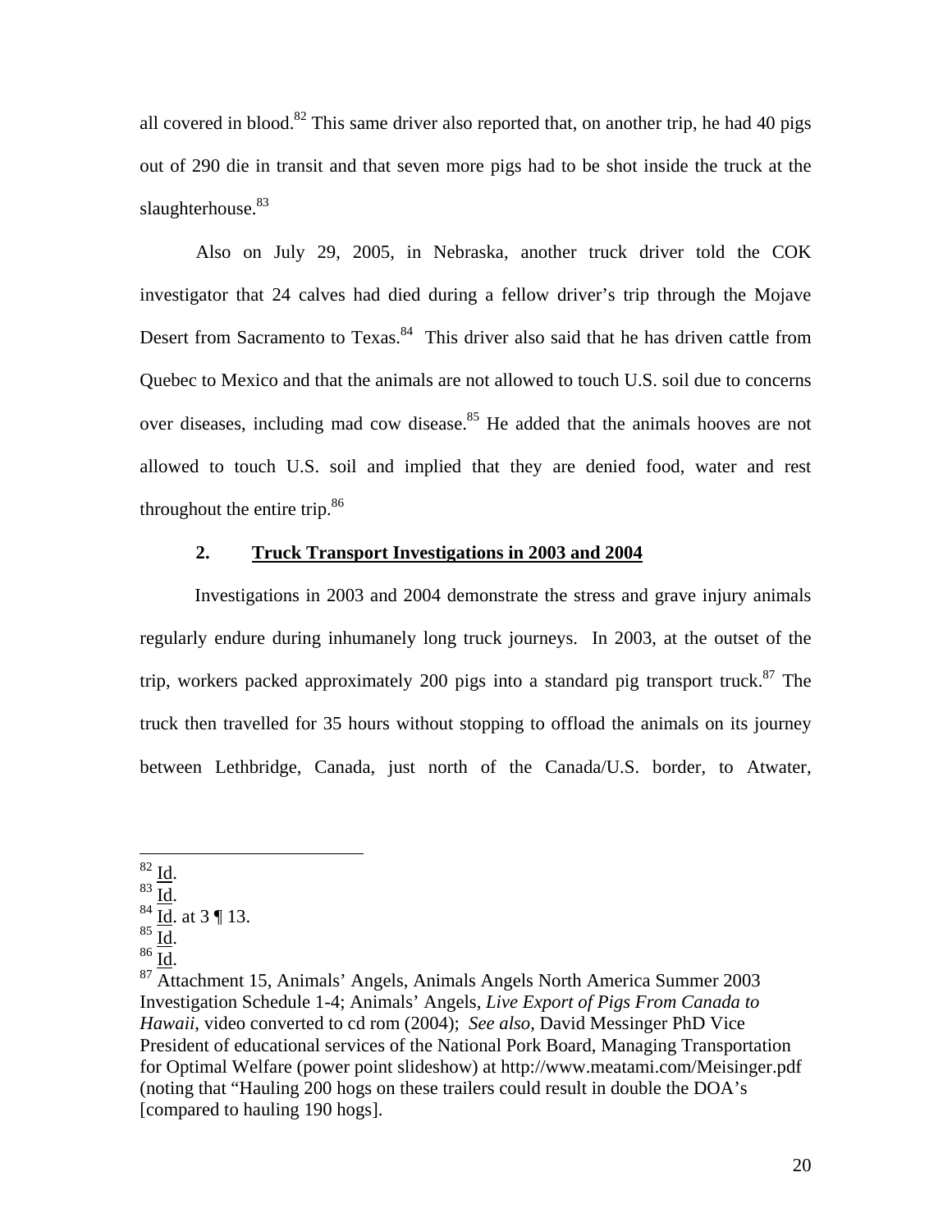all covered in blood.[82] This same driver also reported that, on another trip, he had 40 pigs out of 290 die in transit and that seven more pigs had to be shot inside the truck at the slaughterhouse.[83]

Also on July 29, 2005, in Nebraska, another truck driver told the COK investigator that 24 calves had died during a fellow driver's trip through the Mojave Desert from Sacramento to Texas.[84] This driver also said that he has driven cattle from Quebec to Mexico and that the animals are not allowed to touch U.S. soil due to concerns over diseases, including mad cow disease.[85] He added that the animals hooves are not allowed to touch U.S. soil and implied that they are denied food, water and rest throughout the entire trip.[86]

### 2. Truck Transport Investigations in 2003 and 2004

Investigations in 2003 and 2004 demonstrate the stress and grave injury animals regularly endure during inhumanely long truck journeys. In 2003, at the outset of the trip, workers packed approximately 200 pigs into a standard pig transport truck.[87] The truck then travelled for 35 hours without stopping to offload the animals on its journey between Lethbridge, Canada, just north of the Canada/U.S. border, to Atwater,

---

[82] Id.

[83] Id.

[84] Id. at 3 ¶ 13.

[85] Id.

[86] Id.

[87] Attachment 15, Animals' Angels, Animals Angels North America Summer 2003 Investigation Schedule 1-4; Animals' Angels, *Live Export of Pigs From Canada to Hawaii*, video converted to cd rom (2004); *See also*, David Messinger PhD Vice President of educational services of the National Pork Board, Managing Transportation for Optimal Welfare (power point slideshow) at http://www.meatami.com/Meisinger.pdf (noting that "Hauling 200 hogs on these trailers could result in double the DOA's [compared to hauling 190 hogs].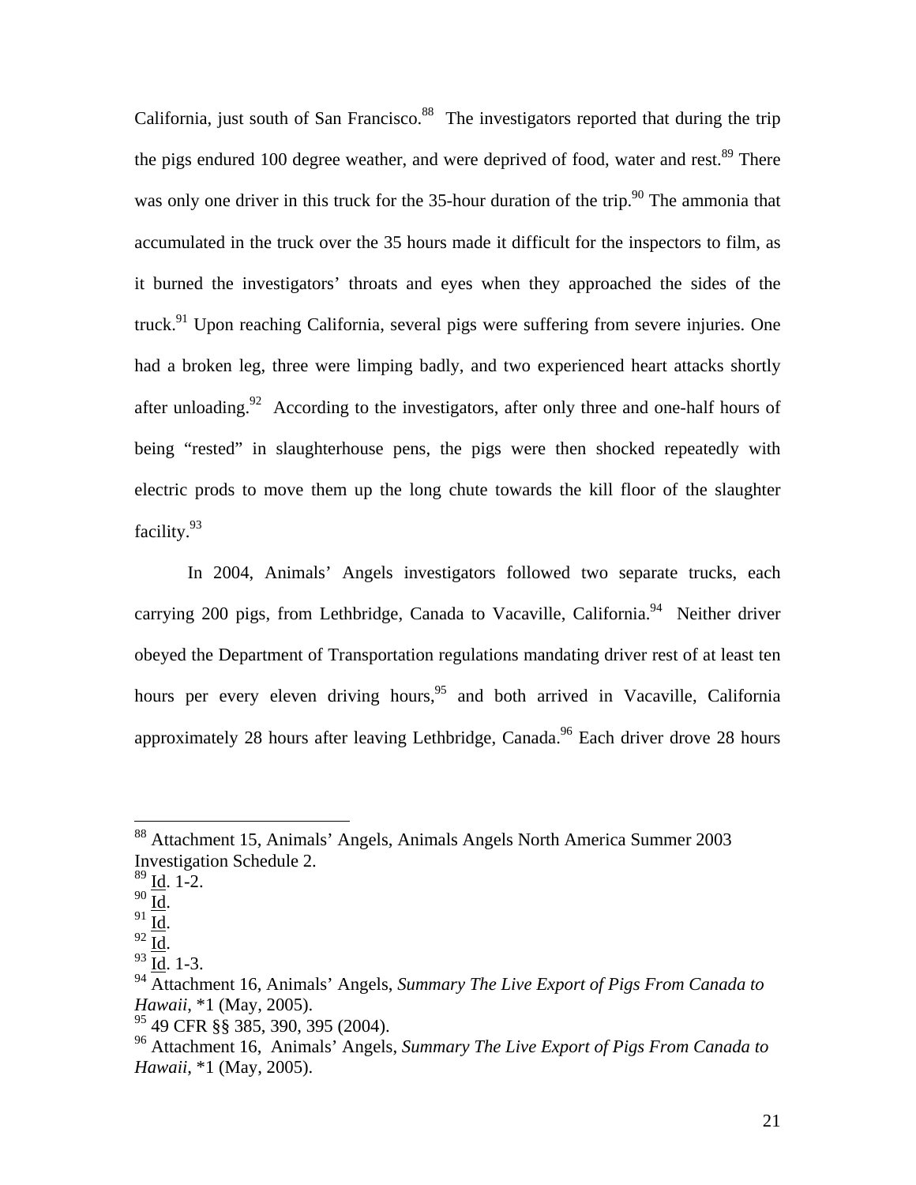California, just south of San Francisco.[88] The investigators reported that during the trip the pigs endured 100 degree weather, and were deprived of food, water and rest.[89] There was only one driver in this truck for the 35-hour duration of the trip.[90] The ammonia that accumulated in the truck over the 35 hours made it difficult for the inspectors to film, as it burned the investigators' throats and eyes when they approached the sides of the truck.[91] Upon reaching California, several pigs were suffering from severe injuries. One had a broken leg, three were limping badly, and two experienced heart attacks shortly after unloading.[92] According to the investigators, after only three and one-half hours of being "rested" in slaughterhouse pens, the pigs were then shocked repeatedly with electric prods to move them up the long chute towards the kill floor of the slaughter facility.[93]

In 2004, Animals' Angels investigators followed two separate trucks, each carrying 200 pigs, from Lethbridge, Canada to Vacaville, California.[94] Neither driver obeyed the Department of Transportation regulations mandating driver rest of at least ten hours per every eleven driving hours,[95] and both arrived in Vacaville, California approximately 28 hours after leaving Lethbridge, Canada.[96] Each driver drove 28 hours

---

[88] Attachment 15, Animals' Angels, Animals Angels North America Summer 2003 Investigation Schedule 2.

[89] Id. 1-2.

[90] Id.

[91] Id.

[92] Id.

[93] Id. 1-3.

[94] Attachment 16, Animals' Angels, *Summary The Live Export of Pigs From Canada to Hawaii*, *1 (May, 2005).

[95] 49 CFR §§ 385, 390, 395 (2004).

[96] Attachment 16, Animals' Angels, *Summary The Live Export of Pigs From Canada to Hawaii*, *1 (May, 2005).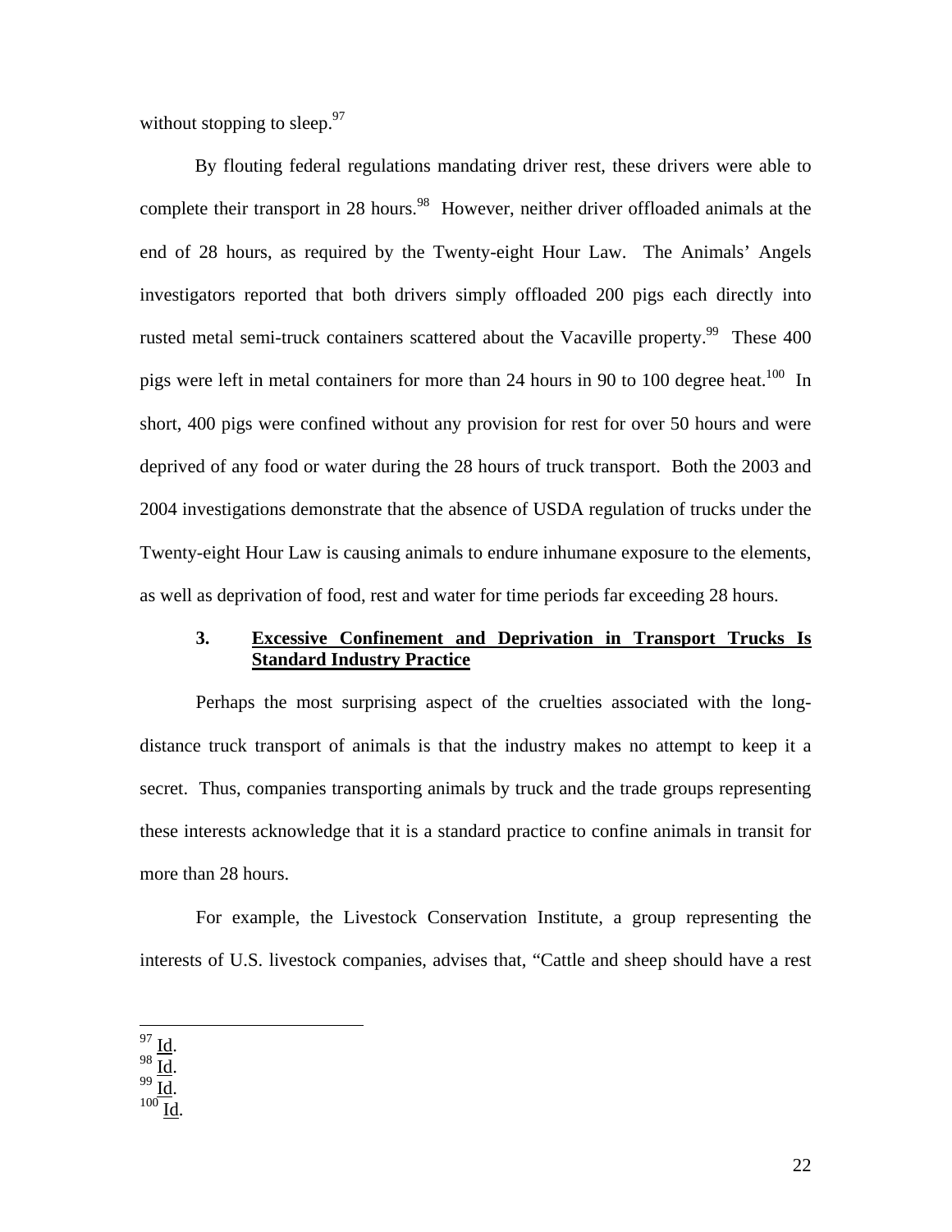without stopping to sleep.[97]

By flouting federal regulations mandating driver rest, these drivers were able to complete their transport in 28 hours.[98] However, neither driver offloaded animals at the end of 28 hours, as required by the Twenty-eight Hour Law. The Animals' Angels investigators reported that both drivers simply offloaded 200 pigs each directly into rusted metal semi-truck containers scattered about the Vacaville property.[99] These 400 pigs were left in metal containers for more than 24 hours in 90 to 100 degree heat.[100] In short, 400 pigs were confined without any provision for rest for over 50 hours and were deprived of any food or water during the 28 hours of truck transport. Both the 2003 and 2004 investigations demonstrate that the absence of USDA regulation of trucks under the Twenty-eight Hour Law is causing animals to endure inhumane exposure to the elements, as well as deprivation of food, rest and water for time periods far exceeding 28 hours.

### 3. Excessive Confinement and Deprivation in Transport Trucks Is Standard Industry Practice

Perhaps the most surprising aspect of the cruelties associated with the long-distance truck transport of animals is that the industry makes no attempt to keep it a secret. Thus, companies transporting animals by truck and the trade groups representing these interests acknowledge that it is a standard practice to confine animals in transit for more than 28 hours.

For example, the Livestock Conservation Institute, a group representing the interests of U.S. livestock companies, advises that, "Cattle and sheep should have a rest

---

[97] Id.
[98] Id.
[99] Id.
[100] Id.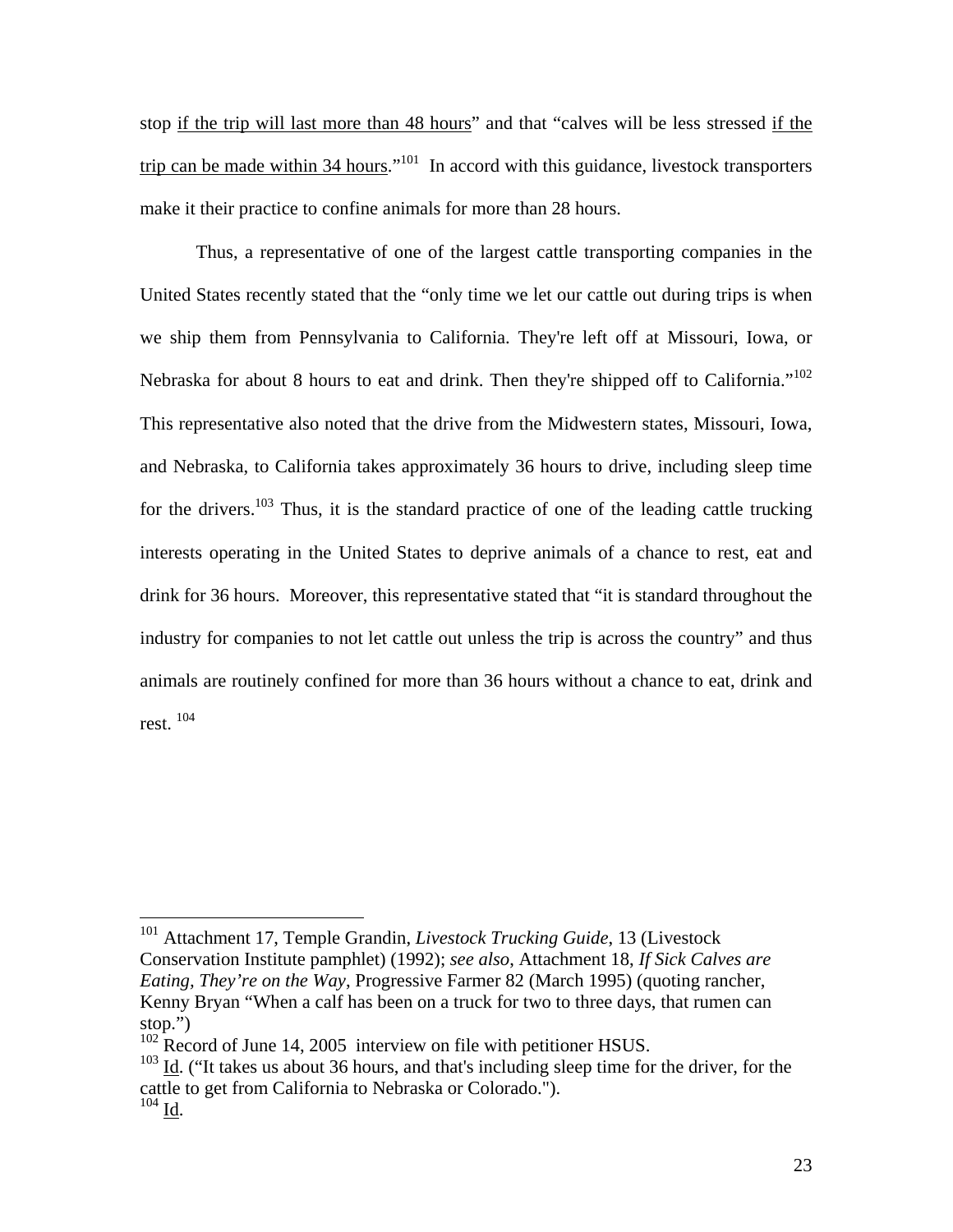stop <u>if the trip will last more than 48 hours</u>" and that "calves will be less stressed <u>if the trip can be made within 34 hours</u>."[101] In accord with this guidance, livestock transporters make it their practice to confine animals for more than 28 hours.

Thus, a representative of one of the largest cattle transporting companies in the United States recently stated that the "only time we let our cattle out during trips is when we ship them from Pennsylvania to California. They're left off at Missouri, Iowa, or Nebraska for about 8 hours to eat and drink. Then they're shipped off to California."[102] This representative also noted that the drive from the Midwestern states, Missouri, Iowa, and Nebraska, to California takes approximately 36 hours to drive, including sleep time for the drivers.[103] Thus, it is the standard practice of one of the leading cattle trucking interests operating in the United States to deprive animals of a chance to rest, eat and drink for 36 hours. Moreover, this representative stated that "it is standard throughout the industry for companies to not let cattle out unless the trip is across the country" and thus animals are routinely confined for more than 36 hours without a chance to eat, drink and rest.[104]

---

[101] Attachment 17, Temple Grandin, *Livestock Trucking Guide*, 13 (Livestock Conservation Institute pamphlet) (1992); *see also*, Attachment 18, *If Sick Calves are Eating, They're on the Way*, Progressive Farmer 82 (March 1995) (quoting rancher, Kenny Bryan "When a calf has been on a truck for two to three days, that rumen can stop.")

[102] Record of June 14, 2005 interview on file with petitioner HSUS.

[103] <u>Id</u>. ("It takes us about 36 hours, and that's including sleep time for the driver, for the cattle to get from California to Nebraska or Colorado.").

[104] <u>Id</u>.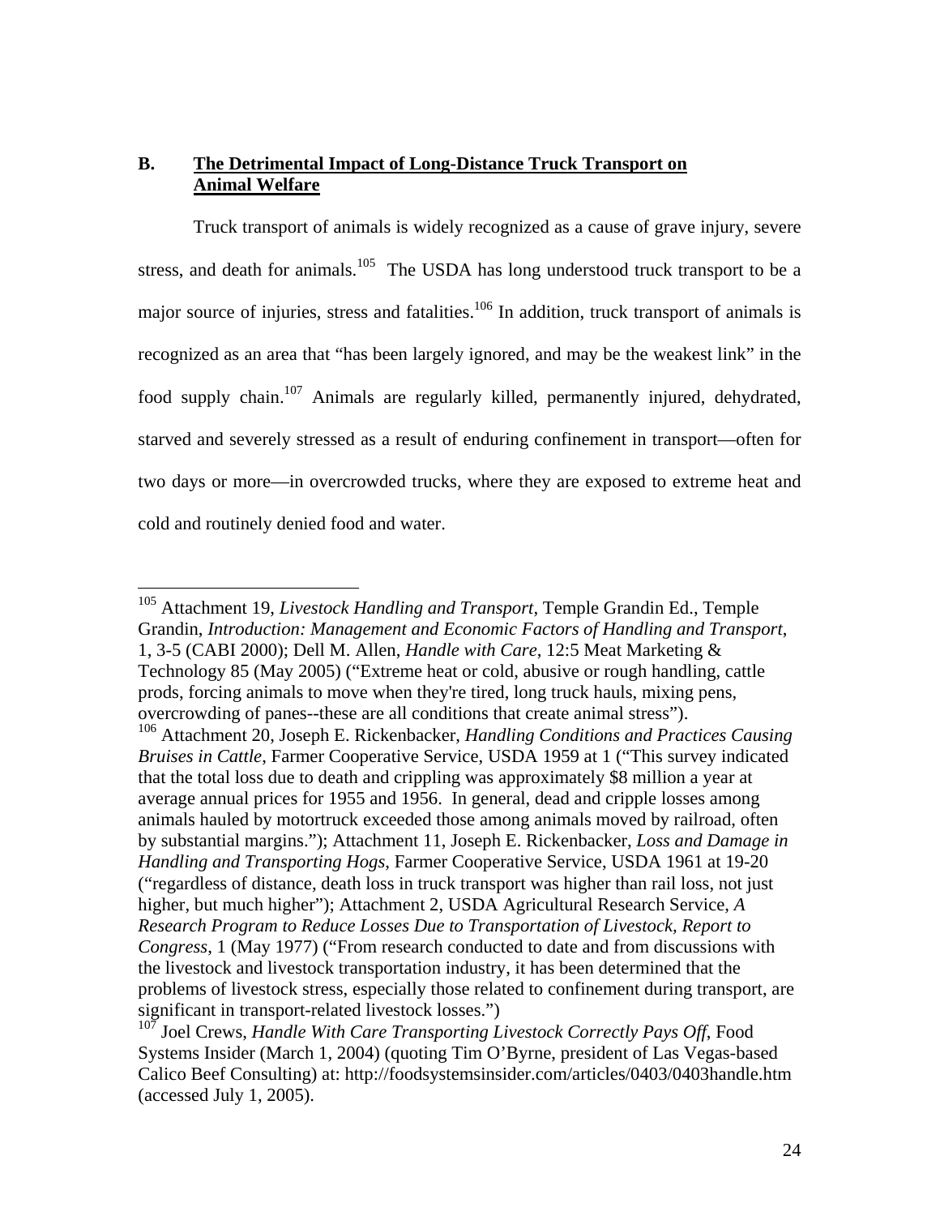## B. <u>The Detrimental Impact of Long-Distance Truck Transport on Animal Welfare</u>

Truck transport of animals is widely recognized as a cause of grave injury, severe stress, and death for animals.[105] The USDA has long understood truck transport to be a major source of injuries, stress and fatalities.[106] In addition, truck transport of animals is recognized as an area that "has been largely ignored, and may be the weakest link" in the food supply chain.[107] Animals are regularly killed, permanently injured, dehydrated, starved and severely stressed as a result of enduring confinement in transport—often for two days or more—in overcrowded trucks, where they are exposed to extreme heat and cold and routinely denied food and water.

---

[105] Attachment 19, *Livestock Handling and Transport*, Temple Grandin Ed., Temple Grandin, *Introduction: Management and Economic Factors of Handling and Transport*, 1, 3-5 (CABI 2000); Dell M. Allen, *Handle with Care*, 12:5 Meat Marketing & Technology 85 (May 2005) ("Extreme heat or cold, abusive or rough handling, cattle prods, forcing animals to move when they're tired, long truck hauls, mixing pens, overcrowding of panes--these are all conditions that create animal stress").

[106] Attachment 20, Joseph E. Rickenbacker, *Handling Conditions and Practices Causing Bruises in Cattle*, Farmer Cooperative Service, USDA 1959 at 1 ("This survey indicated that the total loss due to death and crippling was approximately $8 million a year at average annual prices for 1955 and 1956. In general, dead and cripple losses among animals hauled by motortruck exceeded those among animals moved by railroad, often by substantial margins."); Attachment 11, Joseph E. Rickenbacker, *Loss and Damage in Handling and Transporting Hogs*, Farmer Cooperative Service, USDA 1961 at 19-20 ("regardless of distance, death loss in truck transport was higher than rail loss, not just higher, but much higher"); Attachment 2, USDA Agricultural Research Service, *A Research Program to Reduce Losses Due to Transportation of Livestock, Report to Congress*, 1 (May 1977) ("From research conducted to date and from discussions with the livestock and livestock transportation industry, it has been determined that the problems of livestock stress, especially those related to confinement during transport, are significant in transport-related livestock losses.")

[107] Joel Crews, *Handle With Care Transporting Livestock Correctly Pays Off*, Food Systems Insider (March 1, 2004) (quoting Tim O'Byrne, president of Las Vegas-based Calico Beef Consulting) at: http://foodsystemsinsider.com/articles/0403/0403handle.htm (accessed July 1, 2005).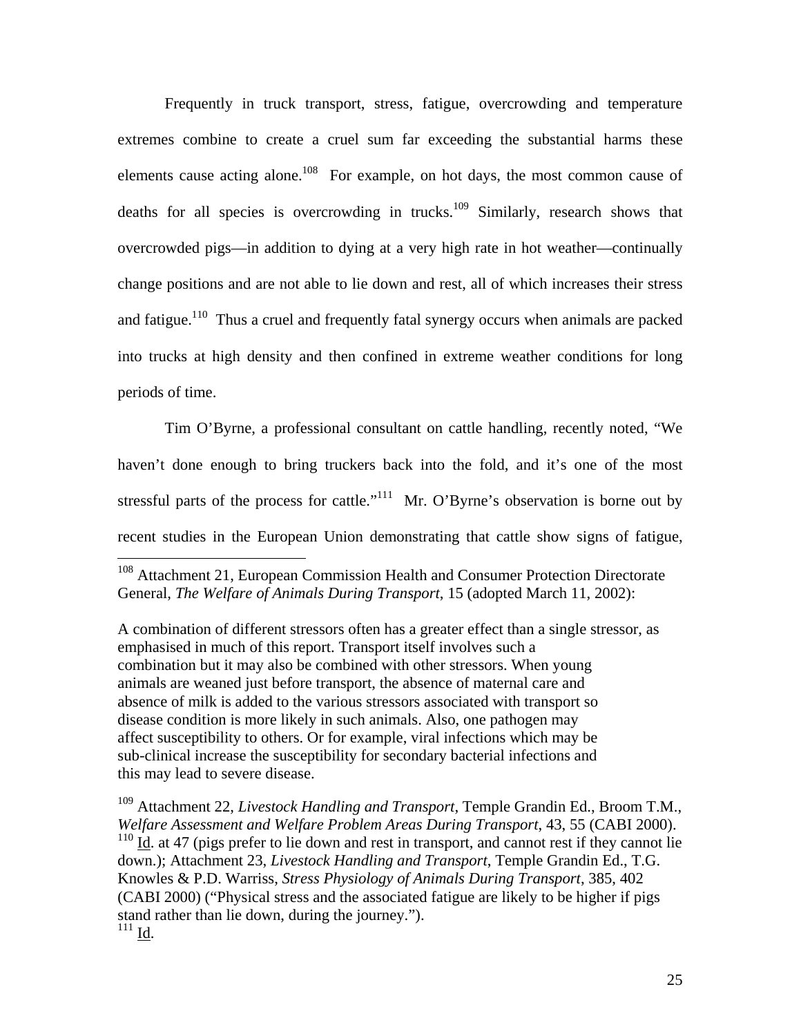Frequently in truck transport, stress, fatigue, overcrowding and temperature extremes combine to create a cruel sum far exceeding the substantial harms these elements cause acting alone.[108] For example, on hot days, the most common cause of deaths for all species is overcrowding in trucks.[109] Similarly, research shows that overcrowded pigs—in addition to dying at a very high rate in hot weather—continually change positions and are not able to lie down and rest, all of which increases their stress and fatigue.[110] Thus a cruel and frequently fatal synergy occurs when animals are packed into trucks at high density and then confined in extreme weather conditions for long periods of time.

Tim O'Byrne, a professional consultant on cattle handling, recently noted, "We haven't done enough to bring truckers back into the fold, and it's one of the most stressful parts of the process for cattle."[111] Mr. O'Byrne's observation is borne out by recent studies in the European Union demonstrating that cattle show signs of fatigue,

---

[108] Attachment 21, European Commission Health and Consumer Protection Directorate General, *The Welfare of Animals During Transport*, 15 (adopted March 11, 2002):

> A combination of different stressors often has a greater effect than a single stressor, as emphasised in much of this report. Transport itself involves such a combination but it may also be combined with other stressors. When young animals are weaned just before transport, the absence of maternal care and absence of milk is added to the various stressors associated with transport so disease condition is more likely in such animals. Also, one pathogen may affect susceptibility to others. Or for example, viral infections which may be sub-clinical increase the susceptibility for secondary bacterial infections and this may lead to severe disease.

[109] Attachment 22, *Livestock Handling and Transport*, Temple Grandin Ed., Broom T.M., *Welfare Assessment and Welfare Problem Areas During Transport*, 43, 55 (CABI 2000).

[110] Id. at 47 (pigs prefer to lie down and rest in transport, and cannot rest if they cannot lie down.); Attachment 23, *Livestock Handling and Transport*, Temple Grandin Ed., T.G. Knowles & P.D. Warriss, *Stress Physiology of Animals During Transport*, 385, 402 (CABI 2000) ("Physical stress and the associated fatigue are likely to be higher if pigs stand rather than lie down, during the journey.").

[111] Id.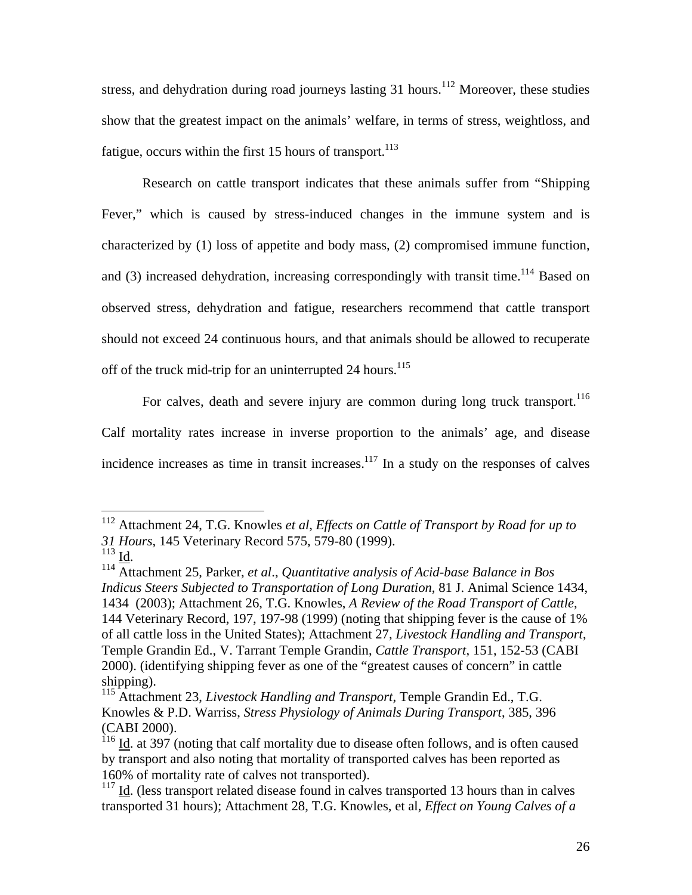stress, and dehydration during road journeys lasting 31 hours.[112] Moreover, these studies show that the greatest impact on the animals' welfare, in terms of stress, weightloss, and fatigue, occurs within the first 15 hours of transport.[113]

Research on cattle transport indicates that these animals suffer from "Shipping Fever," which is caused by stress-induced changes in the immune system and is characterized by (1) loss of appetite and body mass, (2) compromised immune function, and (3) increased dehydration, increasing correspondingly with transit time.[114] Based on observed stress, dehydration and fatigue, researchers recommend that cattle transport should not exceed 24 continuous hours, and that animals should be allowed to recuperate off of the truck mid-trip for an uninterrupted 24 hours.[115]

For calves, death and severe injury are common during long truck transport.[116] Calf mortality rates increase in inverse proportion to the animals' age, and disease incidence increases as time in transit increases.[117] In a study on the responses of calves

---

[112] Attachment 24, T.G. Knowles *et al*, *Effects on Cattle of Transport by Road for up to 31 Hours*, 145 Veterinary Record 575, 579-80 (1999).

[113] Id.

[114] Attachment 25, Parker, *et al*., *Quantitative analysis of Acid-base Balance in Bos Indicus Steers Subjected to Transportation of Long Duration*, 81 J. Animal Science 1434, 1434 (2003); Attachment 26, T.G. Knowles, *A Review of the Road Transport of Cattle*, 144 Veterinary Record, 197, 197-98 (1999) (noting that shipping fever is the cause of 1% of all cattle loss in the United States); Attachment 27, *Livestock Handling and Transport*, Temple Grandin Ed., V. Tarrant Temple Grandin, *Cattle Transport*, 151, 152-53 (CABI 2000). (identifying shipping fever as one of the "greatest causes of concern" in cattle shipping).

[115] Attachment 23, *Livestock Handling and Transport*, Temple Grandin Ed., T.G. Knowles & P.D. Warriss, *Stress Physiology of Animals During Transport*, 385, 396 (CABI 2000).

[116] Id. at 397 (noting that calf mortality due to disease often follows, and is often caused by transport and also noting that mortality of transported calves has been reported as 160% of mortality rate of calves not transported).

[117] Id. (less transport related disease found in calves transported 13 hours than in calves transported 31 hours); Attachment 28, T.G. Knowles, et al, *Effect on Young Calves of a*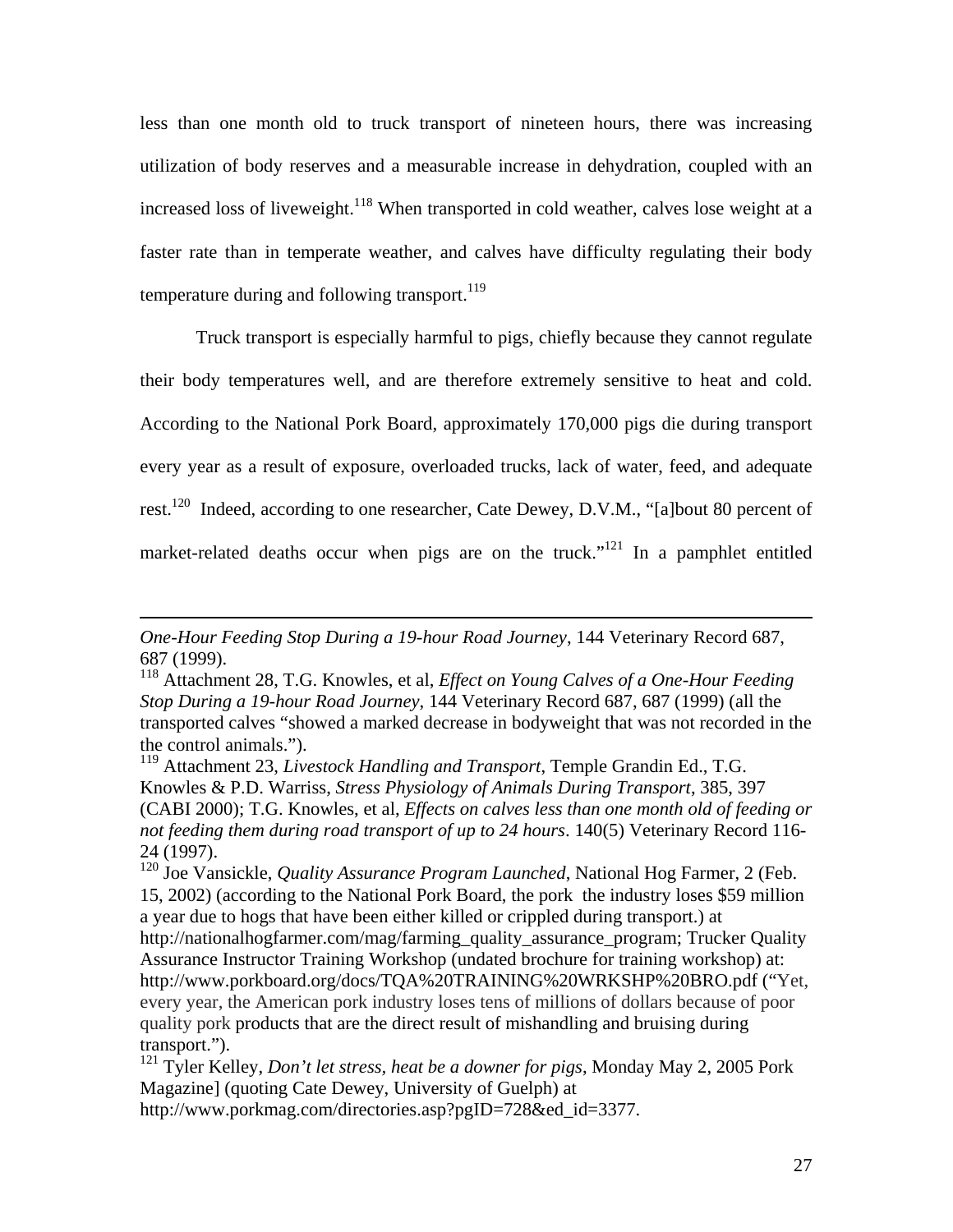less than one month old to truck transport of nineteen hours, there was increasing utilization of body reserves and a measurable increase in dehydration, coupled with an increased loss of liveweight.[118] When transported in cold weather, calves lose weight at a faster rate than in temperate weather, and calves have difficulty regulating their body temperature during and following transport.[119]

Truck transport is especially harmful to pigs, chiefly because they cannot regulate their body temperatures well, and are therefore extremely sensitive to heat and cold. According to the National Pork Board, approximately 170,000 pigs die during transport every year as a result of exposure, overloaded trucks, lack of water, feed, and adequate rest.[120] Indeed, according to one researcher, Cate Dewey, D.V.M., "[a]bout 80 percent of market-related deaths occur when pigs are on the truck."[121] In a pamphlet entitled

---

*One-Hour Feeding Stop During a 19-hour Road Journey*, 144 Veterinary Record 687, 687 (1999).

[118] Attachment 28, T.G. Knowles, et al, *Effect on Young Calves of a One-Hour Feeding Stop During a 19-hour Road Journey*, 144 Veterinary Record 687, 687 (1999) (all the transported calves "showed a marked decrease in bodyweight that was not recorded in the the control animals.").

[119] Attachment 23, *Livestock Handling and Transport*, Temple Grandin Ed., T.G. Knowles & P.D. Warriss, *Stress Physiology of Animals During Transport*, 385, 397 (CABI 2000); T.G. Knowles, et al, *Effects on calves less than one month old of feeding or not feeding them during road transport of up to 24 hours*. 140(5) Veterinary Record 116-24 (1997).

[120] Joe Vansickle, *Quality Assurance Program Launched*, National Hog Farmer, 2 (Feb. 15, 2002) (according to the National Pork Board, the pork the industry loses $59 million a year due to hogs that have been either killed or crippled during transport.) at http://nationalhogfarmer.com/mag/farming_quality_assurance_program; Trucker Quality Assurance Instructor Training Workshop (undated brochure for training workshop) at: http://www.porkboard.org/docs/TQA%20TRAINING%20WRKSHP%20BRO.pdf ("Yet, every year, the American pork industry loses tens of millions of dollars because of poor quality pork products that are the direct result of mishandling and bruising during transport.").

[121] Tyler Kelley, *Don't let stress, heat be a downer for pigs*, Monday May 2, 2005 Pork Magazine] (quoting Cate Dewey, University of Guelph) at http://www.porkmag.com/directories.asp?pgID=728&ed_id=3377.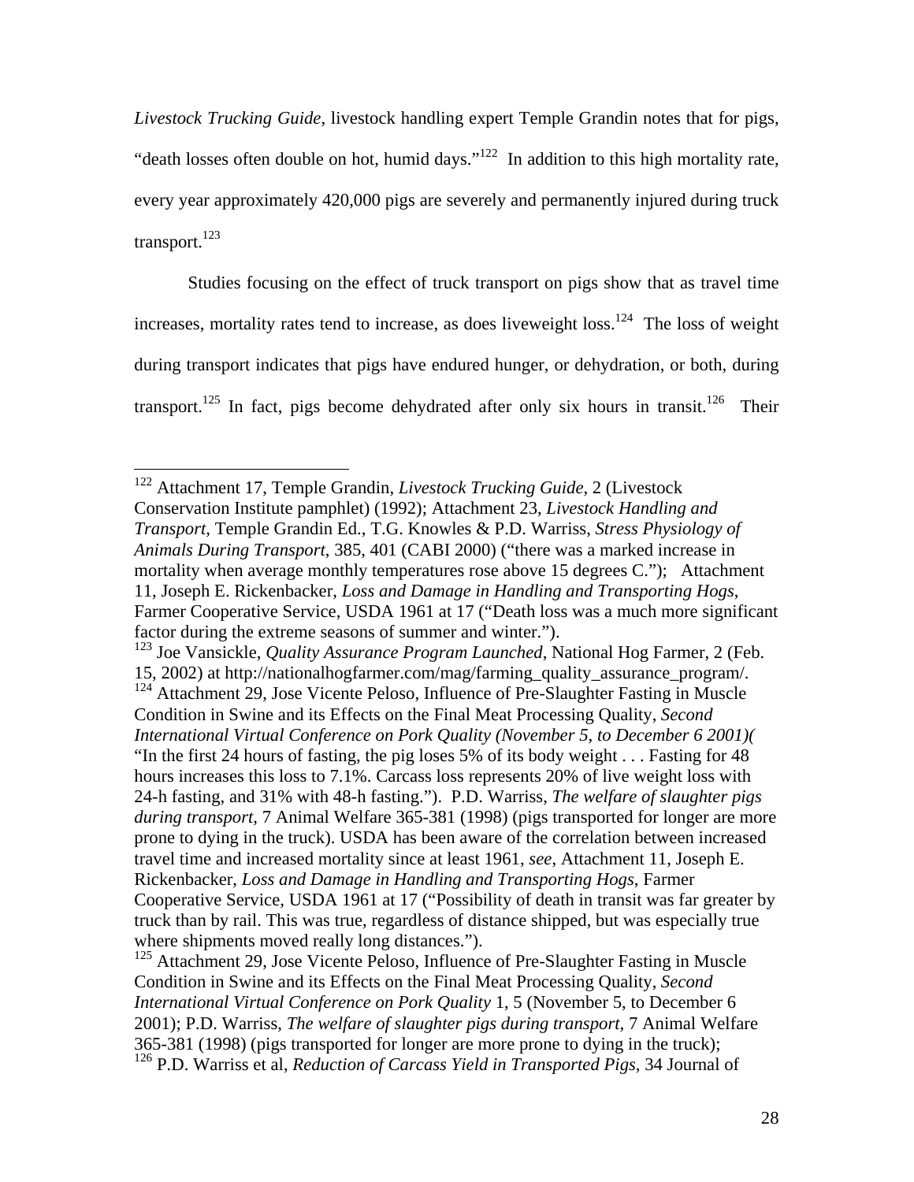*Livestock Trucking Guide*, livestock handling expert Temple Grandin notes that for pigs, "death losses often double on hot, humid days."[122] In addition to this high mortality rate, every year approximately 420,000 pigs are severely and permanently injured during truck transport.[123]

Studies focusing on the effect of truck transport on pigs show that as travel time increases, mortality rates tend to increase, as does liveweight loss.[124] The loss of weight during transport indicates that pigs have endured hunger, or dehydration, or both, during transport.[125] In fact, pigs become dehydrated after only six hours in transit.[126] Their

---

[122] Attachment 17, Temple Grandin, *Livestock Trucking Guide*, 2 (Livestock Conservation Institute pamphlet) (1992); Attachment 23, *Livestock Handling and Transport*, Temple Grandin Ed., T.G. Knowles & P.D. Warriss, *Stress Physiology of Animals During Transport*, 385, 401 (CABI 2000) ("there was a marked increase in mortality when average monthly temperatures rose above 15 degrees C."); Attachment 11, Joseph E. Rickenbacker, *Loss and Damage in Handling and Transporting Hogs*, Farmer Cooperative Service, USDA 1961 at 17 ("Death loss was a much more significant factor during the extreme seasons of summer and winter.").

[123] Joe Vansickle, *Quality Assurance Program Launched*, National Hog Farmer, 2 (Feb. 15, 2002) at http://nationalhogfarmer.com/mag/farming_quality_assurance_program/.

[124] Attachment 29, Jose Vicente Peloso, Influence of Pre-Slaughter Fasting in Muscle Condition in Swine and its Effects on the Final Meat Processing Quality, *Second International Virtual Conference on Pork Quality (November 5, to December 6 2001)(* "In the first 24 hours of fasting, the pig loses 5% of its body weight . . . Fasting for 48 hours increases this loss to 7.1%. Carcass loss represents 20% of live weight loss with 24-h fasting, and 31% with 48-h fasting."). P.D. Warriss, *The welfare of slaughter pigs during transport*, 7 Animal Welfare 365-381 (1998) (pigs transported for longer are more prone to dying in the truck). USDA has been aware of the correlation between increased travel time and increased mortality since at least 1961, *see*, Attachment 11, Joseph E. Rickenbacker, *Loss and Damage in Handling and Transporting Hogs*, Farmer Cooperative Service, USDA 1961 at 17 ("Possibility of death in transit was far greater by truck than by rail. This was true, regardless of distance shipped, but was especially true where shipments moved really long distances.").

[125] Attachment 29, Jose Vicente Peloso, Influence of Pre-Slaughter Fasting in Muscle Condition in Swine and its Effects on the Final Meat Processing Quality, *Second International Virtual Conference on Pork Quality* 1, 5 (November 5, to December 6 2001); P.D. Warriss, *The welfare of slaughter pigs during transport*, 7 Animal Welfare 365-381 (1998) (pigs transported for longer are more prone to dying in the truck);

[126] P.D. Warriss et al, *Reduction of Carcass Yield in Transported Pigs*, 34 Journal of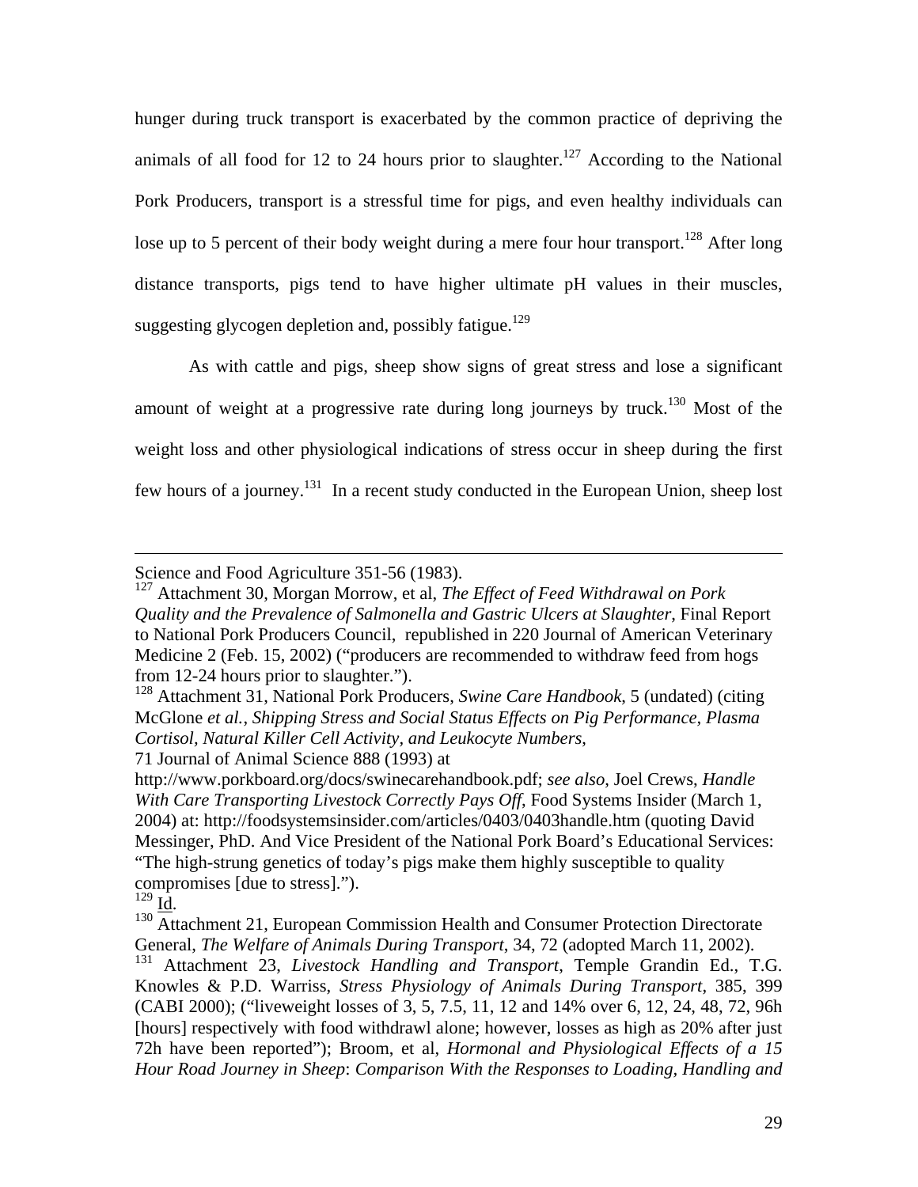hunger during truck transport is exacerbated by the common practice of depriving the animals of all food for 12 to 24 hours prior to slaughter.[127] According to the National Pork Producers, transport is a stressful time for pigs, and even healthy individuals can lose up to 5 percent of their body weight during a mere four hour transport.[128] After long distance transports, pigs tend to have higher ultimate pH values in their muscles, suggesting glycogen depletion and, possibly fatigue.[129]

As with cattle and pigs, sheep show signs of great stress and lose a significant amount of weight at a progressive rate during long journeys by truck.[130] Most of the weight loss and other physiological indications of stress occur in sheep during the first few hours of a journey.[131] In a recent study conducted in the European Union, sheep lost

---

Science and Food Agriculture 351-56 (1983).

[127] Attachment 30, Morgan Morrow, et al, *The Effect of Feed Withdrawal on Pork Quality and the Prevalence of Salmonella and Gastric Ulcers at Slaughter*, Final Report to National Pork Producers Council, republished in 220 Journal of American Veterinary Medicine 2 (Feb. 15, 2002) ("producers are recommended to withdraw feed from hogs from 12-24 hours prior to slaughter.").

[128] Attachment 31, National Pork Producers, *Swine Care Handbook*, 5 (undated) (citing McGlone *et al., Shipping Stress and Social Status Effects on Pig Performance, Plasma Cortisol, Natural Killer Cell Activity, and Leukocyte Numbers*, 71 Journal of Animal Science 888 (1993) at http://www.porkboard.org/docs/swinecarehandbook.pdf; *see also*, Joel Crews, *Handle With Care Transporting Livestock Correctly Pays Off*, Food Systems Insider (March 1, 2004) at: http://foodsystemsinsider.com/articles/0403/0403handle.htm (quoting David Messinger, PhD. And Vice President of the National Pork Board's Educational Services: "The high-strung genetics of today's pigs make them highly susceptible to quality compromises [due to stress].").

[129] Id.

[130] Attachment 21, European Commission Health and Consumer Protection Directorate General, *The Welfare of Animals During Transport*, 34, 72 (adopted March 11, 2002).

[131] Attachment 23, *Livestock Handling and Transport*, Temple Grandin Ed., T.G. Knowles & P.D. Warriss, *Stress Physiology of Animals During Transport*, 385, 399 (CABI 2000); ("liveweight losses of 3, 5, 7.5, 11, 12 and 14% over 6, 12, 24, 48, 72, 96h [hours] respectively with food withdrawl alone; however, losses as high as 20% after just 72h have been reported"); Broom, et al, *Hormonal and Physiological Effects of a 15 Hour Road Journey in Sheep*: *Comparison With the Responses to Loading, Handling and*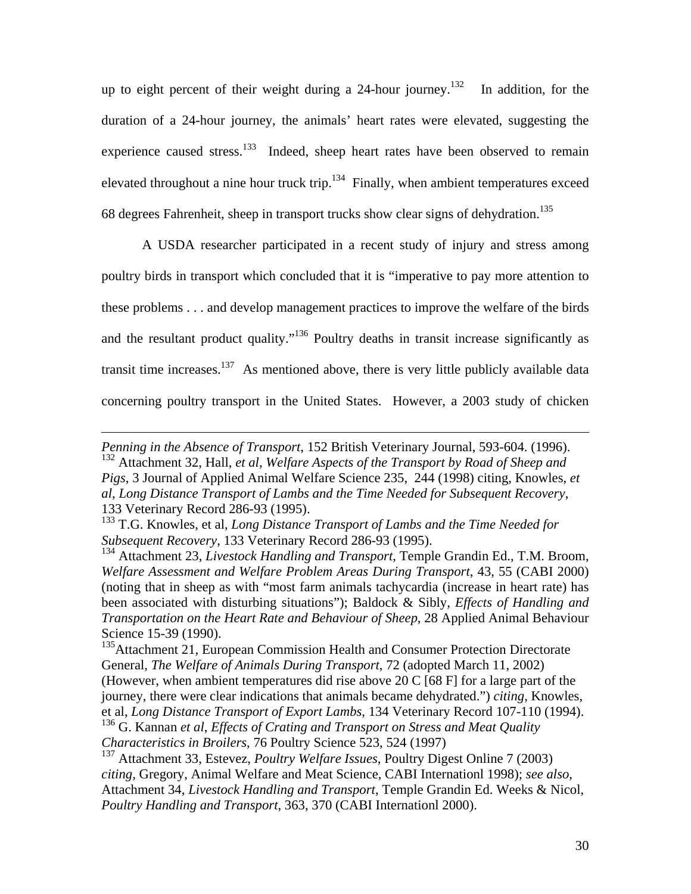up to eight percent of their weight during a 24-hour journey.[132] In addition, for the duration of a 24-hour journey, the animals' heart rates were elevated, suggesting the experience caused stress.[133] Indeed, sheep heart rates have been observed to remain elevated throughout a nine hour truck trip.[134] Finally, when ambient temperatures exceed 68 degrees Fahrenheit, sheep in transport trucks show clear signs of dehydration.[135]

A USDA researcher participated in a recent study of injury and stress among poultry birds in transport which concluded that it is "imperative to pay more attention to these problems . . . and develop management practices to improve the welfare of the birds and the resultant product quality."[136] Poultry deaths in transit increase significantly as transit time increases.[137] As mentioned above, there is very little publicly available data concerning poultry transport in the United States. However, a 2003 study of chicken

---

*Penning in the Absence of Transport*, 152 British Veterinary Journal, 593-604. (1996).

[132] Attachment 32, Hall, *et al*, *Welfare Aspects of the Transport by Road of Sheep and Pigs*, 3 Journal of Applied Animal Welfare Science 235, 244 (1998) citing, Knowles, *et al*, *Long Distance Transport of Lambs and the Time Needed for Subsequent Recovery*, 133 Veterinary Record 286-93 (1995).

[133] T.G. Knowles, et al, *Long Distance Transport of Lambs and the Time Needed for Subsequent Recovery*, 133 Veterinary Record 286-93 (1995).

[134] Attachment 23, *Livestock Handling and Transport*, Temple Grandin Ed., T.M. Broom, *Welfare Assessment and Welfare Problem Areas During Transport*, 43, 55 (CABI 2000) (noting that in sheep as with "most farm animals tachycardia (increase in heart rate) has been associated with disturbing situations"); Baldock & Sibly, *Effects of Handling and Transportation on the Heart Rate and Behaviour of Sheep*, 28 Applied Animal Behaviour Science 15-39 (1990).

[135] Attachment 21, European Commission Health and Consumer Protection Directorate General, *The Welfare of Animals During Transport*, 72 (adopted March 11, 2002) (However, when ambient temperatures did rise above 20 C [68 F] for a large part of the journey, there were clear indications that animals became dehydrated.") *citing*, Knowles, et al, *Long Distance Transport of Export Lambs*, 134 Veterinary Record 107-110 (1994).

[136] G. Kannan *et al*, *Effects of Crating and Transport on Stress and Meat Quality Characteristics in Broilers*, 76 Poultry Science 523, 524 (1997)

[137] Attachment 33, Estevez, *Poultry Welfare Issues*, Poultry Digest Online 7 (2003) *citing*, Gregory, Animal Welfare and Meat Science, CABI Internationl 1998); *see also*, Attachment 34, *Livestock Handling and Transport*, Temple Grandin Ed. Weeks & Nicol, *Poultry Handling and Transport*, 363, 370 (CABI Internationl 2000).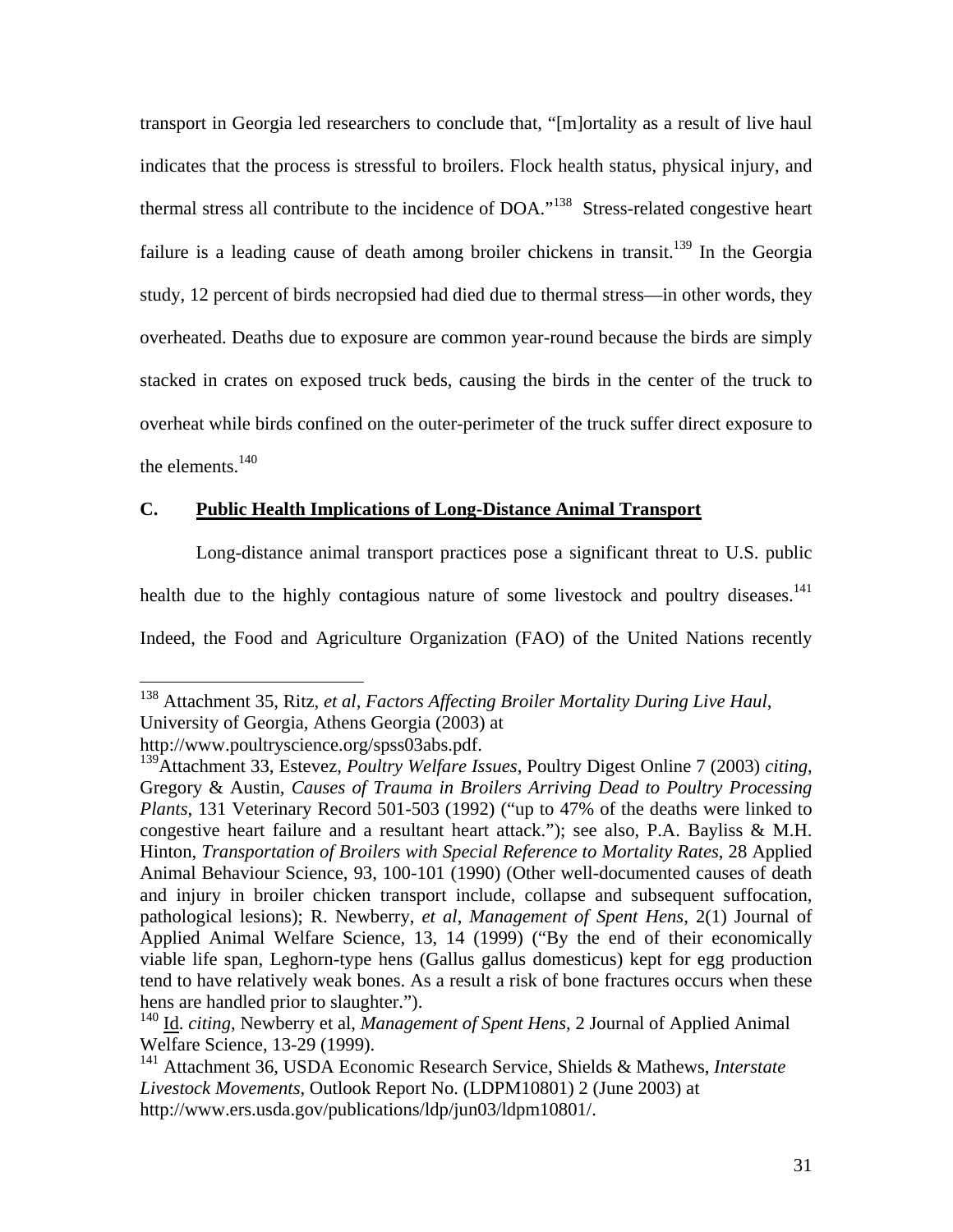transport in Georgia led researchers to conclude that, "[m]ortality as a result of live haul indicates that the process is stressful to broilers. Flock health status, physical injury, and thermal stress all contribute to the incidence of DOA."[138] Stress-related congestive heart failure is a leading cause of death among broiler chickens in transit.[139] In the Georgia study, 12 percent of birds necropsied had died due to thermal stress—in other words, they overheated. Deaths due to exposure are common year-round because the birds are simply stacked in crates on exposed truck beds, causing the birds in the center of the truck to overheat while birds confined on the outer-perimeter of the truck suffer direct exposure to the elements.[140]

## C. Public Health Implications of Long-Distance Animal Transport

Long-distance animal transport practices pose a significant threat to U.S. public health due to the highly contagious nature of some livestock and poultry diseases.[141] Indeed, the Food and Agriculture Organization (FAO) of the United Nations recently

---

[138] Attachment 35, Ritz, *et al*, *Factors Affecting Broiler Mortality During Live Haul*, University of Georgia, Athens Georgia (2003) at http://www.poultryscience.org/spss03abs.pdf.

[139] Attachment 33, Estevez, *Poultry Welfare Issues*, Poultry Digest Online 7 (2003) *citing*, Gregory & Austin, *Causes of Trauma in Broilers Arriving Dead to Poultry Processing Plants*, 131 Veterinary Record 501-503 (1992) ("up to 47% of the deaths were linked to congestive heart failure and a resultant heart attack."); see also, P.A. Bayliss & M.H. Hinton, *Transportation of Broilers with Special Reference to Mortality Rates*, 28 Applied Animal Behaviour Science, 93, 100-101 (1990) (Other well-documented causes of death and injury in broiler chicken transport include, collapse and subsequent suffocation, pathological lesions); R. Newberry, *et al*, *Management of Spent Hens*, 2(1) Journal of Applied Animal Welfare Science, 13, 14 (1999) ("By the end of their economically viable life span, Leghorn-type hens (Gallus gallus domesticus) kept for egg production tend to have relatively weak bones. As a result a risk of bone fractures occurs when these hens are handled prior to slaughter.").

[140] Id. *citing*, Newberry et al, *Management of Spent Hens*, 2 Journal of Applied Animal Welfare Science, 13-29 (1999).

[141] Attachment 36, USDA Economic Research Service, Shields & Mathews, *Interstate Livestock Movements*, Outlook Report No. (LDPM10801) 2 (June 2003) at http://www.ers.usda.gov/publications/ldp/jun03/ldpm10801/.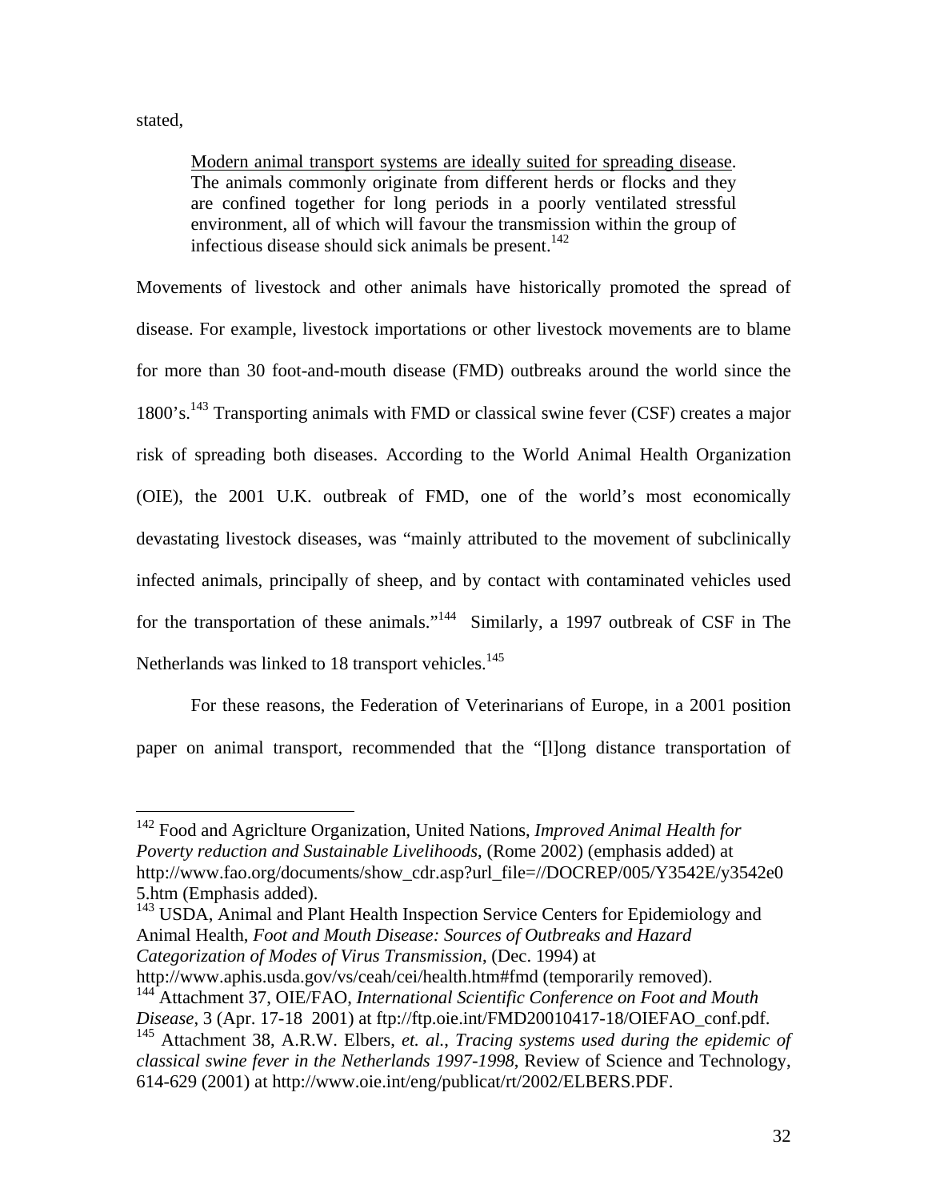stated,

> Modern animal transport systems are ideally suited for spreading disease. The animals commonly originate from different herds or flocks and they are confined together for long periods in a poorly ventilated stressful environment, all of which will favour the transmission within the group of infectious disease should sick animals be present.[142]

Movements of livestock and other animals have historically promoted the spread of disease. For example, livestock importations or other livestock movements are to blame for more than 30 foot-and-mouth disease (FMD) outbreaks around the world since the 1800's.[143] Transporting animals with FMD or classical swine fever (CSF) creates a major risk of spreading both diseases. According to the World Animal Health Organization (OIE), the 2001 U.K. outbreak of FMD, one of the world's most economically devastating livestock diseases, was "mainly attributed to the movement of subclinically infected animals, principally of sheep, and by contact with contaminated vehicles used for the transportation of these animals."[144] Similarly, a 1997 outbreak of CSF in The Netherlands was linked to 18 transport vehicles.[145]

For these reasons, the Federation of Veterinarians of Europe, in a 2001 position paper on animal transport, recommended that the "[l]ong distance transportation of

---

[142] Food and Agriclture Organization, United Nations, *Improved Animal Health for Poverty reduction and Sustainable Livelihoods*, (Rome 2002) (emphasis added) at http://www.fao.org/documents/show_cdr.asp?url_file=//DOCREP/005/Y3542E/y3542e05.htm (Emphasis added).

[143] USDA, Animal and Plant Health Inspection Service Centers for Epidemiology and Animal Health, *Foot and Mouth Disease: Sources of Outbreaks and Hazard Categorization of Modes of Virus Transmission*, (Dec. 1994) at http://www.aphis.usda.gov/vs/ceah/cei/health.htm#fmd (temporarily removed).

[144] Attachment 37, OIE/FAO, *International Scientific Conference on Foot and Mouth Disease*, 3 (Apr. 17-18 2001) at ftp://ftp.oie.int/FMD20010417-18/OIEFAO_conf.pdf.

[145] Attachment 38, A.R.W. Elbers, *et. al.*, *Tracing systems used during the epidemic of classical swine fever in the Netherlands 1997-1998*, Review of Science and Technology, 614-629 (2001) at http://www.oie.int/eng/publicat/rt/2002/ELBERS.PDF.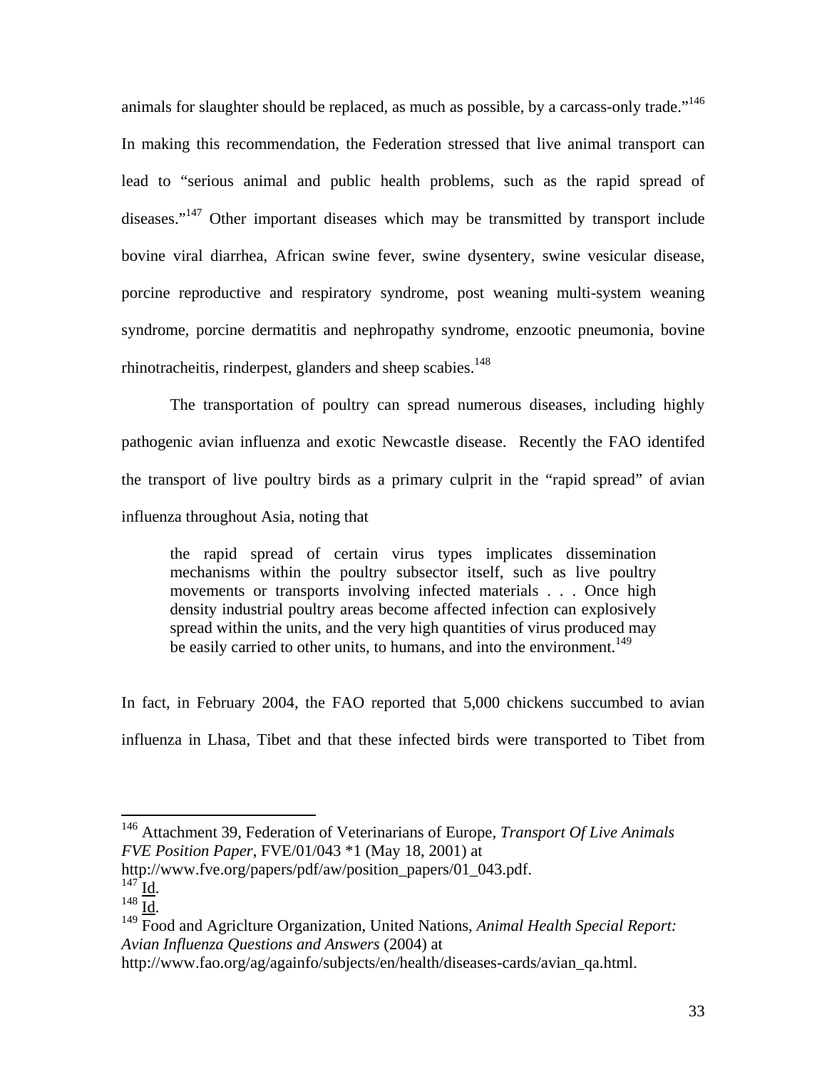animals for slaughter should be replaced, as much as possible, by a carcass-only trade."[146] In making this recommendation, the Federation stressed that live animal transport can lead to "serious animal and public health problems, such as the rapid spread of diseases."[147] Other important diseases which may be transmitted by transport include bovine viral diarrhea, African swine fever, swine dysentery, swine vesicular disease, porcine reproductive and respiratory syndrome, post weaning multi-system weaning syndrome, porcine dermatitis and nephropathy syndrome, enzootic pneumonia, bovine rhinotracheitis, rinderpest, glanders and sheep scabies.[148]

The transportation of poultry can spread numerous diseases, including highly pathogenic avian influenza and exotic Newcastle disease. Recently the FAO identifed the transport of live poultry birds as a primary culprit in the "rapid spread" of avian influenza throughout Asia, noting that

> the rapid spread of certain virus types implicates dissemination mechanisms within the poultry subsector itself, such as live poultry movements or transports involving infected materials . . . Once high density industrial poultry areas become affected infection can explosively spread within the units, and the very high quantities of virus produced may be easily carried to other units, to humans, and into the environment.[149]

In fact, in February 2004, the FAO reported that 5,000 chickens succumbed to avian influenza in Lhasa, Tibet and that these infected birds were transported to Tibet from

---

[146] Attachment 39, Federation of Veterinarians of Europe, *Transport Of Live Animals FVE Position Paper*, FVE/01/043 *1 (May 18, 2001) at http://www.fve.org/papers/pdf/aw/position_papers/01_043.pdf.

[147] Id.

[148] Id.

[149] Food and Agricltura Organization, United Nations, *Animal Health Special Report: Avian Influenza Questions and Answers* (2004) at http://www.fao.org/ag/againfo/subjects/en/health/diseases-cards/avian_qa.html.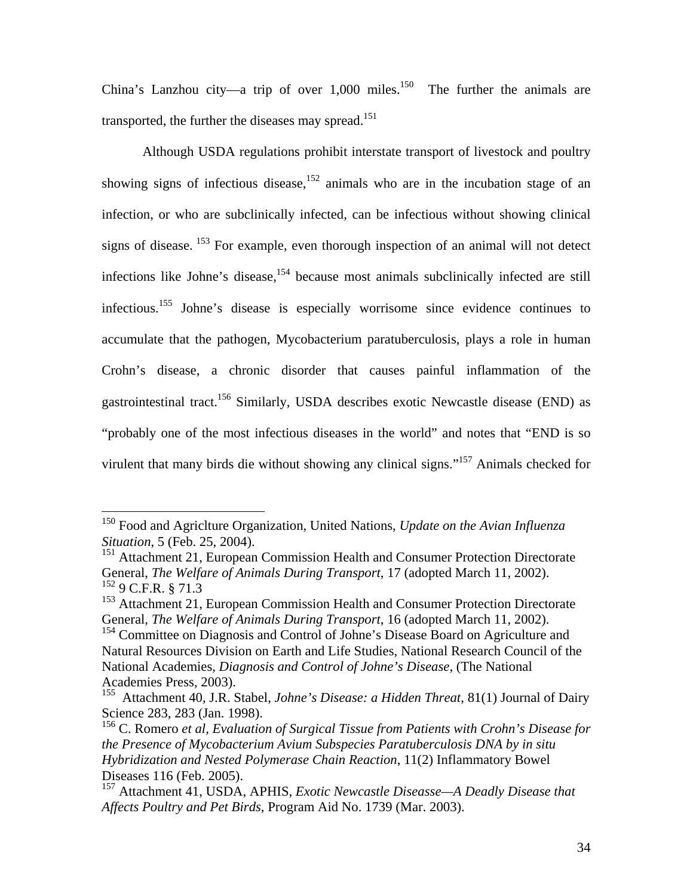China's Lanzhou city—a trip of over 1,000 miles.[150] The further the animals are transported, the further the diseases may spread.[151]

Although USDA regulations prohibit interstate transport of livestock and poultry showing signs of infectious disease,[152] animals who are in the incubation stage of an infection, or who are subclinically infected, can be infectious without showing clinical signs of disease. [153] For example, even thorough inspection of an animal will not detect infections like Johne's disease,[154] because most animals subclinically infected are still infectious.[155] Johne's disease is especially worrisome since evidence continues to accumulate that the pathogen, Mycobacterium paratuberculosis, plays a role in human Crohn's disease, a chronic disorder that causes painful inflammation of the gastrointestinal tract.[156] Similarly, USDA describes exotic Newcastle disease (END) as "probably one of the most infectious diseases in the world" and notes that "END is so virulent that many birds die without showing any clinical signs."[157] Animals checked for

---

[150] Food and Agriclture Organization, United Nations, *Update on the Avian Influenza Situation*, 5 (Feb. 25, 2004).

[151] Attachment 21, European Commission Health and Consumer Protection Directorate General, *The Welfare of Animals During Transport*, 17 (adopted March 11, 2002).

[152] 9 C.F.R. § 71.3

[153] Attachment 21, European Commission Health and Consumer Protection Directorate General, *The Welfare of Animals During Transport*, 16 (adopted March 11, 2002).

[154] Committee on Diagnosis and Control of Johne's Disease Board on Agriculture and Natural Resources Division on Earth and Life Studies, National Research Council of the National Academies, *Diagnosis and Control of Johne's Disease*, (The National Academies Press, 2003).

[155] Attachment 40, J.R. Stabel, *Johne's Disease: a Hidden Threat*, 81(1) Journal of Dairy Science 283, 283 (Jan. 1998).

[156] C. Romero *et al*, *Evaluation of Surgical Tissue from Patients with Crohn's Disease for the Presence of Mycobacterium Avium Subspecies Paratuberculosis DNA by in situ Hybridization and Nested Polymerase Chain Reaction*, 11(2) Inflammatory Bowel Diseases 116 (Feb. 2005).

[157] Attachment 41, USDA, APHIS, *Exotic Newcastle Diseasse—A Deadly Disease that Affects Poultry and Pet Birds*, Program Aid No. 1739 (Mar. 2003).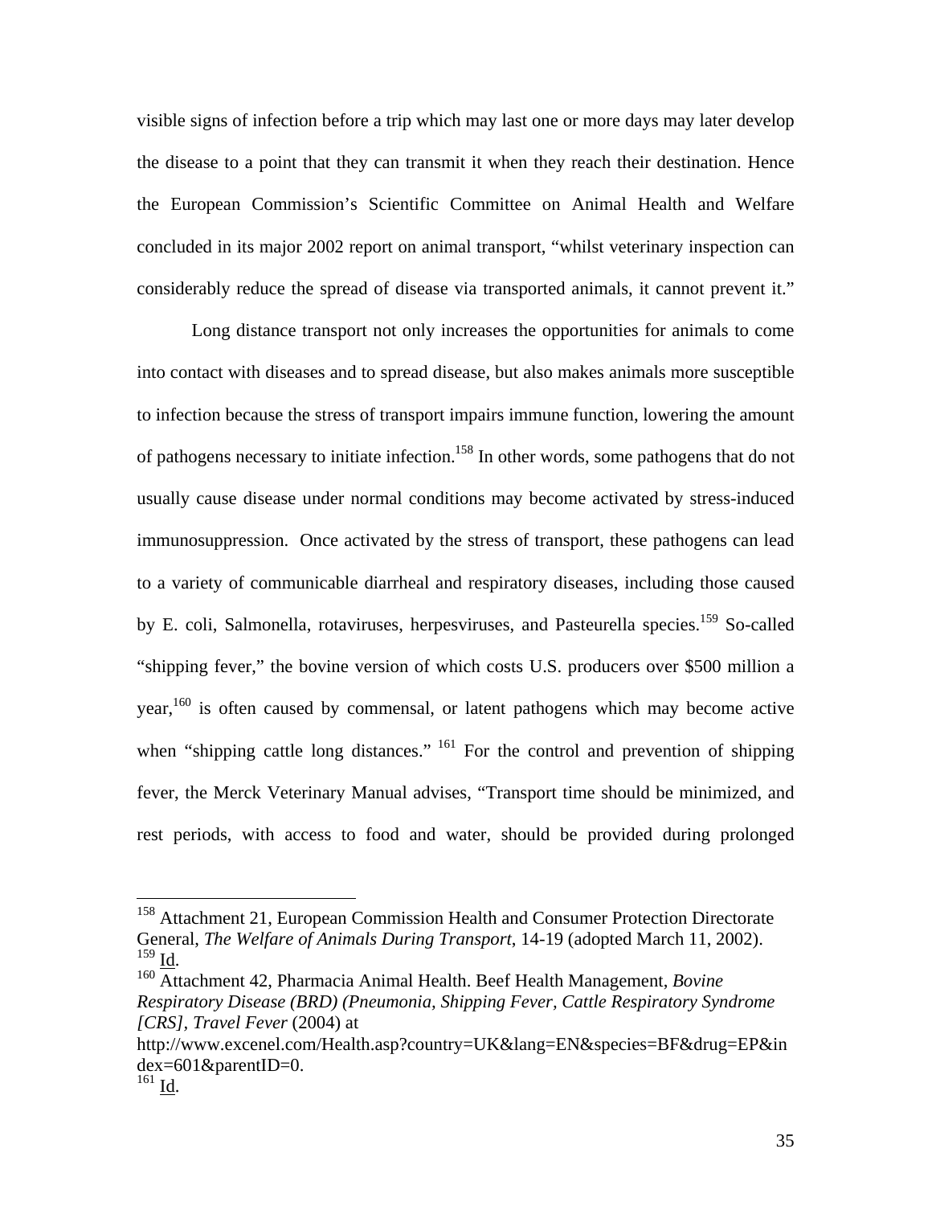visible signs of infection before a trip which may last one or more days may later develop the disease to a point that they can transmit it when they reach their destination. Hence the European Commission's Scientific Committee on Animal Health and Welfare concluded in its major 2002 report on animal transport, "whilst veterinary inspection can considerably reduce the spread of disease via transported animals, it cannot prevent it."

Long distance transport not only increases the opportunities for animals to come into contact with diseases and to spread disease, but also makes animals more susceptible to infection because the stress of transport impairs immune function, lowering the amount of pathogens necessary to initiate infection.[158] In other words, some pathogens that do not usually cause disease under normal conditions may become activated by stress-induced immunosuppression. Once activated by the stress of transport, these pathogens can lead to a variety of communicable diarrheal and respiratory diseases, including those caused by E. coli, Salmonella, rotaviruses, herpesviruses, and Pasteurella species.[159] So-called "shipping fever," the bovine version of which costs U.S. producers over $500 million a year,[160] is often caused by commensal, or latent pathogens which may become active when "shipping cattle long distances." [161] For the control and prevention of shipping fever, the Merck Veterinary Manual advises, "Transport time should be minimized, and rest periods, with access to food and water, should be provided during prolonged

---

[158] Attachment 21, European Commission Health and Consumer Protection Directorate General, *The Welfare of Animals During Transport*, 14-19 (adopted March 11, 2002).
[159] Id.
[160] Attachment 42, Pharmacia Animal Health. Beef Health Management, *Bovine Respiratory Disease (BRD) (Pneumonia, Shipping Fever, Cattle Respiratory Syndrome [CRS], Travel Fever* (2004) at http://www.excenel.com/Health.asp?country=UK&lang=EN&species=BF&drug=EP&index=601&parentID=0.
[161] Id.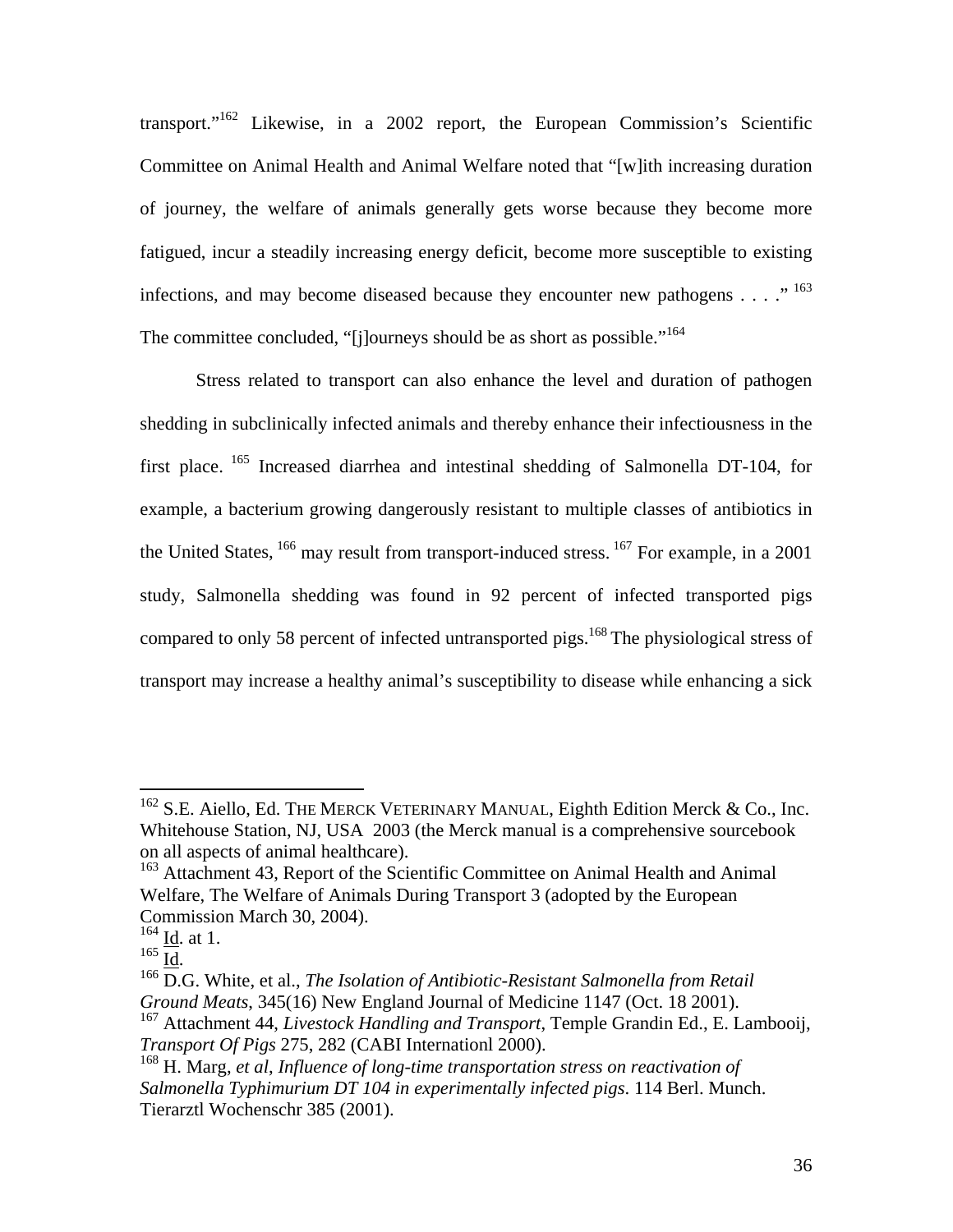transport."[162] Likewise, in a 2002 report, the European Commission's Scientific Committee on Animal Health and Animal Welfare noted that "[w]ith increasing duration of journey, the welfare of animals generally gets worse because they become more fatigued, incur a steadily increasing energy deficit, become more susceptible to existing infections, and may become diseased because they encounter new pathogens . . . ."[163] The committee concluded, "[j]ourneys should be as short as possible."[164]

Stress related to transport can also enhance the level and duration of pathogen shedding in subclinically infected animals and thereby enhance their infectiousness in the first place.[165] Increased diarrhea and intestinal shedding of Salmonella DT-104, for example, a bacterium growing dangerously resistant to multiple classes of antibiotics in the United States,[166] may result from transport-induced stress.[167] For example, in a 2001 study, Salmonella shedding was found in 92 percent of infected transported pigs compared to only 58 percent of infected untransported pigs.[168] The physiological stress of transport may increase a healthy animal's susceptibility to disease while enhancing a sick

---

[162] S.E. Aiello, Ed. THE MERCK VETERINARY MANUAL, Eighth Edition Merck & Co., Inc. Whitehouse Station, NJ, USA 2003 (the Merck manual is a comprehensive sourcebook on all aspects of animal healthcare).

[163] Attachment 43, Report of the Scientific Committee on Animal Health and Animal Welfare, The Welfare of Animals During Transport 3 (adopted by the European Commission March 30, 2004).

[164] Id. at 1.

[165] Id.

[166] D.G. White, et al., *The Isolation of Antibiotic-Resistant Salmonella from Retail Ground Meats*, 345(16) New England Journal of Medicine 1147 (Oct. 18 2001).

[167] Attachment 44, *Livestock Handling and Transport*, Temple Grandin Ed., E. Lambooij, *Transport Of Pigs* 275, 282 (CABI Internationl 2000).

[168] H. Marg, *et al*, *Influence of long-time transportation stress on reactivation of Salmonella Typhimurium DT 104 in experimentally infected pigs*. 114 Berl. Munch. Tierarztl Wochenschr 385 (2001).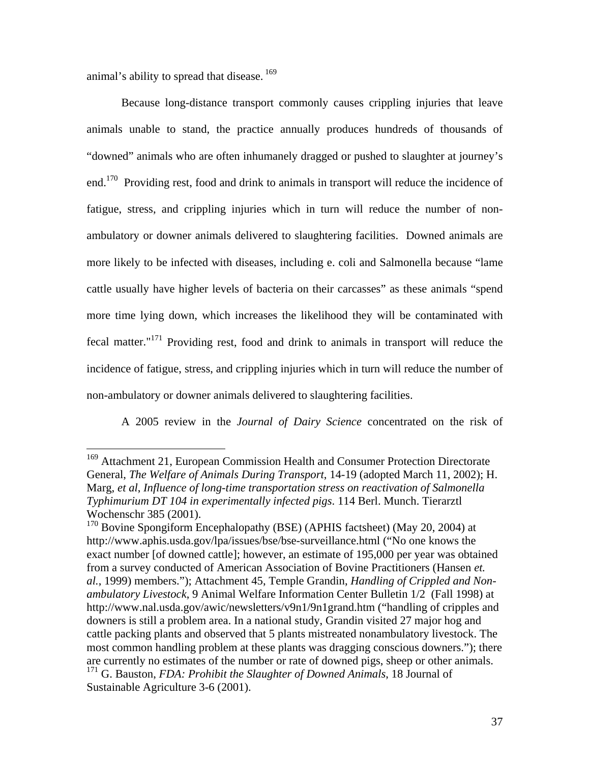animal's ability to spread that disease.[169]

Because long-distance transport commonly causes crippling injuries that leave animals unable to stand, the practice annually produces hundreds of thousands of "downed" animals who are often inhumanely dragged or pushed to slaughter at journey's end.[170] Providing rest, food and drink to animals in transport will reduce the incidence of fatigue, stress, and crippling injuries which in turn will reduce the number of non-ambulatory or downer animals delivered to slaughtering facilities. Downed animals are more likely to be infected with diseases, including e. coli and Salmonella because "lame cattle usually have higher levels of bacteria on their carcasses" as these animals "spend more time lying down, which increases the likelihood they will be contaminated with fecal matter."[171] Providing rest, food and drink to animals in transport will reduce the incidence of fatigue, stress, and crippling injuries which in turn will reduce the number of non-ambulatory or downer animals delivered to slaughtering facilities.

A 2005 review in the *Journal of Dairy Science* concentrated on the risk of

---

[169] Attachment 21, European Commission Health and Consumer Protection Directorate General, *The Welfare of Animals During Transport*, 14-19 (adopted March 11, 2002); H. Marg, *et al*, *Influence of long-time transportation stress on reactivation of Salmonella Typhimurium DT 104 in experimentally infected pigs*. 114 Berl. Munch. Tierarztl Wochenschr 385 (2001).

[170] Bovine Spongiform Encephalopathy (BSE) (APHIS factsheet) (May 20, 2004) at http://www.aphis.usda.gov/lpa/issues/bse/bse-surveillance.html ("No one knows the exact number [of downed cattle]; however, an estimate of 195,000 per year was obtained from a survey conducted of American Association of Bovine Practitioners (Hansen *et. al.*, 1999) members."); Attachment 45, Temple Grandin, *Handling of Crippled and Non-ambulatory Livestock*, 9 Animal Welfare Information Center Bulletin 1/2 (Fall 1998) at http://www.nal.usda.gov/awic/newsletters/v9n1/9n1grand.htm ("handling of cripples and downers is still a problem area. In a national study, Grandin visited 27 major hog and cattle packing plants and observed that 5 plants mistreated nonambulatory livestock. The most common handling problem at these plants was dragging conscious downers."); there are currently no estimates of the number or rate of downed pigs, sheep or other animals.

[171] G. Bauston, *FDA: Prohibit the Slaughter of Downed Animals*, 18 Journal of Sustainable Agriculture 3-6 (2001).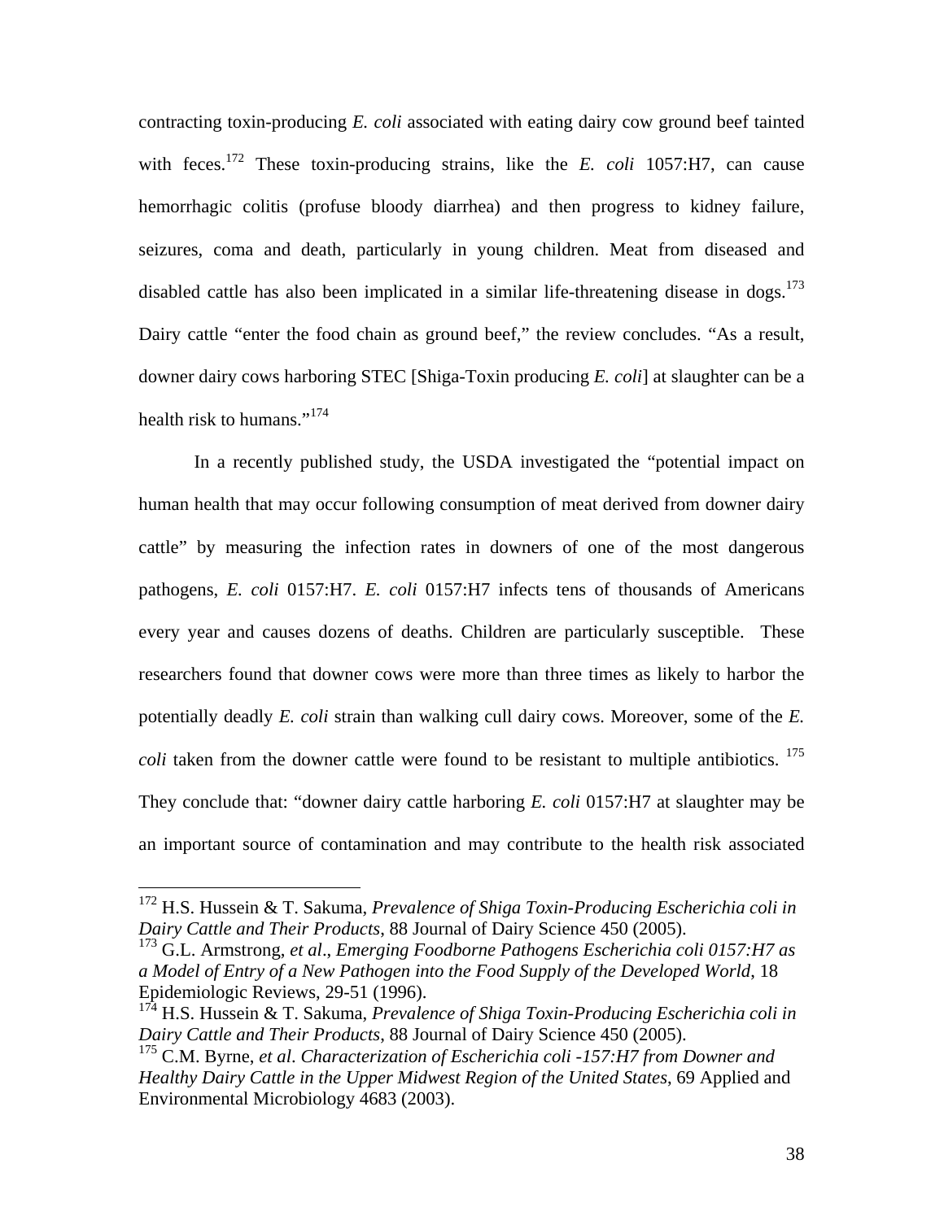contracting toxin-producing *E. coli* associated with eating dairy cow ground beef tainted with feces.[172] These toxin-producing strains, like the *E. coli* 1057:H7, can cause hemorrhagic colitis (profuse bloody diarrhea) and then progress to kidney failure, seizures, coma and death, particularly in young children. Meat from diseased and disabled cattle has also been implicated in a similar life-threatening disease in dogs.[173] Dairy cattle "enter the food chain as ground beef," the review concludes. "As a result, downer dairy cows harboring STEC [Shiga-Toxin producing *E. coli*] at slaughter can be a health risk to humans."[174]

In a recently published study, the USDA investigated the "potential impact on human health that may occur following consumption of meat derived from downer dairy cattle" by measuring the infection rates in downers of one of the most dangerous pathogens, *E. coli* 0157:H7. *E. coli* 0157:H7 infects tens of thousands of Americans every year and causes dozens of deaths. Children are particularly susceptible. These researchers found that downer cows were more than three times as likely to harbor the potentially deadly *E. coli* strain than walking cull dairy cows. Moreover, some of the *E. coli* taken from the downer cattle were found to be resistant to multiple antibiotics.[175] They conclude that: "downer dairy cattle harboring *E. coli* 0157:H7 at slaughter may be an important source of contamination and may contribute to the health risk associated

---

[172] H.S. Hussein & T. Sakuma, *Prevalence of Shiga Toxin-Producing Escherichia coli in Dairy Cattle and Their Products*, 88 Journal of Dairy Science 450 (2005).

[173] G.L. Armstrong, *et al*., *Emerging Foodborne Pathogens Escherichia coli 0157:H7 as a Model of Entry of a New Pathogen into the Food Supply of the Developed World*, 18 Epidemiologic Reviews, 29-51 (1996).

[174] H.S. Hussein & T. Sakuma, *Prevalence of Shiga Toxin-Producing Escherichia coli in Dairy Cattle and Their Products*, 88 Journal of Dairy Science 450 (2005).

[175] C.M. Byrne, *et al*. *Characterization of Escherichia coli -157:H7 from Downer and Healthy Dairy Cattle in the Upper Midwest Region of the United States*, 69 Applied and Environmental Microbiology 4683 (2003).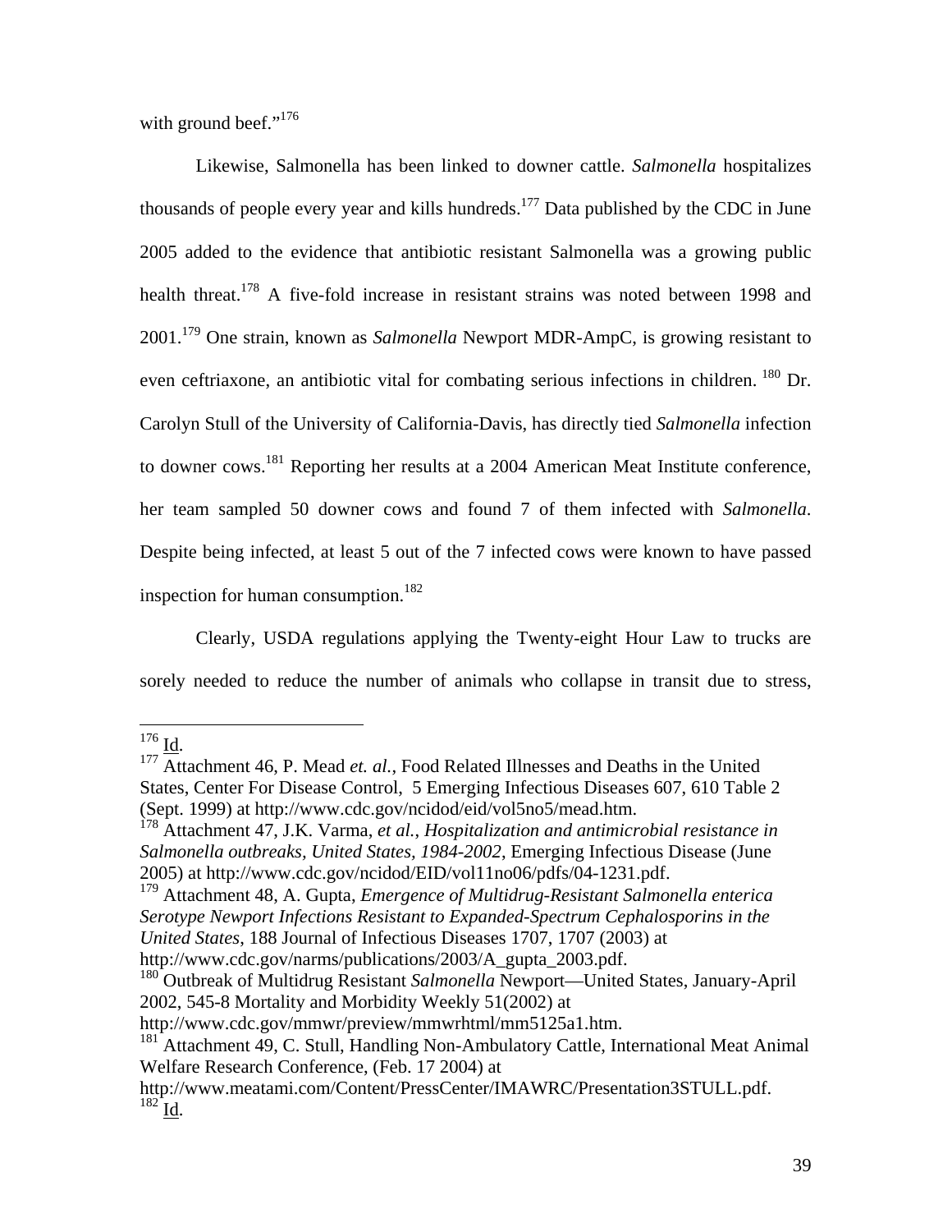with ground beef."[176]

Likewise, Salmonella has been linked to downer cattle. *Salmonella* hospitalizes thousands of people every year and kills hundreds.[177] Data published by the CDC in June 2005 added to the evidence that antibiotic resistant Salmonella was a growing public health threat.[178] A five-fold increase in resistant strains was noted between 1998 and 2001.[179] One strain, known as *Salmonella* Newport MDR-AmpC, is growing resistant to even ceftriaxone, an antibiotic vital for combating serious infections in children. [180] Dr. Carolyn Stull of the University of California-Davis, has directly tied *Salmonella* infection to downer cows.[181] Reporting her results at a 2004 American Meat Institute conference, her team sampled 50 downer cows and found 7 of them infected with *Salmonella*. Despite being infected, at least 5 out of the 7 infected cows were known to have passed inspection for human consumption.[182]

Clearly, USDA regulations applying the Twenty-eight Hour Law to trucks are sorely needed to reduce the number of animals who collapse in transit due to stress,

---

[176] Id.

[177] Attachment 46, P. Mead *et. al.*, Food Related Illnesses and Deaths in the United States, Center For Disease Control, 5 Emerging Infectious Diseases 607, 610 Table 2 (Sept. 1999) at http://www.cdc.gov/ncidod/eid/vol5no5/mead.htm.

[178] Attachment 47, J.K. Varma, *et al.*, *Hospitalization and antimicrobial resistance in Salmonella outbreaks, United States, 1984-2002*, Emerging Infectious Disease (June 2005) at http://www.cdc.gov/ncidod/EID/vol11no06/pdfs/04-1231.pdf.

[179] Attachment 48, A. Gupta, *Emergence of Multidrug-Resistant Salmonella enterica Serotype Newport Infections Resistant to Expanded-Spectrum Cephalosporins in the United States*, 188 Journal of Infectious Diseases 1707, 1707 (2003) at http://www.cdc.gov/narms/publications/2003/A_gupta_2003.pdf.

[180] Outbreak of Multidrug Resistant *Salmonella* Newport—United States, January-April 2002, 545-8 Mortality and Morbidity Weekly 51(2002) at http://www.cdc.gov/mmwr/preview/mmwrhtml/mm5125a1.htm.

[181] Attachment 49, C. Stull, Handling Non-Ambulatory Cattle, International Meat Animal Welfare Research Conference, (Feb. 17 2004) at http://www.meatami.com/Content/PressCenter/IMAWRC/Presentation3STULL.pdf.

[182] Id.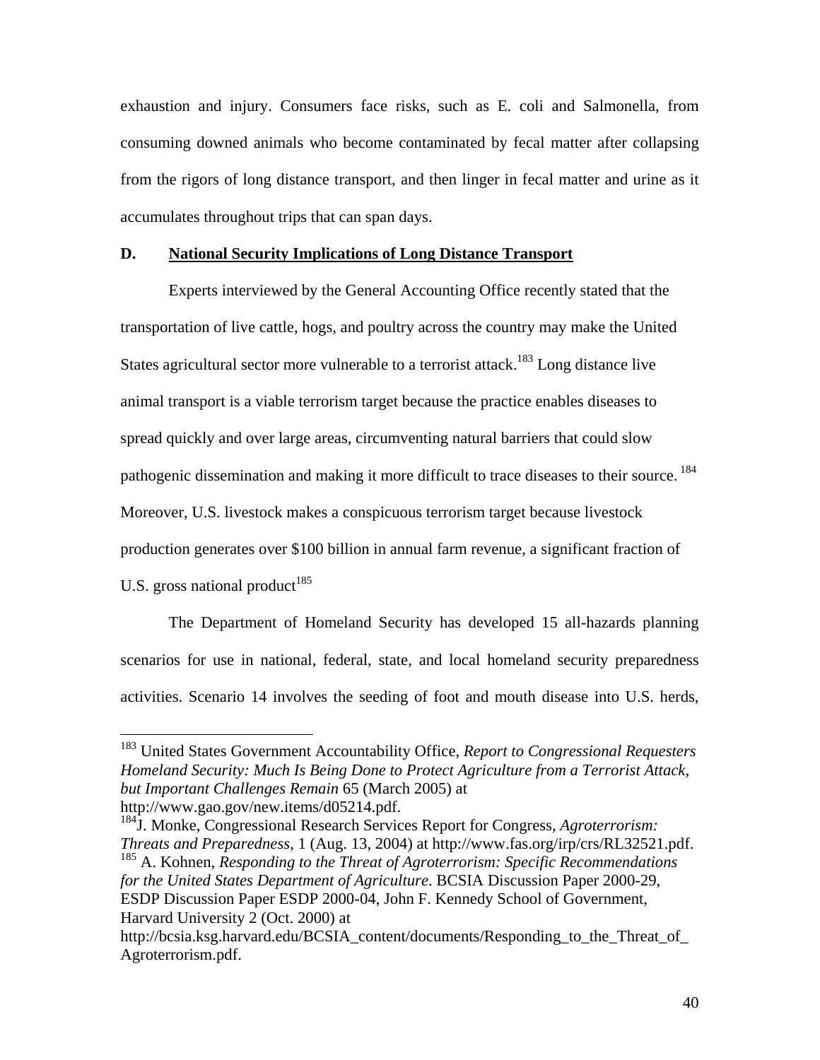exhaustion and injury. Consumers face risks, such as E. coli and Salmonella, from consuming downed animals who become contaminated by fecal matter after collapsing from the rigors of long distance transport, and then linger in fecal matter and urine as it accumulates throughout trips that can span days.

### D. National Security Implications of Long Distance Transport

Experts interviewed by the General Accounting Office recently stated that the transportation of live cattle, hogs, and poultry across the country may make the United States agricultural sector more vulnerable to a terrorist attack.[183] Long distance live animal transport is a viable terrorism target because the practice enables diseases to spread quickly and over large areas, circumventing natural barriers that could slow pathogenic dissemination and making it more difficult to trace diseases to their source. [184] Moreover, U.S. livestock makes a conspicuous terrorism target because livestock production generates over $100 billion in annual farm revenue, a significant fraction of U.S. gross national product[185]

The Department of Homeland Security has developed 15 all-hazards planning scenarios for use in national, federal, state, and local homeland security preparedness activities. Scenario 14 involves the seeding of foot and mouth disease into U.S. herds,

---

[183] United States Government Accountability Office, *Report to Congressional Requesters Homeland Security: Much Is Being Done to Protect Agriculture from a Terrorist Attack, but Important Challenges Remain* 65 (March 2005) at http://www.gao.gov/new.items/d05214.pdf.

[184] J. Monke, Congressional Research Services Report for Congress, *Agroterrorism: Threats and Preparedness*, 1 (Aug. 13, 2004) at http://www.fas.org/irp/crs/RL32521.pdf.

[185] A. Kohnen, *Responding to the Threat of Agroterrorism: Specific Recommendations for the United States Department of Agriculture*. BCSIA Discussion Paper 2000-29, ESDP Discussion Paper ESDP 2000-04, John F. Kennedy School of Government, Harvard University 2 (Oct. 2000) at http://bcsia.ksg.harvard.edu/BCSIA_content/documents/Responding_to_the_Threat_of_Agroterrorism.pdf.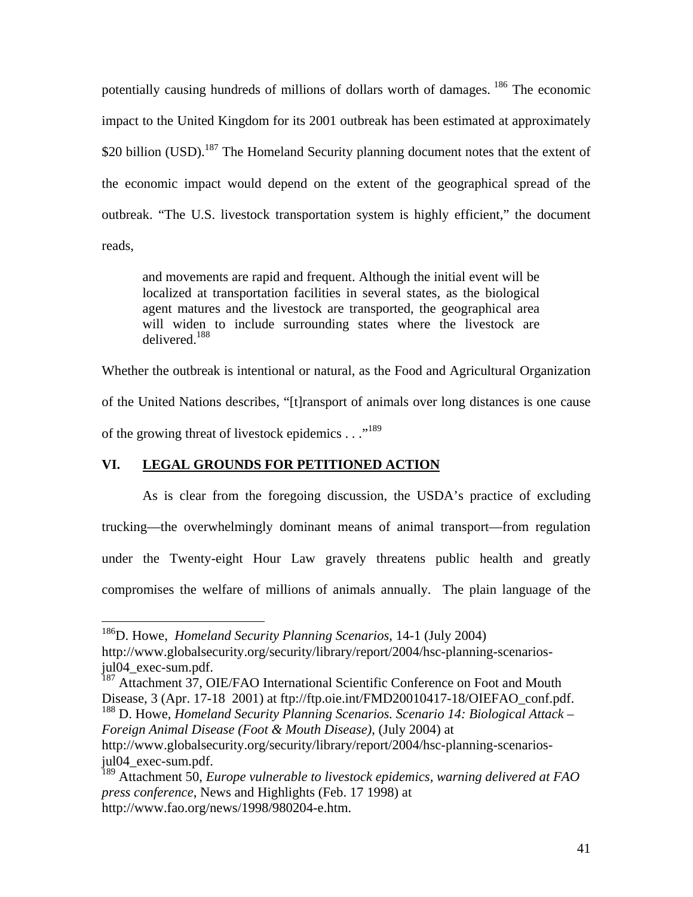potentially causing hundreds of millions of dollars worth of damages. [186] The economic impact to the United Kingdom for its 2001 outbreak has been estimated at approximately $20 billion (USD).[187] The Homeland Security planning document notes that the extent of the economic impact would depend on the extent of the geographical spread of the outbreak. "The U.S. livestock transportation system is highly efficient," the document reads,

> and movements are rapid and frequent. Although the initial event will be localized at transportation facilities in several states, as the biological agent matures and the livestock are transported, the geographical area will widen to include surrounding states where the livestock are delivered.[188]

Whether the outbreak is intentional or natural, as the Food and Agricultural Organization of the United Nations describes, "[t]ransport of animals over long distances is one cause of the growing threat of livestock epidemics . . ."[189]

## VI. LEGAL GROUNDS FOR PETITIONED ACTION

As is clear from the foregoing discussion, the USDA's practice of excluding trucking—the overwhelmingly dominant means of animal transport—from regulation under the Twenty-eight Hour Law gravely threatens public health and greatly compromises the welfare of millions of animals annually. The plain language of the

---

[186] D. Howe, *Homeland Security Planning Scenarios*, 14-1 (July 2004) http://www.globalsecurity.org/security/library/report/2004/hsc-planning-scenarios-jul04_exec-sum.pdf.

[187] Attachment 37, OIE/FAO International Scientific Conference on Foot and Mouth Disease, 3 (Apr. 17-18 2001) at ftp://ftp.oie.int/FMD20010417-18/OIEFAO_conf.pdf.

[188] D. Howe, *Homeland Security Planning Scenarios. Scenario 14: Biological Attack – Foreign Animal Disease (Foot & Mouth Disease)*, (July 2004) at http://www.globalsecurity.org/security/library/report/2004/hsc-planning-scenarios-jul04_exec-sum.pdf.

[189] Attachment 50, *Europe vulnerable to livestock epidemics, warning delivered at FAO press conference*, News and Highlights (Feb. 17 1998) at http://www.fao.org/news/1998/980204-e.htm.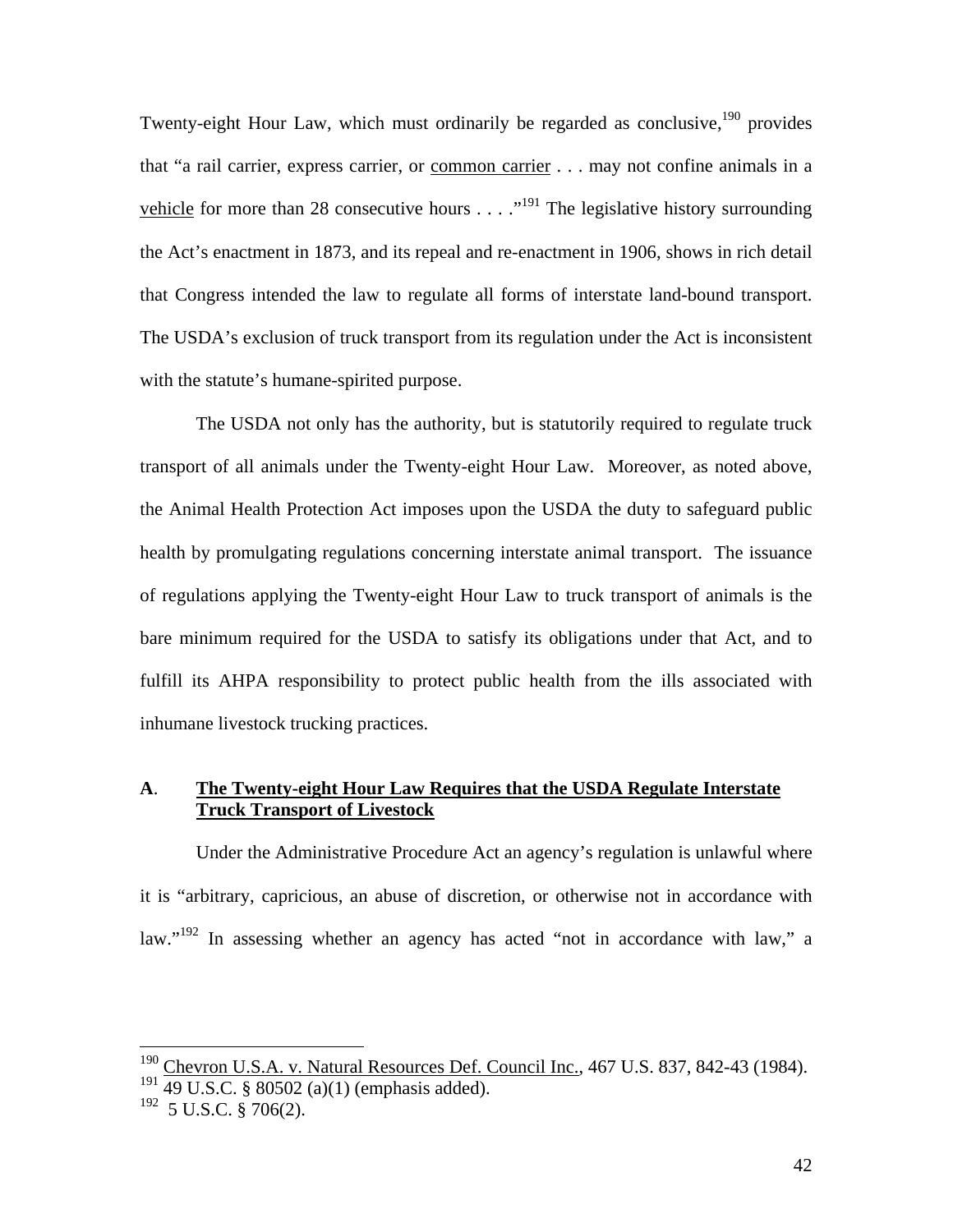Twenty-eight Hour Law, which must ordinarily be regarded as conclusive,[190] provides that "a rail carrier, express carrier, or <u>common carrier</u> . . . may not confine animals in a <u>vehicle</u> for more than 28 consecutive hours . . . ."[191] The legislative history surrounding the Act's enactment in 1873, and its repeal and re-enactment in 1906, shows in rich detail that Congress intended the law to regulate all forms of interstate land-bound transport. The USDA's exclusion of truck transport from its regulation under the Act is inconsistent with the statute's humane-spirited purpose.

The USDA not only has the authority, but is statutorily required to regulate truck transport of all animals under the Twenty-eight Hour Law. Moreover, as noted above, the Animal Health Protection Act imposes upon the USDA the duty to safeguard public health by promulgating regulations concerning interstate animal transport. The issuance of regulations applying the Twenty-eight Hour Law to truck transport of animals is the bare minimum required for the USDA to satisfy its obligations under that Act, and to fulfill its AHPA responsibility to protect public health from the ills associated with inhumane livestock trucking practices.

### A. <u>The Twenty-eight Hour Law Requires that the USDA Regulate Interstate Truck Transport of Livestock</u>

Under the Administrative Procedure Act an agency's regulation is unlawful where it is "arbitrary, capricious, an abuse of discretion, or otherwise not in accordance with law."[192] In assessing whether an agency has acted "not in accordance with law," a

---

[190] <u>Chevron U.S.A. v. Natural Resources Def. Council Inc.</u>, 467 U.S. 837, 842-43 (1984).
[191] 49 U.S.C. § 80502 (a)(1) (emphasis added).
[192] 5 U.S.C. § 706(2).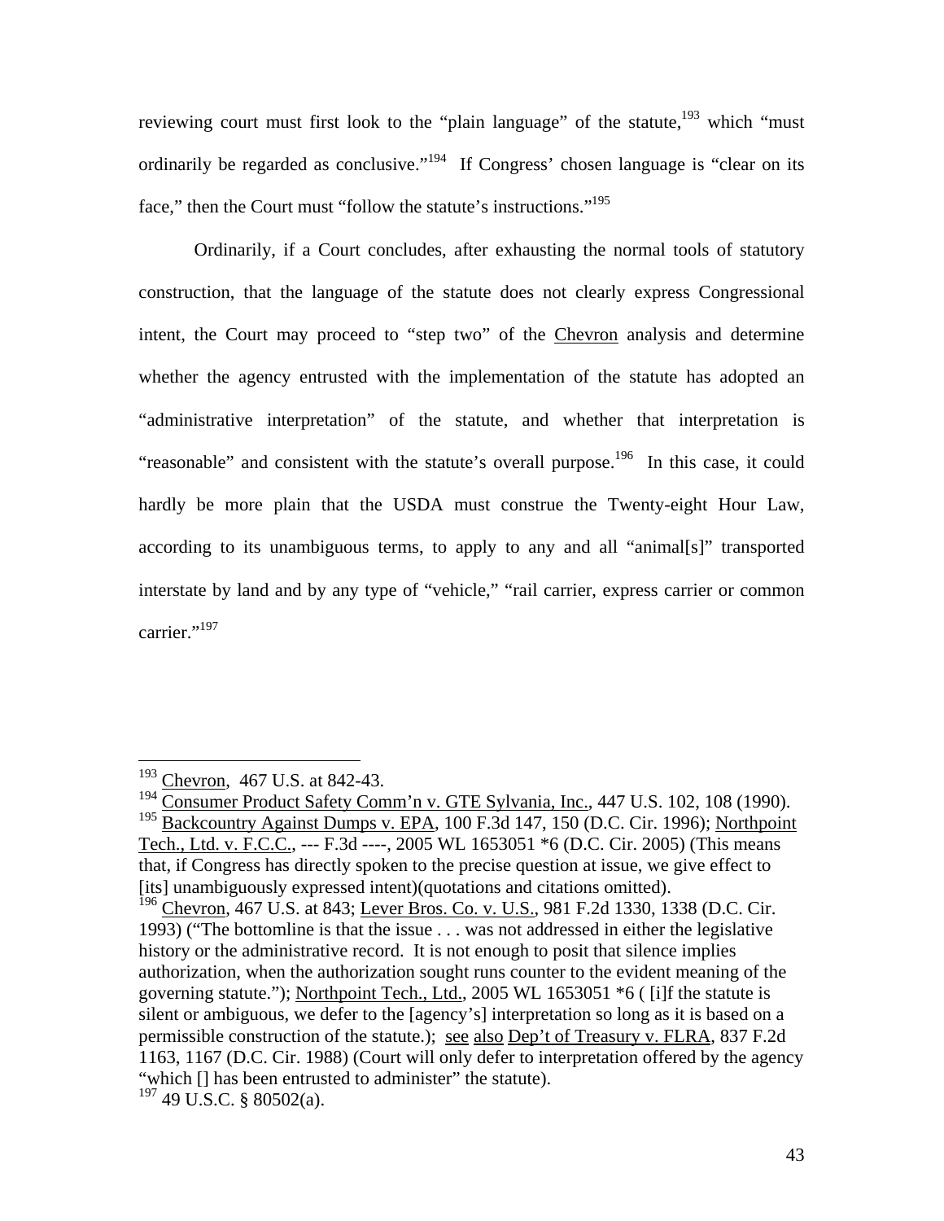reviewing court must first look to the "plain language" of the statute,[193] which "must ordinarily be regarded as conclusive."[194] If Congress' chosen language is "clear on its face," then the Court must "follow the statute's instructions."[195]

Ordinarily, if a Court concludes, after exhausting the normal tools of statutory construction, that the language of the statute does not clearly express Congressional intent, the Court may proceed to "step two" of the Chevron analysis and determine whether the agency entrusted with the implementation of the statute has adopted an "administrative interpretation" of the statute, and whether that interpretation is "reasonable" and consistent with the statute's overall purpose.[196] In this case, it could hardly be more plain that the USDA must construe the Twenty-eight Hour Law, according to its unambiguous terms, to apply to any and all "animal[s]" transported interstate by land and by any type of "vehicle," "rail carrier, express carrier or common carrier."[197]

---

[193] Chevron, 467 U.S. at 842-43.

[194] Consumer Product Safety Comm'n v. GTE Sylvania, Inc., 447 U.S. 102, 108 (1990).

[195] Backcountry Against Dumps v. EPA, 100 F.3d 147, 150 (D.C. Cir. 1996); Northpoint Tech., Ltd. v. F.C.C., --- F.3d ----, 2005 WL 1653051 *6 (D.C. Cir. 2005) (This means that, if Congress has directly spoken to the precise question at issue, we give effect to [its] unambiguously expressed intent)(quotations and citations omitted).

[196] Chevron, 467 U.S. at 843; Lever Bros. Co. v. U.S., 981 F.2d 1330, 1338 (D.C. Cir. 1993) ("The bottomline is that the issue . . . was not addressed in either the legislative history or the administrative record. It is not enough to posit that silence implies authorization, when the authorization sought runs counter to the evident meaning of the governing statute."); Northpoint Tech., Ltd., 2005 WL 1653051 *6 ( [i]f the statute is silent or ambiguous, we defer to the [agency's] interpretation so long as it is based on a permissible construction of the statute.); see also Dep't of Treasury v. FLRA, 837 F.2d 1163, 1167 (D.C. Cir. 1988) (Court will only defer to interpretation offered by the agency "which [] has been entrusted to administer" the statute).

[197] 49 U.S.C. § 80502(a).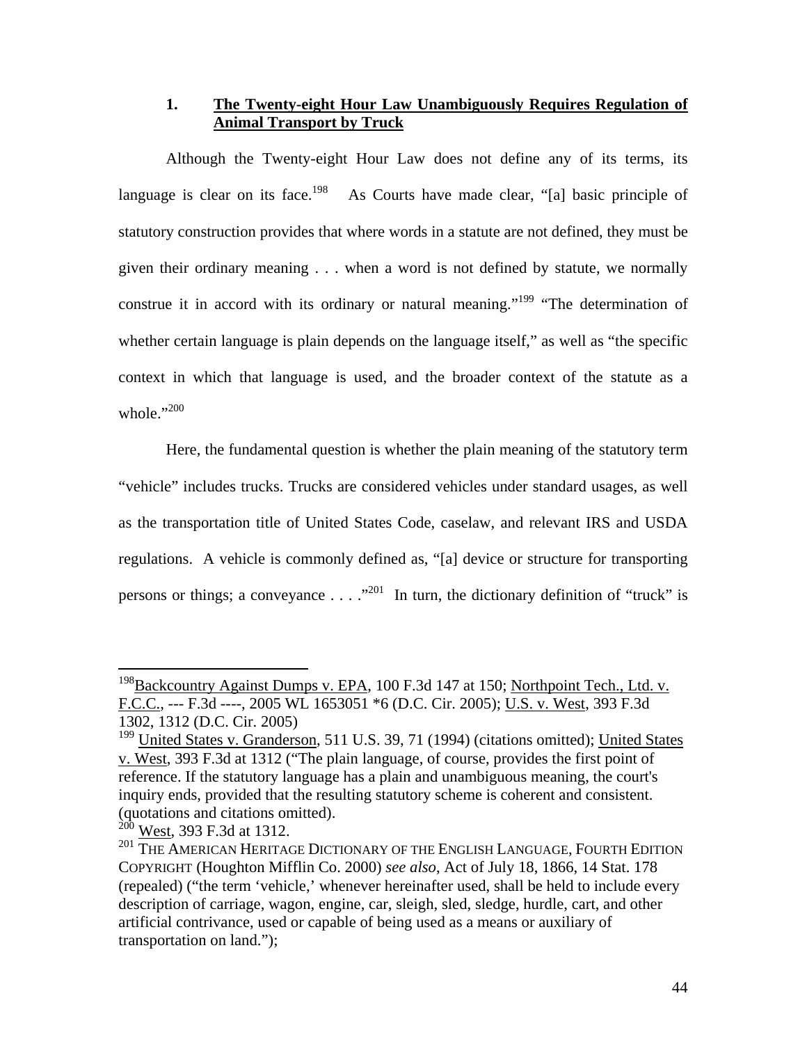### 1. **<u>The Twenty-eight Hour Law Unambiguously Requires Regulation of Animal Transport by Truck</u>**

Although the Twenty-eight Hour Law does not define any of its terms, its language is clear on its face.[198] As Courts have made clear, "[a] basic principle of statutory construction provides that where words in a statute are not defined, they must be given their ordinary meaning . . . when a word is not defined by statute, we normally construe it in accord with its ordinary or natural meaning."[199] "The determination of whether certain language is plain depends on the language itself," as well as "the specific context in which that language is used, and the broader context of the statute as a whole."[200]

Here, the fundamental question is whether the plain meaning of the statutory term "vehicle" includes trucks. Trucks are considered vehicles under standard usages, as well as the transportation title of United States Code, caselaw, and relevant IRS and USDA regulations. A vehicle is commonly defined as, "[a] device or structure for transporting persons or things; a conveyance . . . ."[201] In turn, the dictionary definition of "truck" is

---

[198] <u>Backcountry Against Dumps v. EPA</u>, 100 F.3d 147 at 150; <u>Northpoint Tech., Ltd. v. F.C.C.</u>, --- F.3d ----, 2005 WL 1653051 *6 (D.C. Cir. 2005); <u>U.S. v. West</u>, 393 F.3d 1302, 1312 (D.C. Cir. 2005)

[199] <u>United States v. Granderson</u>, 511 U.S. 39, 71 (1994) (citations omitted); <u>United States v. West</u>, 393 F.3d at 1312 ("The plain language, of course, provides the first point of reference. If the statutory language has a plain and unambiguous meaning, the court's inquiry ends, provided that the resulting statutory scheme is coherent and consistent. (quotations and citations omitted).

[200] <u>West</u>, 393 F.3d at 1312.

[201] THE AMERICAN HERITAGE DICTIONARY OF THE ENGLISH LANGUAGE, FOURTH EDITION COPYRIGHT (Houghton Mifflin Co. 2000) *see also*, Act of July 18, 1866, 14 Stat. 178 (repealed) ("the term 'vehicle,' whenever hereinafter used, shall be held to include every description of carriage, wagon, engine, car, sleigh, sled, sledge, hurdle, cart, and other artificial contrivance, used or capable of being used as a means or auxiliary of transportation on land.");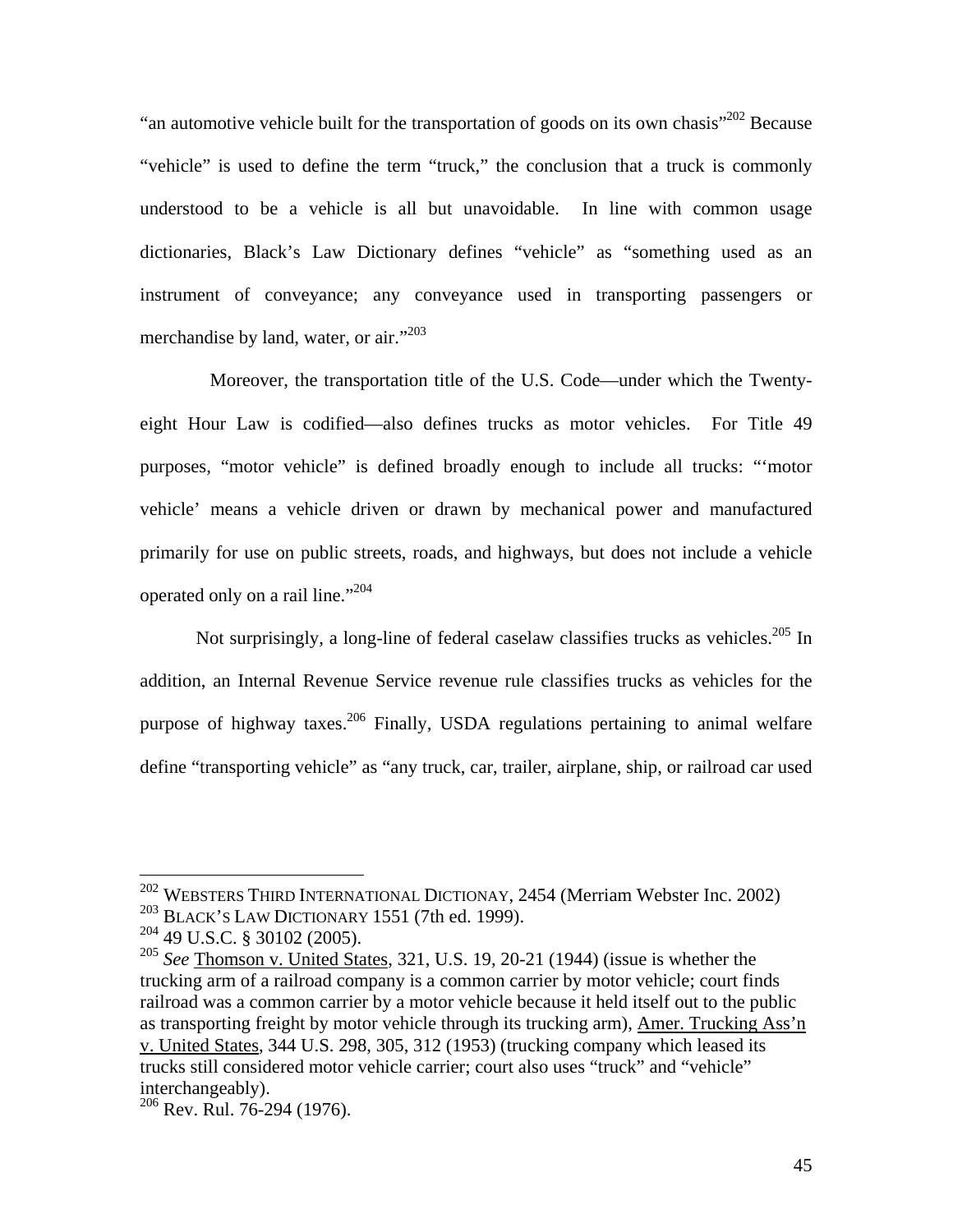"an automotive vehicle built for the transportation of goods on its own chasis"[202] Because "vehicle" is used to define the term "truck," the conclusion that a truck is commonly understood to be a vehicle is all but unavoidable. In line with common usage dictionaries, Black's Law Dictionary defines "vehicle" as "something used as an instrument of conveyance; any conveyance used in transporting passengers or merchandise by land, water, or air."[203]

Moreover, the transportation title of the U.S. Code—under which the Twenty-eight Hour Law is codified—also defines trucks as motor vehicles. For Title 49 purposes, "motor vehicle" is defined broadly enough to include all trucks: "'motor vehicle' means a vehicle driven or drawn by mechanical power and manufactured primarily for use on public streets, roads, and highways, but does not include a vehicle operated only on a rail line."[204]

Not surprisingly, a long-line of federal caselaw classifies trucks as vehicles.[205] In addition, an Internal Revenue Service revenue rule classifies trucks as vehicles for the purpose of highway taxes.[206] Finally, USDA regulations pertaining to animal welfare define "transporting vehicle" as "any truck, car, trailer, airplane, ship, or railroad car used

---

[202] WEBSTERS THIRD INTERNATIONAL DICTIONAY, 2454 (Merriam Webster Inc. 2002)

[203] BLACK'S LAW DICTIONARY 1551 (7th ed. 1999).

[204] 49 U.S.C. § 30102 (2005).

[205] *See* Thomson v. United States, 321, U.S. 19, 20-21 (1944) (issue is whether the trucking arm of a railroad company is a common carrier by motor vehicle; court finds railroad was a common carrier by a motor vehicle because it held itself out to the public as transporting freight by motor vehicle through its trucking arm), Amer. Trucking Ass'n v. United States, 344 U.S. 298, 305, 312 (1953) (trucking company which leased its trucks still considered motor vehicle carrier; court also uses "truck" and "vehicle" interchangeably).

[206] Rev. Rul. 76-294 (1976).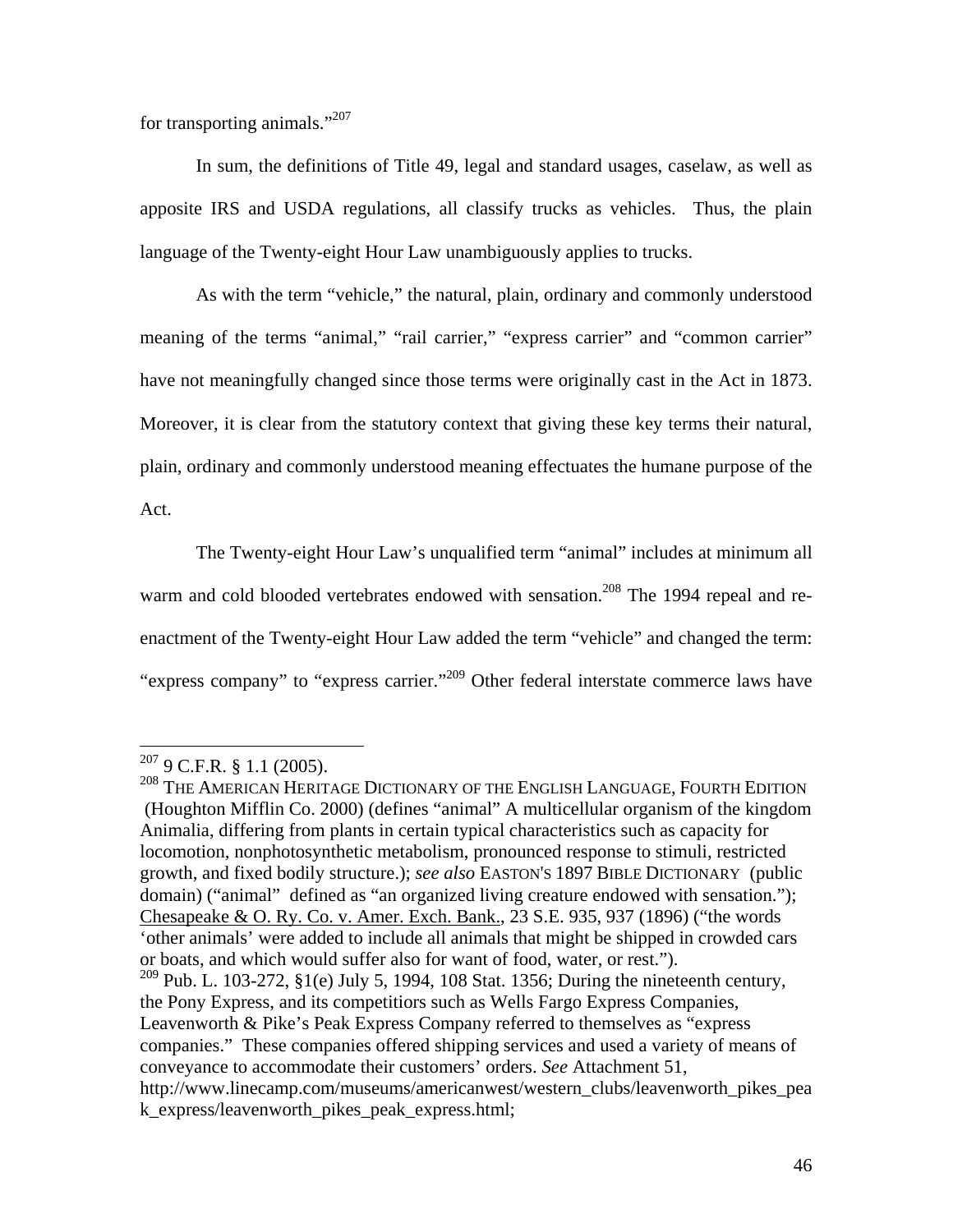for transporting animals."[207]

In sum, the definitions of Title 49, legal and standard usages, caselaw, as well as apposite IRS and USDA regulations, all classify trucks as vehicles. Thus, the plain language of the Twenty-eight Hour Law unambiguously applies to trucks.

As with the term "vehicle," the natural, plain, ordinary and commonly understood meaning of the terms "animal," "rail carrier," "express carrier" and "common carrier" have not meaningfully changed since those terms were originally cast in the Act in 1873. Moreover, it is clear from the statutory context that giving these key terms their natural, plain, ordinary and commonly understood meaning effectuates the humane purpose of the Act.

The Twenty-eight Hour Law's unqualified term "animal" includes at minimum all warm and cold blooded vertebrates endowed with sensation.[208] The 1994 repeal and re-enactment of the Twenty-eight Hour Law added the term "vehicle" and changed the term: "express company" to "express carrier."[209] Other federal interstate commerce laws have

---

[207] 9 C.F.R. § 1.1 (2005).

[208] THE AMERICAN HERITAGE DICTIONARY OF THE ENGLISH LANGUAGE, FOURTH EDITION (Houghton Mifflin Co. 2000) (defines "animal" A multicellular organism of the kingdom Animalia, differing from plants in certain typical characteristics such as capacity for locomotion, nonphotosynthetic metabolism, pronounced response to stimuli, restricted growth, and fixed bodily structure.); *see also* EASTON'S 1897 BIBLE DICTIONARY (public domain) ("animal" defined as "an organized living creature endowed with sensation."); Chesapeake & O. Ry. Co. v. Amer. Exch. Bank., 23 S.E. 935, 937 (1896) ("the words 'other animals' were added to include all animals that might be shipped in crowded cars or boats, and which would suffer also for want of food, water, or rest.").

[209] Pub. L. 103-272, §1(e) July 5, 1994, 108 Stat. 1356; During the nineteenth century, the Pony Express, and its competitiors such as Wells Fargo Express Companies, Leavenworth & Pike's Peak Express Company referred to themselves as "express companies." These companies offered shipping services and used a variety of means of conveyance to accommodate their customers' orders. *See* Attachment 51, http://www.linecamp.com/museums/americanwest/western_clubs/leavenworth_pikes_peak_express/leavenworth_pikes_peak_express.html;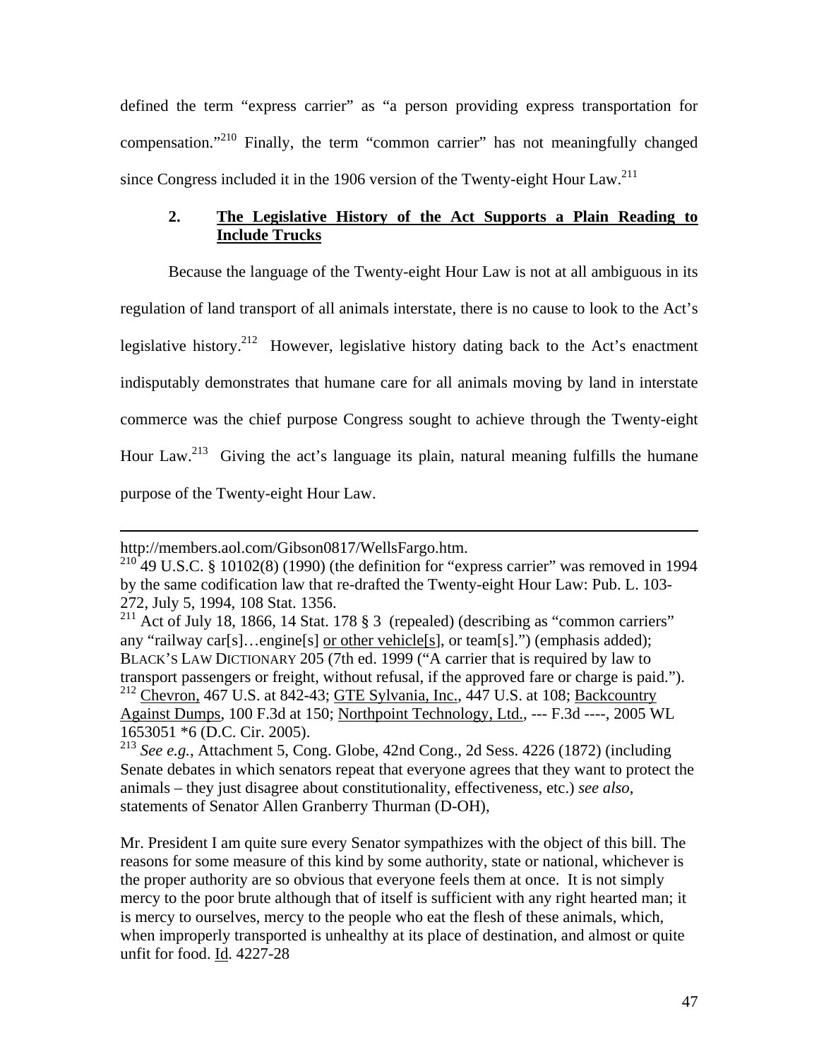defined the term "express carrier" as "a person providing express transportation for compensation."[210] Finally, the term "common carrier" has not meaningfully changed since Congress included it in the 1906 version of the Twenty-eight Hour Law.[211]

### 2. The Legislative History of the Act Supports a Plain Reading to Include Trucks

Because the language of the Twenty-eight Hour Law is not at all ambiguous in its regulation of land transport of all animals interstate, there is no cause to look to the Act's legislative history.[212] However, legislative history dating back to the Act's enactment indisputably demonstrates that humane care for all animals moving by land in interstate commerce was the chief purpose Congress sought to achieve through the Twenty-eight Hour Law.[213] Giving the act's language its plain, natural meaning fulfills the humane purpose of the Twenty-eight Hour Law.

---

http://members.aol.com/Gibson0817/WellsFargo.htm.

[210] 49 U.S.C. § 10102(8) (1990) (the definition for "express carrier" was removed in 1994 by the same codification law that re-drafted the Twenty-eight Hour Law: Pub. L. 103-272, July 5, 1994, 108 Stat. 1356.

[211] Act of July 18, 1866, 14 Stat. 178 § 3 (repealed) (describing as "common carriers" any "railway car[s]…engine[s] or other vehicle[s], or team[s].") (emphasis added); BLACK'S LAW DICTIONARY 205 (7th ed. 1999 ("A carrier that is required by law to transport passengers or freight, without refusal, if the approved fare or charge is paid.").

[212] Chevron, 467 U.S. at 842-43; GTE Sylvania, Inc., 447 U.S. at 108; Backcountry Against Dumps, 100 F.3d at 150; Northpoint Technology, Ltd., --- F.3d ----, 2005 WL 1653051 *6 (D.C. Cir. 2005).

[213] *See e.g.*, Attachment 5, Cong. Globe, 42nd Cong., 2d Sess. 4226 (1872) (including Senate debates in which senators repeat that everyone agrees that they want to protect the animals – they just disagree about constitutionality, effectiveness, etc.) *see also*, statements of Senator Allen Granberry Thurman (D-OH),

Mr. President I am quite sure every Senator sympathizes with the object of this bill. The reasons for some measure of this kind by some authority, state or national, whichever is the proper authority are so obvious that everyone feels them at once. It is not simply mercy to the poor brute although that of itself is sufficient with any right hearted man; it is mercy to ourselves, mercy to the people who eat the flesh of these animals, which, when improperly transported is unhealthy at its place of destination, and almost or quite unfit for food. Id. 4227-28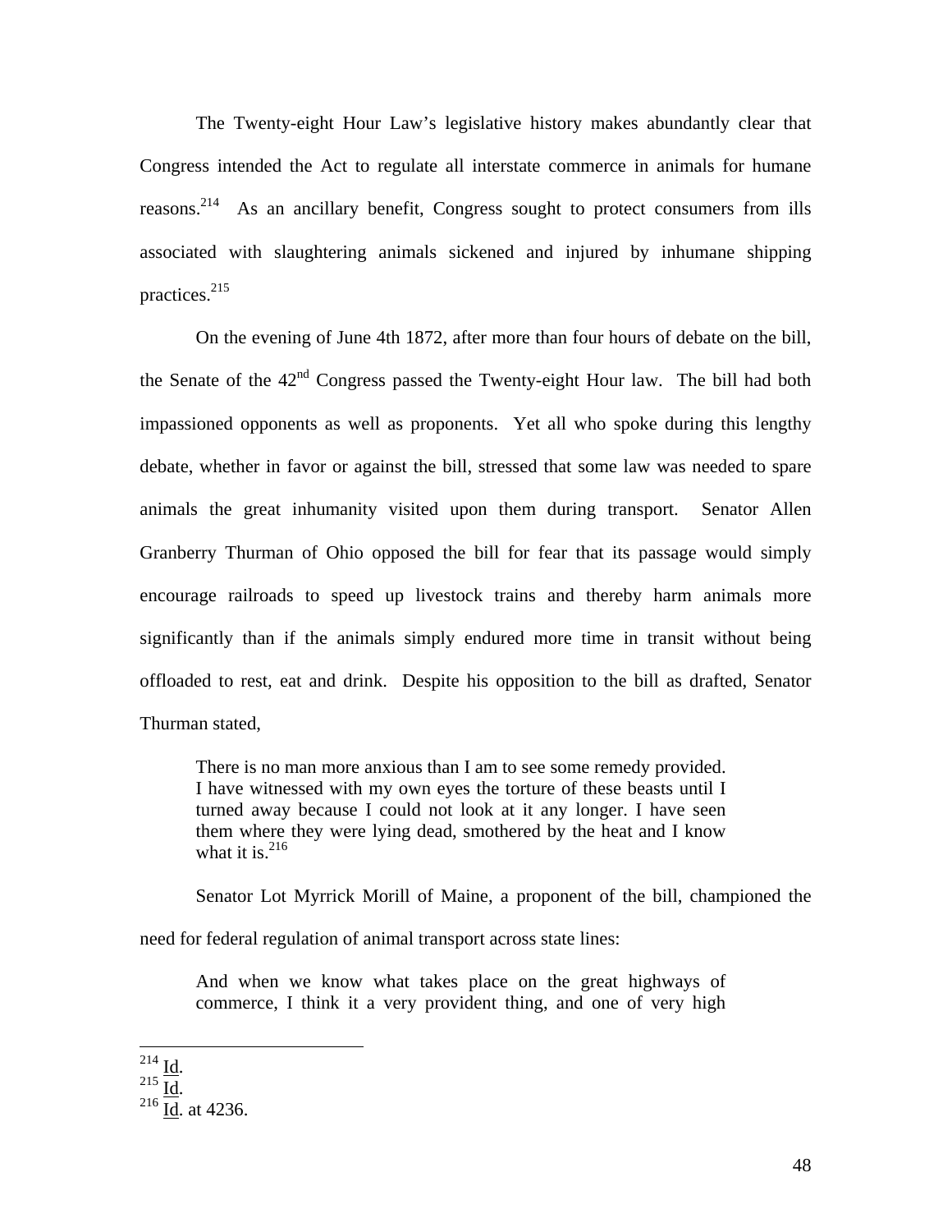The Twenty-eight Hour Law's legislative history makes abundantly clear that Congress intended the Act to regulate all interstate commerce in animals for humane reasons.[214] As an ancillary benefit, Congress sought to protect consumers from ills associated with slaughtering animals sickened and injured by inhumane shipping practices.[215]

On the evening of June 4th 1872, after more than four hours of debate on the bill, the Senate of the 42nd Congress passed the Twenty-eight Hour law. The bill had both impassioned opponents as well as proponents. Yet all who spoke during this lengthy debate, whether in favor or against the bill, stressed that some law was needed to spare animals the great inhumanity visited upon them during transport. Senator Allen Granberry Thurman of Ohio opposed the bill for fear that its passage would simply encourage railroads to speed up livestock trains and thereby harm animals more significantly than if the animals simply endured more time in transit without being offloaded to rest, eat and drink. Despite his opposition to the bill as drafted, Senator Thurman stated,

> There is no man more anxious than I am to see some remedy provided. I have witnessed with my own eyes the torture of these beasts until I turned away because I could not look at it any longer. I have seen them where they were lying dead, smothered by the heat and I know what it is.[216]

Senator Lot Myrrick Morill of Maine, a proponent of the bill, championed the need for federal regulation of animal transport across state lines:

> And when we know what takes place on the great highways of commerce, I think it a very provident thing, and one of very high

---

[214] Id.
[215] Id.
[216] Id. at 4236.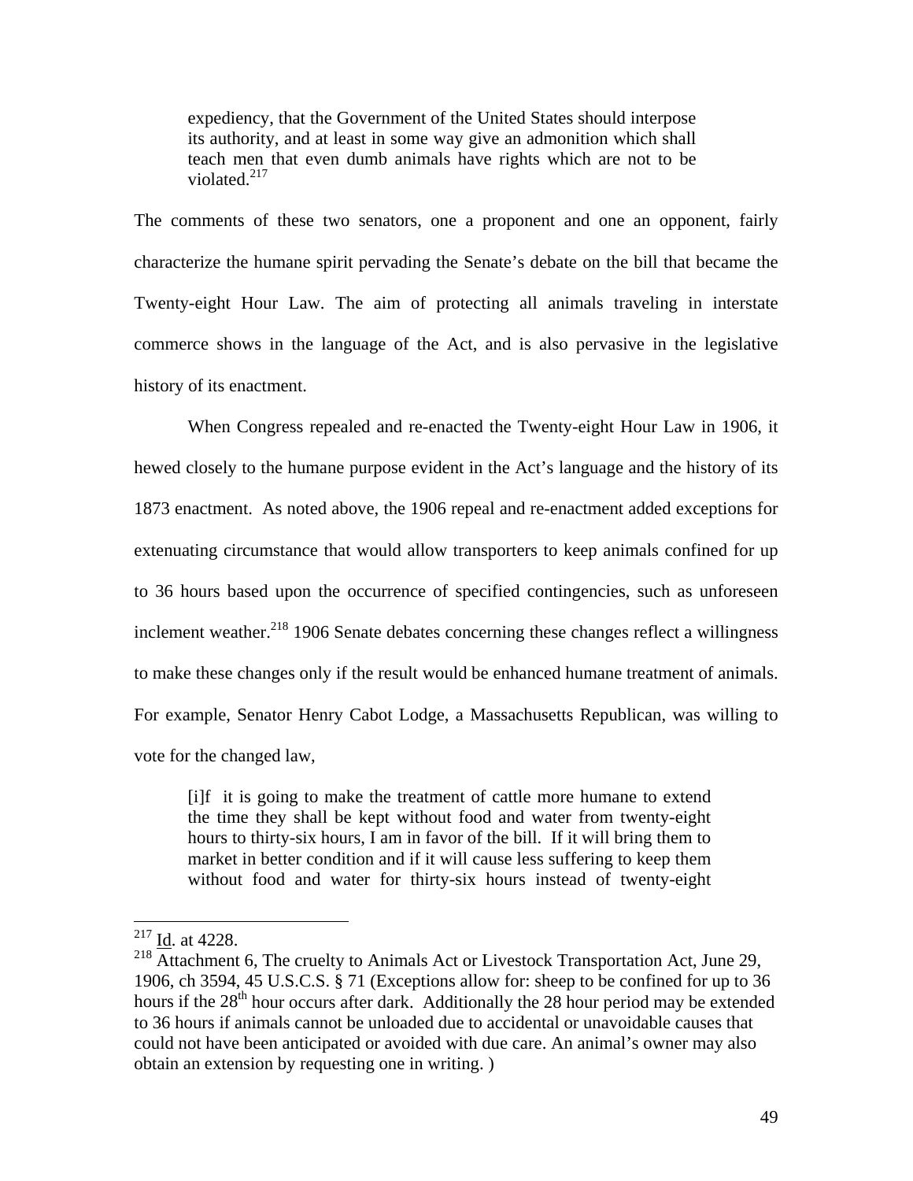> expediency, that the Government of the United States should interpose its authority, and at least in some way give an admonition which shall teach men that even dumb animals have rights which are not to be violated.[217]

The comments of these two senators, one a proponent and one an opponent, fairly characterize the humane spirit pervading the Senate's debate on the bill that became the Twenty-eight Hour Law. The aim of protecting all animals traveling in interstate commerce shows in the language of the Act, and is also pervasive in the legislative history of its enactment.

When Congress repealed and re-enacted the Twenty-eight Hour Law in 1906, it hewed closely to the humane purpose evident in the Act's language and the history of its 1873 enactment. As noted above, the 1906 repeal and re-enactment added exceptions for extenuating circumstance that would allow transporters to keep animals confined for up to 36 hours based upon the occurrence of specified contingencies, such as unforeseen inclement weather.[218] 1906 Senate debates concerning these changes reflect a willingness to make these changes only if the result would be enhanced humane treatment of animals. For example, Senator Henry Cabot Lodge, a Massachusetts Republican, was willing to vote for the changed law,

> [i]f it is going to make the treatment of cattle more humane to extend the time they shall be kept without food and water from twenty-eight hours to thirty-six hours, I am in favor of the bill. If it will bring them to market in better condition and if it will cause less suffering to keep them without food and water for thirty-six hours instead of twenty-eight

---

[217] Id. at 4228.

[218] Attachment 6, The cruelty to Animals Act or Livestock Transportation Act, June 29, 1906, ch 3594, 45 U.S.C.S. § 71 (Exceptions allow for: sheep to be confined for up to 36 hours if the 28th hour occurs after dark. Additionally the 28 hour period may be extended to 36 hours if animals cannot be unloaded due to accidental or unavoidable causes that could not have been anticipated or avoided with due care. An animal's owner may also obtain an extension by requesting one in writing. )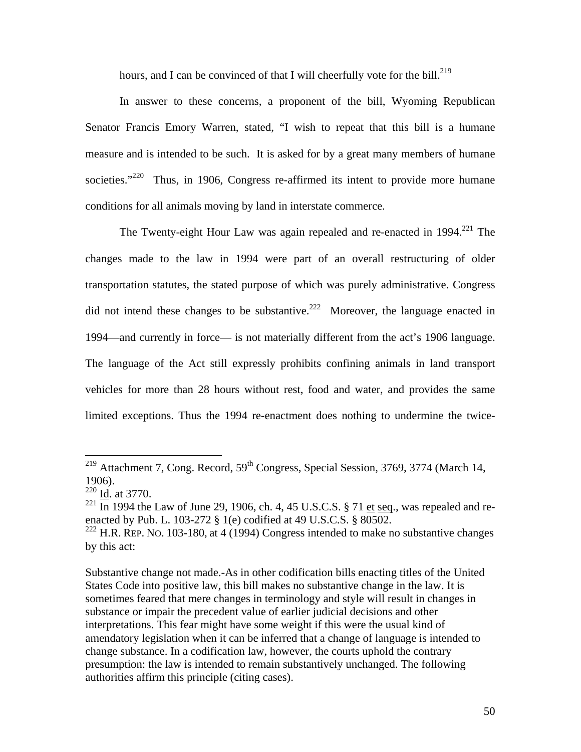hours, and I can be convinced of that I will cheerfully vote for the bill.[219]

In answer to these concerns, a proponent of the bill, Wyoming Republican Senator Francis Emory Warren, stated, "I wish to repeat that this bill is a humane measure and is intended to be such. It is asked for by a great many members of humane societies."[220] Thus, in 1906, Congress re-affirmed its intent to provide more humane conditions for all animals moving by land in interstate commerce.

The Twenty-eight Hour Law was again repealed and re-enacted in 1994.[221] The changes made to the law in 1994 were part of an overall restructuring of older transportation statutes, the stated purpose of which was purely administrative. Congress did not intend these changes to be substantive.[222] Moreover, the language enacted in 1994—and currently in force— is not materially different from the act's 1906 language. The language of the Act still expressly prohibits confining animals in land transport vehicles for more than 28 hours without rest, food and water, and provides the same limited exceptions. Thus the 1994 re-enactment does nothing to undermine the twice-

---

[219] Attachment 7, Cong. Record, 59th Congress, Special Session, 3769, 3774 (March 14, 1906).

[220] Id. at 3770.

[221] In 1994 the Law of June 29, 1906, ch. 4, 45 U.S.C.S. § 71 et seq., was repealed and re-enacted by Pub. L. 103-272 § 1(e) codified at 49 U.S.C.S. § 80502.

[222] H.R. REP. NO. 103-180, at 4 (1994) Congress intended to make no substantive changes by this act:

Substantive change not made.-As in other codification bills enacting titles of the United States Code into positive law, this bill makes no substantive change in the law. It is sometimes feared that mere changes in terminology and style will result in changes in substance or impair the precedent value of earlier judicial decisions and other interpretations. This fear might have some weight if this were the usual kind of amendatory legislation when it can be inferred that a change of language is intended to change substance. In a codification law, however, the courts uphold the contrary presumption: the law is intended to remain substantively unchanged. The following authorities affirm this principle (citing cases).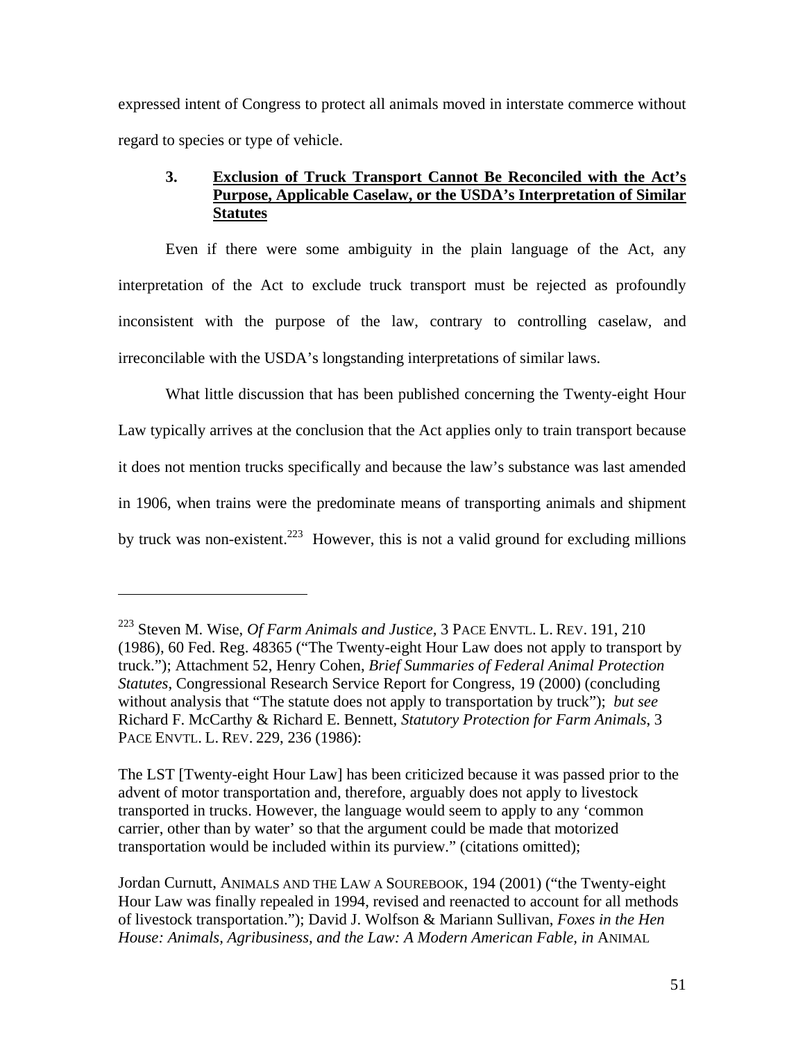expressed intent of Congress to protect all animals moved in interstate commerce without regard to species or type of vehicle.

### 3. Exclusion of Truck Transport Cannot Be Reconciled with the Act's Purpose, Applicable Caselaw, or the USDA's Interpretation of Similar Statutes

Even if there were some ambiguity in the plain language of the Act, any interpretation of the Act to exclude truck transport must be rejected as profoundly inconsistent with the purpose of the law, contrary to controlling caselaw, and irreconcilable with the USDA's longstanding interpretations of similar laws.

What little discussion that has been published concerning the Twenty-eight Hour Law typically arrives at the conclusion that the Act applies only to train transport because it does not mention trucks specifically and because the law's substance was last amended in 1906, when trains were the predominate means of transporting animals and shipment by truck was non-existent.[223] However, this is not a valid ground for excluding millions

---

[223] Steven M. Wise, *Of Farm Animals and Justice,* 3 PACE ENVTL. L. REV. 191, 210 (1986), 60 Fed. Reg. 48365 ("The Twenty-eight Hour Law does not apply to transport by truck."); Attachment 52, Henry Cohen, *Brief Summaries of Federal Animal Protection Statutes*, Congressional Research Service Report for Congress, 19 (2000) (concluding without analysis that "The statute does not apply to transportation by truck"); *but see* Richard F. McCarthy & Richard E. Bennett, *Statutory Protection for Farm Animals*, 3 PACE ENVTL. L. REV. 229, 236 (1986):

The LST [Twenty-eight Hour Law] has been criticized because it was passed prior to the advent of motor transportation and, therefore, arguably does not apply to livestock transported in trucks. However, the language would seem to apply to any 'common carrier, other than by water' so that the argument could be made that motorized transportation would be included within its purview." (citations omitted);

Jordan Curnutt, ANIMALS AND THE LAW A SOUREBOOK, 194 (2001) ("the Twenty-eight Hour Law was finally repealed in 1994, revised and reenacted to account for all methods of livestock transportation."); David J. Wolfson & Mariann Sullivan, *Foxes in the Hen House: Animals, Agribusiness, and the Law: A Modern American Fable, in* ANIMAL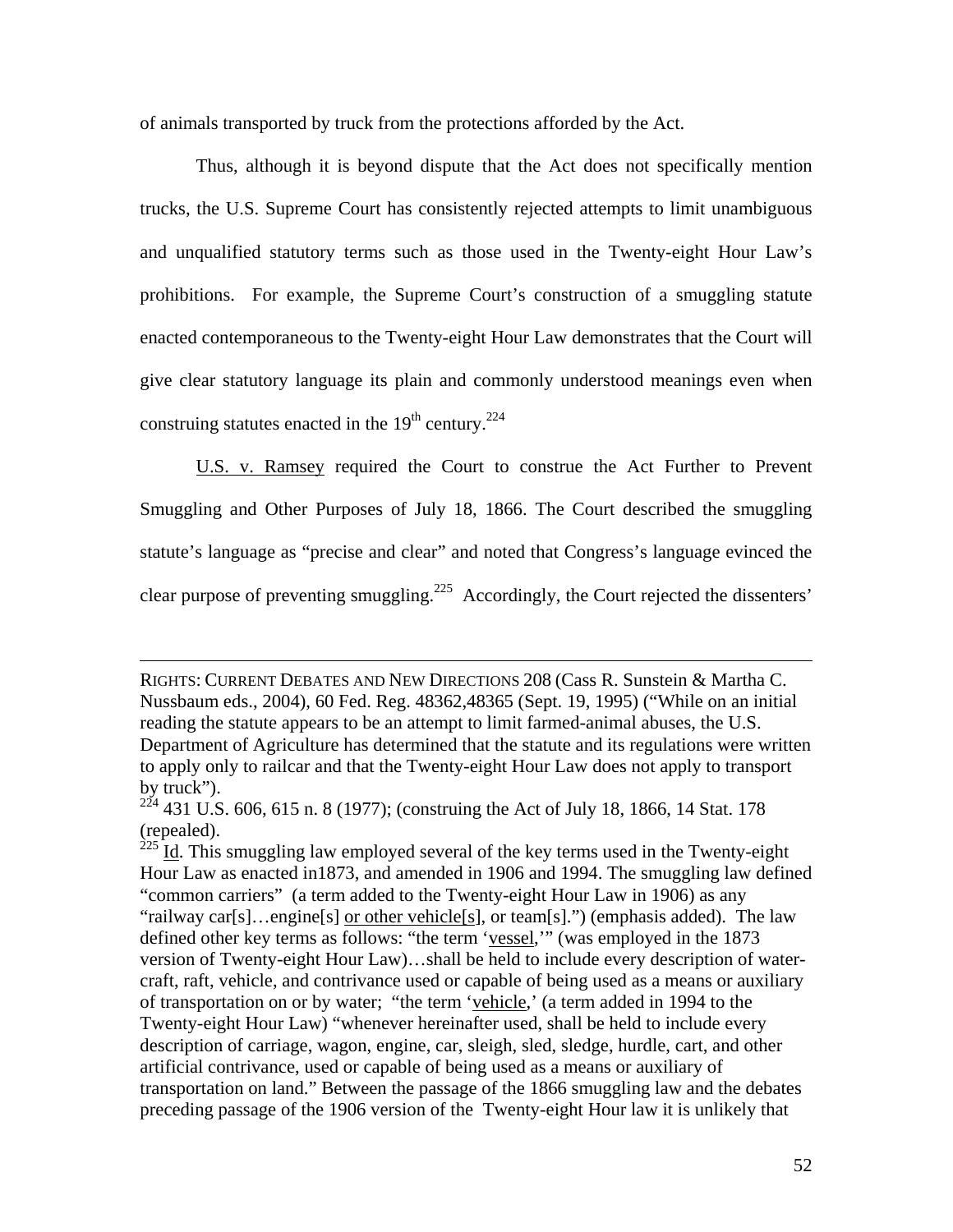of animals transported by truck from the protections afforded by the Act.

Thus, although it is beyond dispute that the Act does not specifically mention trucks, the U.S. Supreme Court has consistently rejected attempts to limit unambiguous and unqualified statutory terms such as those used in the Twenty-eight Hour Law's prohibitions. For example, the Supreme Court's construction of a smuggling statute enacted contemporaneous to the Twenty-eight Hour Law demonstrates that the Court will give clear statutory language its plain and commonly understood meanings even when construing statutes enacted in the 19th century.[224]

U.S. v. Ramsey required the Court to construe the Act Further to Prevent Smuggling and Other Purposes of July 18, 1866. The Court described the smuggling statute's language as "precise and clear" and noted that Congress's language evinced the clear purpose of preventing smuggling.[225] Accordingly, the Court rejected the dissenters'

---

RIGHTS: CURRENT DEBATES AND NEW DIRECTIONS 208 (Cass R. Sunstein & Martha C. Nussbaum eds., 2004), 60 Fed. Reg. 48362,48365 (Sept. 19, 1995) ("While on an initial reading the statute appears to be an attempt to limit farmed-animal abuses, the U.S. Department of Agriculture has determined that the statute and its regulations were written to apply only to railcar and that the Twenty-eight Hour Law does not apply to transport by truck").

[224] 431 U.S. 606, 615 n. 8 (1977); (construing the Act of July 18, 1866, 14 Stat. 178 (repealed).

[225] Id. This smuggling law employed several of the key terms used in the Twenty-eight Hour Law as enacted in1873, and amended in 1906 and 1994. The smuggling law defined "common carriers" (a term added to the Twenty-eight Hour Law in 1906) as any "railway car[s]…engine[s] or other vehicle[s], or team[s].") (emphasis added). The law defined other key terms as follows: "the term 'vessel,'" (was employed in the 1873 version of Twenty-eight Hour Law)…shall be held to include every description of water-craft, raft, vehicle, and contrivance used or capable of being used as a means or auxiliary of transportation on or by water; "the term 'vehicle,' (a term added in 1994 to the Twenty-eight Hour Law) "whenever hereinafter used, shall be held to include every description of carriage, wagon, engine, car, sleigh, sled, sledge, hurdle, cart, and other artificial contrivance, used or capable of being used as a means or auxiliary of transportation on land." Between the passage of the 1866 smuggling law and the debates preceding passage of the 1906 version of the Twenty-eight Hour law it is unlikely that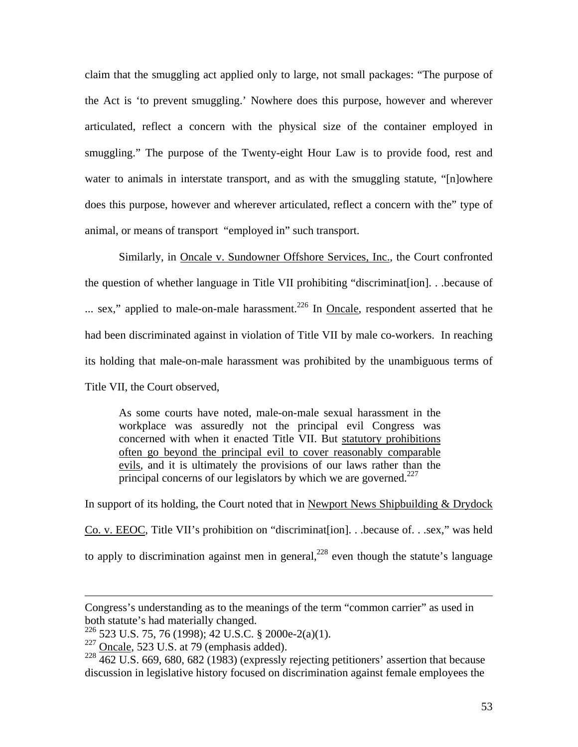claim that the smuggling act applied only to large, not small packages: "The purpose of the Act is 'to prevent smuggling.' Nowhere does this purpose, however and wherever articulated, reflect a concern with the physical size of the container employed in smuggling." The purpose of the Twenty-eight Hour Law is to provide food, rest and water to animals in interstate transport, and as with the smuggling statute, "[n]owhere does this purpose, however and wherever articulated, reflect a concern with the" type of animal, or means of transport "employed in" such transport.

Similarly, in Oncale v. Sundowner Offshore Services, Inc., the Court confronted the question of whether language in Title VII prohibiting "discriminat[ion]. . .because of ... sex," applied to male-on-male harassment.[226] In Oncale, respondent asserted that he had been discriminated against in violation of Title VII by male co-workers. In reaching its holding that male-on-male harassment was prohibited by the unambiguous terms of Title VII, the Court observed,

> As some courts have noted, male-on-male sexual harassment in the workplace was assuredly not the principal evil Congress was concerned with when it enacted Title VII. But statutory prohibitions often go beyond the principal evil to cover reasonably comparable evils, and it is ultimately the provisions of our laws rather than the principal concerns of our legislators by which we are governed.[227]

In support of its holding, the Court noted that in Newport News Shipbuilding & Drydock Co. v. EEOC, Title VII's prohibition on "discriminat[ion]. . .because of. . .sex," was held to apply to discrimination against men in general,[228] even though the statute's language

---

Congress's understanding as to the meanings of the term "common carrier" as used in both statute's had materially changed.

[226] 523 U.S. 75, 76 (1998); 42 U.S.C. § 2000e-2(a)(1).

[227] Oncale, 523 U.S. at 79 (emphasis added).

[228] 462 U.S. 669, 680, 682 (1983) (expressly rejecting petitioners' assertion that because discussion in legislative history focused on discrimination against female employees the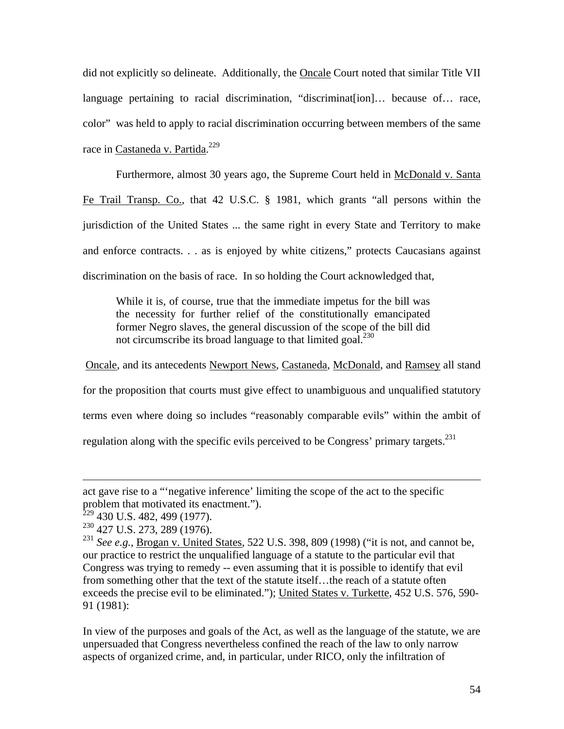did not explicitly so delineate. Additionally, the Oncale Court noted that similar Title VII language pertaining to racial discrimination, "discriminat[ion]… because of… race, color" was held to apply to racial discrimination occurring between members of the same race in Castaneda v. Partida.[229]

Furthermore, almost 30 years ago, the Supreme Court held in McDonald v. Santa Fe Trail Transp. Co., that 42 U.S.C. § 1981, which grants "all persons within the jurisdiction of the United States ... the same right in every State and Territory to make and enforce contracts. . . as is enjoyed by white citizens," protects Caucasians against discrimination on the basis of race. In so holding the Court acknowledged that,

> While it is, of course, true that the immediate impetus for the bill was the necessity for further relief of the constitutionally emancipated former Negro slaves, the general discussion of the scope of the bill did not circumscribe its broad language to that limited goal.[230]

Oncale, and its antecedents Newport News, Castaneda, McDonald, and Ramsey all stand for the proposition that courts must give effect to unambiguous and unqualified statutory terms even where doing so includes "reasonably comparable evils" within the ambit of regulation along with the specific evils perceived to be Congress' primary targets.[231]

---

act gave rise to a "'negative inference' limiting the scope of the act to the specific problem that motivated its enactment.").

[229] 430 U.S. 482, 499 (1977).

[230] 427 U.S. 273, 289 (1976).

[231] *See e.g.*, Brogan v. United States, 522 U.S. 398, 809 (1998) ("it is not, and cannot be, our practice to restrict the unqualified language of a statute to the particular evil that Congress was trying to remedy -- even assuming that it is possible to identify that evil from something other that the text of the statute itself…the reach of a statute often exceeds the precise evil to be eliminated."); United States v. Turkette, 452 U.S. 576, 590-91 (1981):

In view of the purposes and goals of the Act, as well as the language of the statute, we are unpersuaded that Congress nevertheless confined the reach of the law to only narrow aspects of organized crime, and, in particular, under RICO, only the infiltration of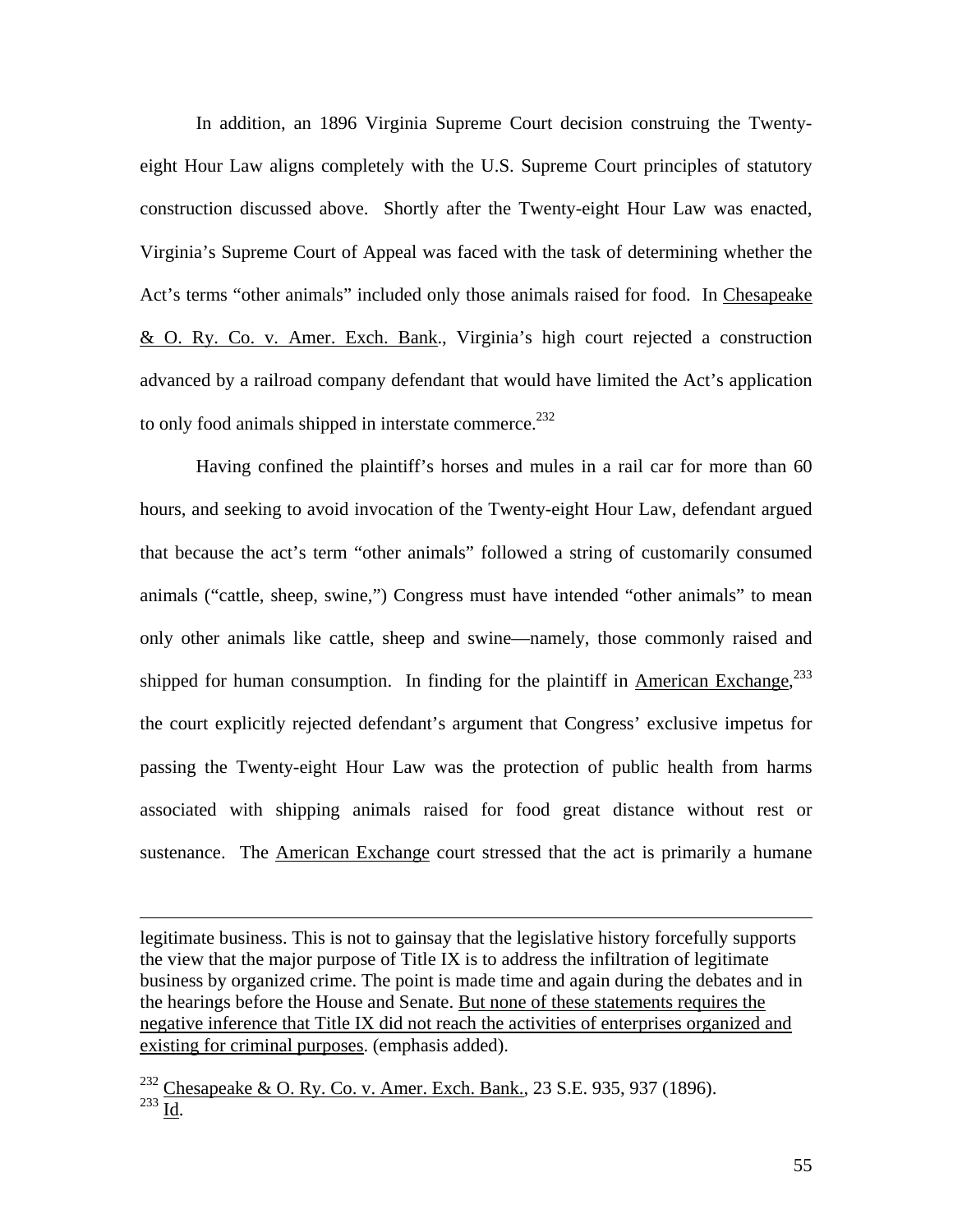In addition, an 1896 Virginia Supreme Court decision construing the Twenty-eight Hour Law aligns completely with the U.S. Supreme Court principles of statutory construction discussed above. Shortly after the Twenty-eight Hour Law was enacted, Virginia's Supreme Court of Appeal was faced with the task of determining whether the Act's terms "other animals" included only those animals raised for food. In Chesapeake & O. Ry. Co. v. Amer. Exch. Bank., Virginia's high court rejected a construction advanced by a railroad company defendant that would have limited the Act's application to only food animals shipped in interstate commerce.[232]

Having confined the plaintiff's horses and mules in a rail car for more than 60 hours, and seeking to avoid invocation of the Twenty-eight Hour Law, defendant argued that because the act's term "other animals" followed a string of customarily consumed animals ("cattle, sheep, swine,") Congress must have intended "other animals" to mean only other animals like cattle, sheep and swine—namely, those commonly raised and shipped for human consumption. In finding for the plaintiff in American Exchange,[233] the court explicitly rejected defendant's argument that Congress' exclusive impetus for passing the Twenty-eight Hour Law was the protection of public health from harms associated with shipping animals raised for food great distance without rest or sustenance. The American Exchange court stressed that the act is primarily a humane

---

legitimate business. This is not to gainsay that the legislative history forcefully supports the view that the major purpose of Title IX is to address the infiltration of legitimate business by organized crime. The point is made time and again during the debates and in the hearings before the House and Senate. But none of these statements requires the negative inference that Title IX did not reach the activities of enterprises organized and existing for criminal purposes. (emphasis added).

[232] Chesapeake & O. Ry. Co. v. Amer. Exch. Bank., 23 S.E. 935, 937 (1896).
[233] Id.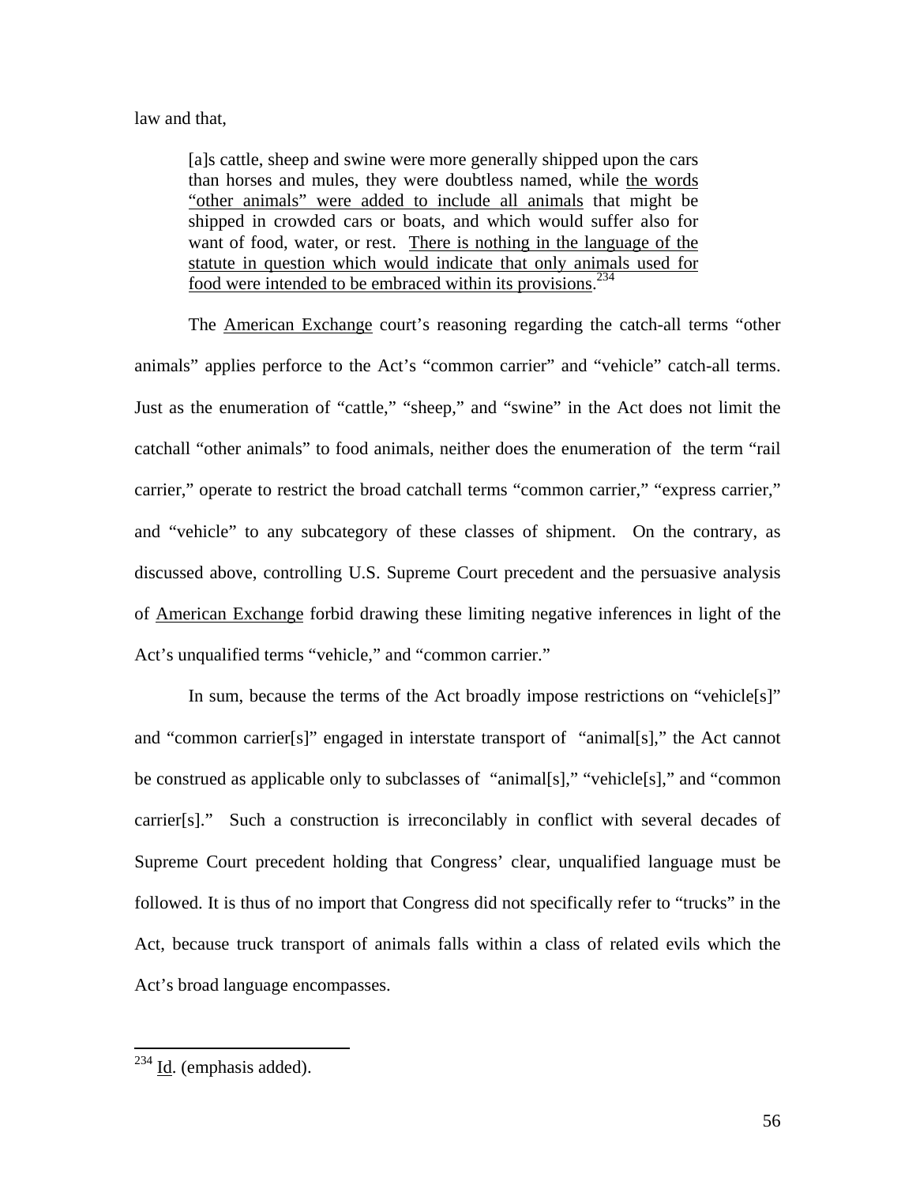law and that,

> [a]s cattle, sheep and swine were more generally shipped upon the cars than horses and mules, they were doubtless named, while <u>the words "other animals" were added to include all animals</u> that might be shipped in crowded cars or boats, and which would suffer also for want of food, water, or rest. <u>There is nothing in the language of the statute in question which would indicate that only animals used for food were intended to be embraced within its provisions</u>.[234]

The <u>American Exchange</u> court's reasoning regarding the catch-all terms "other animals" applies perforce to the Act's "common carrier" and "vehicle" catch-all terms. Just as the enumeration of "cattle," "sheep," and "swine" in the Act does not limit the catchall "other animals" to food animals, neither does the enumeration of the term "rail carrier," operate to restrict the broad catchall terms "common carrier," "express carrier," and "vehicle" to any subcategory of these classes of shipment. On the contrary, as discussed above, controlling U.S. Supreme Court precedent and the persuasive analysis of <u>American Exchange</u> forbid drawing these limiting negative inferences in light of the Act's unqualified terms "vehicle," and "common carrier."

In sum, because the terms of the Act broadly impose restrictions on "vehicle[s]" and "common carrier[s]" engaged in interstate transport of "animal[s]," the Act cannot be construed as applicable only to subclasses of "animal[s]," "vehicle[s]," and "common carrier[s]." Such a construction is irreconcilably in conflict with several decades of Supreme Court precedent holding that Congress' clear, unqualified language must be followed. It is thus of no import that Congress did not specifically refer to "trucks" in the Act, because truck transport of animals falls within a class of related evils which the Act's broad language encompasses.

---

[234] <u>Id</u>. (emphasis added).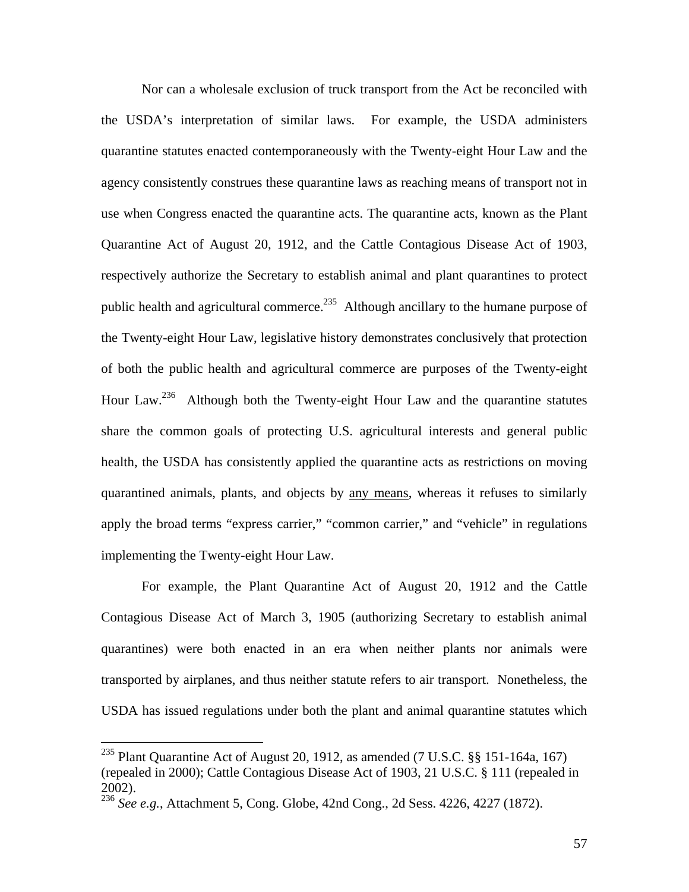Nor can a wholesale exclusion of truck transport from the Act be reconciled with the USDA's interpretation of similar laws. For example, the USDA administers quarantine statutes enacted contemporaneously with the Twenty-eight Hour Law and the agency consistently construes these quarantine laws as reaching means of transport not in use when Congress enacted the quarantine acts. The quarantine acts, known as the Plant Quarantine Act of August 20, 1912, and the Cattle Contagious Disease Act of 1903, respectively authorize the Secretary to establish animal and plant quarantines to protect public health and agricultural commerce.[235] Although ancillary to the humane purpose of the Twenty-eight Hour Law, legislative history demonstrates conclusively that protection of both the public health and agricultural commerce are purposes of the Twenty-eight Hour Law.[236] Although both the Twenty-eight Hour Law and the quarantine statutes share the common goals of protecting U.S. agricultural interests and general public health, the USDA has consistently applied the quarantine acts as restrictions on moving quarantined animals, plants, and objects by <u>any means</u>, whereas it refuses to similarly apply the broad terms "express carrier," "common carrier," and "vehicle" in regulations implementing the Twenty-eight Hour Law.

For example, the Plant Quarantine Act of August 20, 1912 and the Cattle Contagious Disease Act of March 3, 1905 (authorizing Secretary to establish animal quarantines) were both enacted in an era when neither plants nor animals were transported by airplanes, and thus neither statute refers to air transport. Nonetheless, the USDA has issued regulations under both the plant and animal quarantine statutes which

---

[235] Plant Quarantine Act of August 20, 1912, as amended (7 U.S.C. §§ 151-164a, 167) (repealed in 2000); Cattle Contagious Disease Act of 1903, 21 U.S.C. § 111 (repealed in 2002).

[236] *See e.g.*, Attachment 5, Cong. Globe, 42nd Cong., 2d Sess. 4226, 4227 (1872).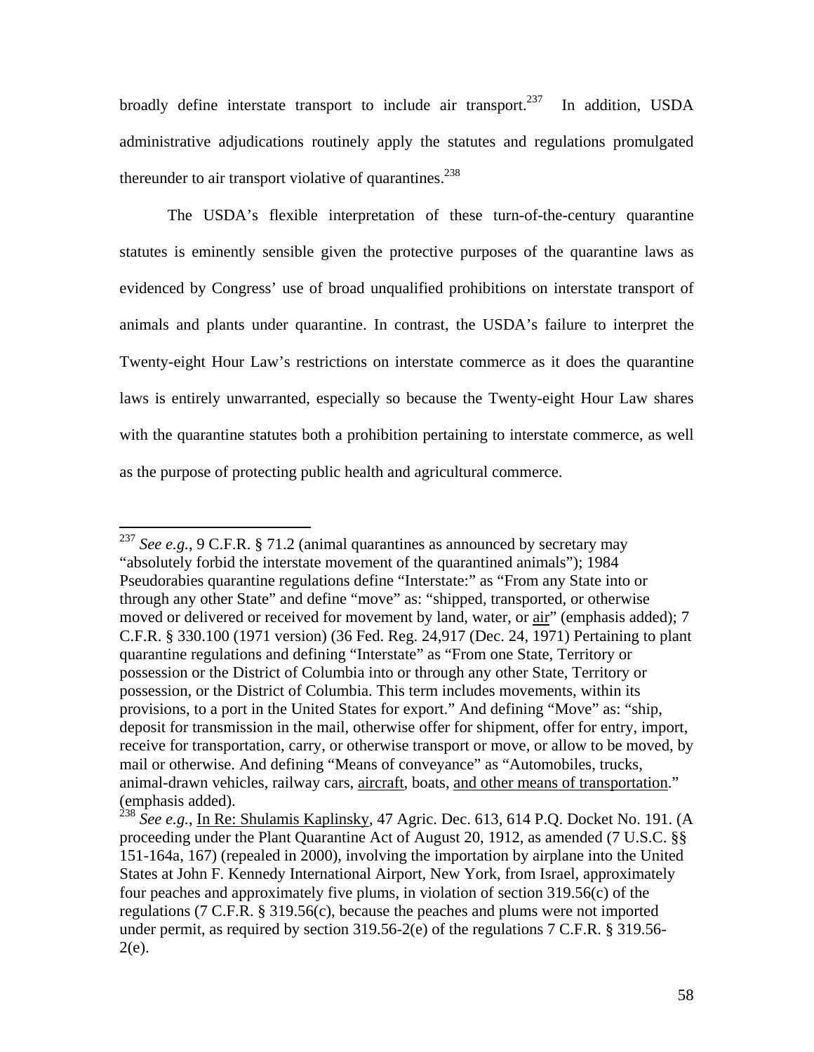broadly define interstate transport to include air transport.[237] In addition, USDA administrative adjudications routinely apply the statutes and regulations promulgated thereunder to air transport violative of quarantines.[238]

The USDA's flexible interpretation of these turn-of-the-century quarantine statutes is eminently sensible given the protective purposes of the quarantine laws as evidenced by Congress' use of broad unqualified prohibitions on interstate transport of animals and plants under quarantine. In contrast, the USDA's failure to interpret the Twenty-eight Hour Law's restrictions on interstate commerce as it does the quarantine laws is entirely unwarranted, especially so because the Twenty-eight Hour Law shares with the quarantine statutes both a prohibition pertaining to interstate commerce, as well as the purpose of protecting public health and agricultural commerce.

---

[237] *See e.g.*, 9 C.F.R. § 71.2 (animal quarantines as announced by secretary may "absolutely forbid the interstate movement of the quarantined animals"); 1984 Pseudorabies quarantine regulations define "Interstate:" as "From any State into or through any other State" and define "move" as: "shipped, transported, or otherwise moved or delivered or received for movement by land, water, or <u>air</u>" (emphasis added); 7 C.F.R. § 330.100 (1971 version) (36 Fed. Reg. 24,917 (Dec. 24, 1971) Pertaining to plant quarantine regulations and defining "Interstate" as "From one State, Territory or possession or the District of Columbia into or through any other State, Territory or possession, or the District of Columbia. This term includes movements, within its provisions, to a port in the United States for export." And defining "Move" as: "ship, deposit for transmission in the mail, otherwise offer for shipment, offer for entry, import, receive for transportation, carry, or otherwise transport or move, or allow to be moved, by mail or otherwise. And defining "Means of conveyance" as "Automobiles, trucks, animal-drawn vehicles, railway cars, <u>aircraft</u>, boats, <u>and other means of transportation</u>." (emphasis added).

[238] *See e.g.*, <u>In Re: Shulamis Kaplinsky</u>, 47 Agric. Dec. 613, 614 P.Q. Docket No. 191. (A proceeding under the Plant Quarantine Act of August 20, 1912, as amended (7 U.S.C. §§ 151-164a, 167) (repealed in 2000), involving the importation by airplane into the United States at John F. Kennedy International Airport, New York, from Israel, approximately four peaches and approximately five plums, in violation of section 319.56(c) of the regulations (7 C.F.R. § 319.56(c), because the peaches and plums were not imported under permit, as required by section 319.56-2(e) of the regulations 7 C.F.R. § 319.56-2(e).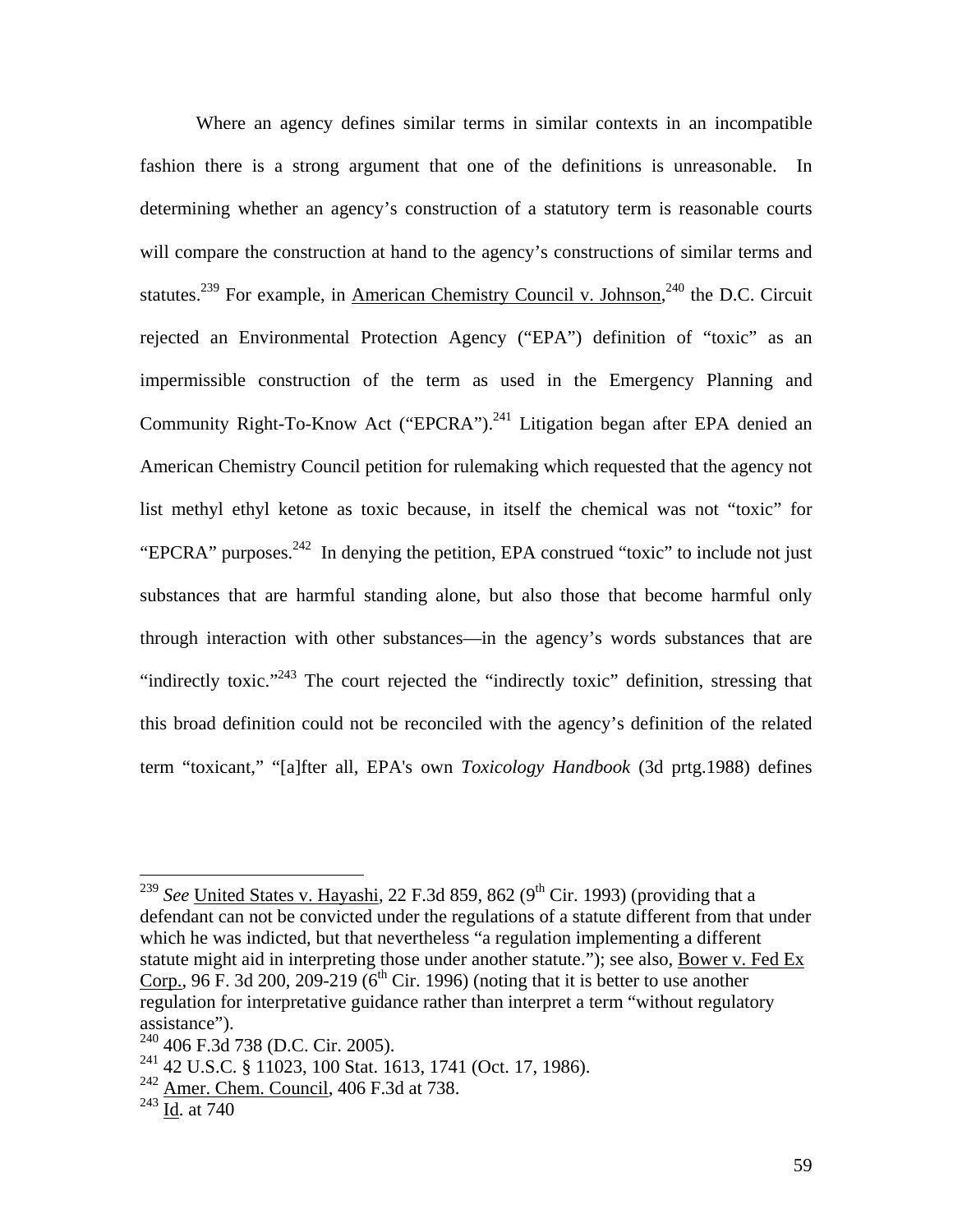Where an agency defines similar terms in similar contexts in an incompatible fashion there is a strong argument that one of the definitions is unreasonable. In determining whether an agency's construction of a statutory term is reasonable courts will compare the construction at hand to the agency's constructions of similar terms and statutes.[239] For example, in American Chemistry Council v. Johnson,[240] the D.C. Circuit rejected an Environmental Protection Agency ("EPA") definition of "toxic" as an impermissible construction of the term as used in the Emergency Planning and Community Right-To-Know Act ("EPCRA").[241] Litigation began after EPA denied an American Chemistry Council petition for rulemaking which requested that the agency not list methyl ethyl ketone as toxic because, in itself the chemical was not "toxic" for "EPCRA" purposes.[242] In denying the petition, EPA construed "toxic" to include not just substances that are harmful standing alone, but also those that become harmful only through interaction with other substances—in the agency's words substances that are "indirectly toxic."[243] The court rejected the "indirectly toxic" definition, stressing that this broad definition could not be reconciled with the agency's definition of the related term "toxicant," "[a]fter all, EPA's own *Toxicology Handbook* (3d prtg.1988) defines

---

[239] *See* United States v. Hayashi, 22 F.3d 859, 862 (9th Cir. 1993) (providing that a defendant can not be convicted under the regulations of a statute different from that under which he was indicted, but that nevertheless "a regulation implementing a different statute might aid in interpreting those under another statute."); see also, Bower v. Fed Ex Corp., 96 F. 3d 200, 209-219 (6th Cir. 1996) (noting that it is better to use another regulation for interpretative guidance rather than interpret a term "without regulatory assistance").

[240] 406 F.3d 738 (D.C. Cir. 2005).

[241] 42 U.S.C. § 11023, 100 Stat. 1613, 1741 (Oct. 17, 1986).

[242] Amer. Chem. Council, 406 F.3d at 738.

[243] Id. at 740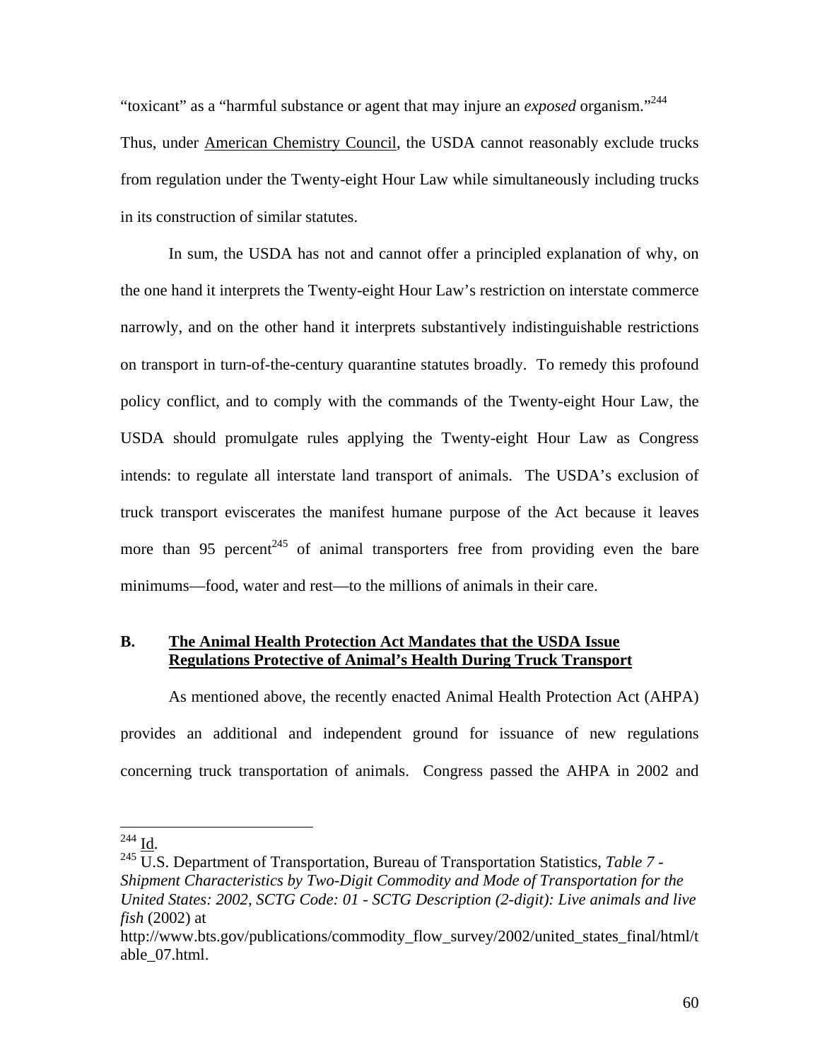"toxicant" as a "harmful substance or agent that may injure an *exposed* organism."[244] Thus, under American Chemistry Council, the USDA cannot reasonably exclude trucks from regulation under the Twenty-eight Hour Law while simultaneously including trucks in its construction of similar statutes.

In sum, the USDA has not and cannot offer a principled explanation of why, on the one hand it interprets the Twenty-eight Hour Law's restriction on interstate commerce narrowly, and on the other hand it interprets substantively indistinguishable restrictions on transport in turn-of-the-century quarantine statutes broadly. To remedy this profound policy conflict, and to comply with the commands of the Twenty-eight Hour Law, the USDA should promulgate rules applying the Twenty-eight Hour Law as Congress intends: to regulate all interstate land transport of animals. The USDA's exclusion of truck transport eviscerates the manifest humane purpose of the Act because it leaves more than 95 percent[245] of animal transporters free from providing even the bare minimums—food, water and rest—to the millions of animals in their care.

### B. The Animal Health Protection Act Mandates that the USDA Issue Regulations Protective of Animal's Health During Truck Transport

As mentioned above, the recently enacted Animal Health Protection Act (AHPA) provides an additional and independent ground for issuance of new regulations concerning truck transportation of animals. Congress passed the AHPA in 2002 and

---

[244] Id.

[245] U.S. Department of Transportation, Bureau of Transportation Statistics, *Table 7 - Shipment Characteristics by Two-Digit Commodity and Mode of Transportation for the United States: 2002, SCTG Code: 01 - SCTG Description (2-digit): Live animals and live fish* (2002) at http://www.bts.gov/publications/commodity_flow_survey/2002/united_states_final/html/table_07.html.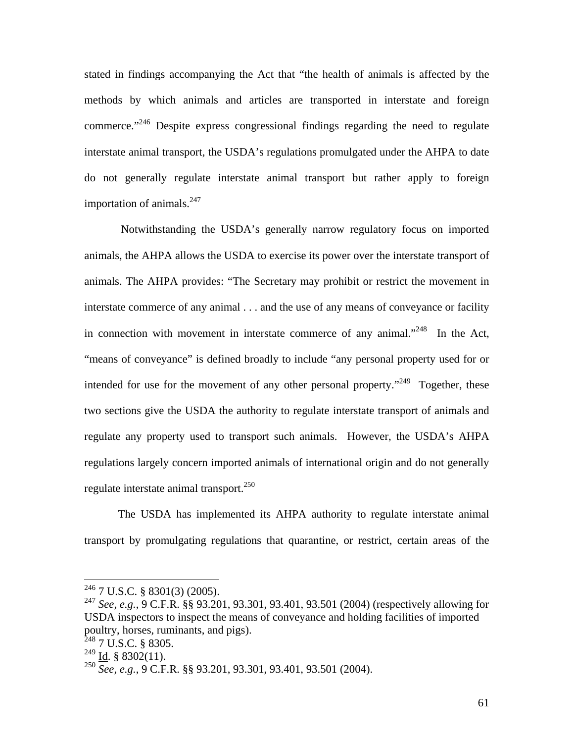stated in findings accompanying the Act that "the health of animals is affected by the methods by which animals and articles are transported in interstate and foreign commerce."[246] Despite express congressional findings regarding the need to regulate interstate animal transport, the USDA's regulations promulgated under the AHPA to date do not generally regulate interstate animal transport but rather apply to foreign importation of animals.[247]

Notwithstanding the USDA's generally narrow regulatory focus on imported animals, the AHPA allows the USDA to exercise its power over the interstate transport of animals. The AHPA provides: "The Secretary may prohibit or restrict the movement in interstate commerce of any animal . . . and the use of any means of conveyance or facility in connection with movement in interstate commerce of any animal."[248] In the Act, "means of conveyance" is defined broadly to include "any personal property used for or intended for use for the movement of any other personal property."[249] Together, these two sections give the USDA the authority to regulate interstate transport of animals and regulate any property used to transport such animals. However, the USDA's AHPA regulations largely concern imported animals of international origin and do not generally regulate interstate animal transport.[250]

The USDA has implemented its AHPA authority to regulate interstate animal transport by promulgating regulations that quarantine, or restrict, certain areas of the

---

[246] 7 U.S.C. § 8301(3) (2005).

[247] *See, e.g.*, 9 C.F.R. §§ 93.201, 93.301, 93.401, 93.501 (2004) (respectively allowing for USDA inspectors to inspect the means of conveyance and holding facilities of imported poultry, horses, ruminants, and pigs).

[248] 7 U.S.C. § 8305.

[249] Id. § 8302(11).

[250] *See, e.g.*, 9 C.F.R. §§ 93.201, 93.301, 93.401, 93.501 (2004).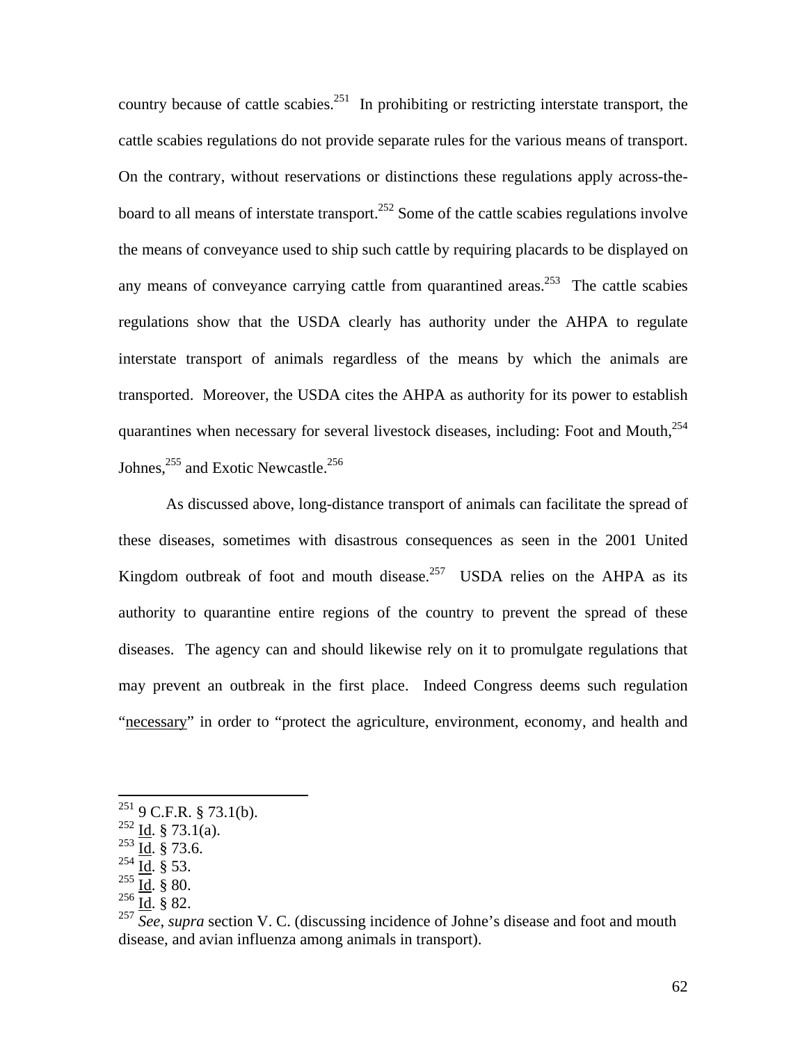country because of cattle scabies.[251] In prohibiting or restricting interstate transport, the cattle scabies regulations do not provide separate rules for the various means of transport. On the contrary, without reservations or distinctions these regulations apply across-the-board to all means of interstate transport.[252] Some of the cattle scabies regulations involve the means of conveyance used to ship such cattle by requiring placards to be displayed on any means of conveyance carrying cattle from quarantined areas.[253] The cattle scabies regulations show that the USDA clearly has authority under the AHPA to regulate interstate transport of animals regardless of the means by which the animals are transported. Moreover, the USDA cites the AHPA as authority for its power to establish quarantines when necessary for several livestock diseases, including: Foot and Mouth,[254] Johnes,[255] and Exotic Newcastle.[256]

As discussed above, long-distance transport of animals can facilitate the spread of these diseases, sometimes with disastrous consequences as seen in the 2001 United Kingdom outbreak of foot and mouth disease.[257] USDA relies on the AHPA as its authority to quarantine entire regions of the country to prevent the spread of these diseases. The agency can and should likewise rely on it to promulgate regulations that may prevent an outbreak in the first place. Indeed Congress deems such regulation "<u>necessary</u>" in order to "protect the agriculture, environment, economy, and health and

---

[251] 9 C.F.R. § 73.1(b).
[252] <u>Id</u>. § 73.1(a).
[253] <u>Id</u>. § 73.6.
[254] <u>Id</u>. § 53.
[255] <u>Id</u>. § 80.
[256] <u>Id</u>. § 82.
[257] *See*, *supra* section V. C. (discussing incidence of Johne's disease and foot and mouth disease, and avian influenza among animals in transport).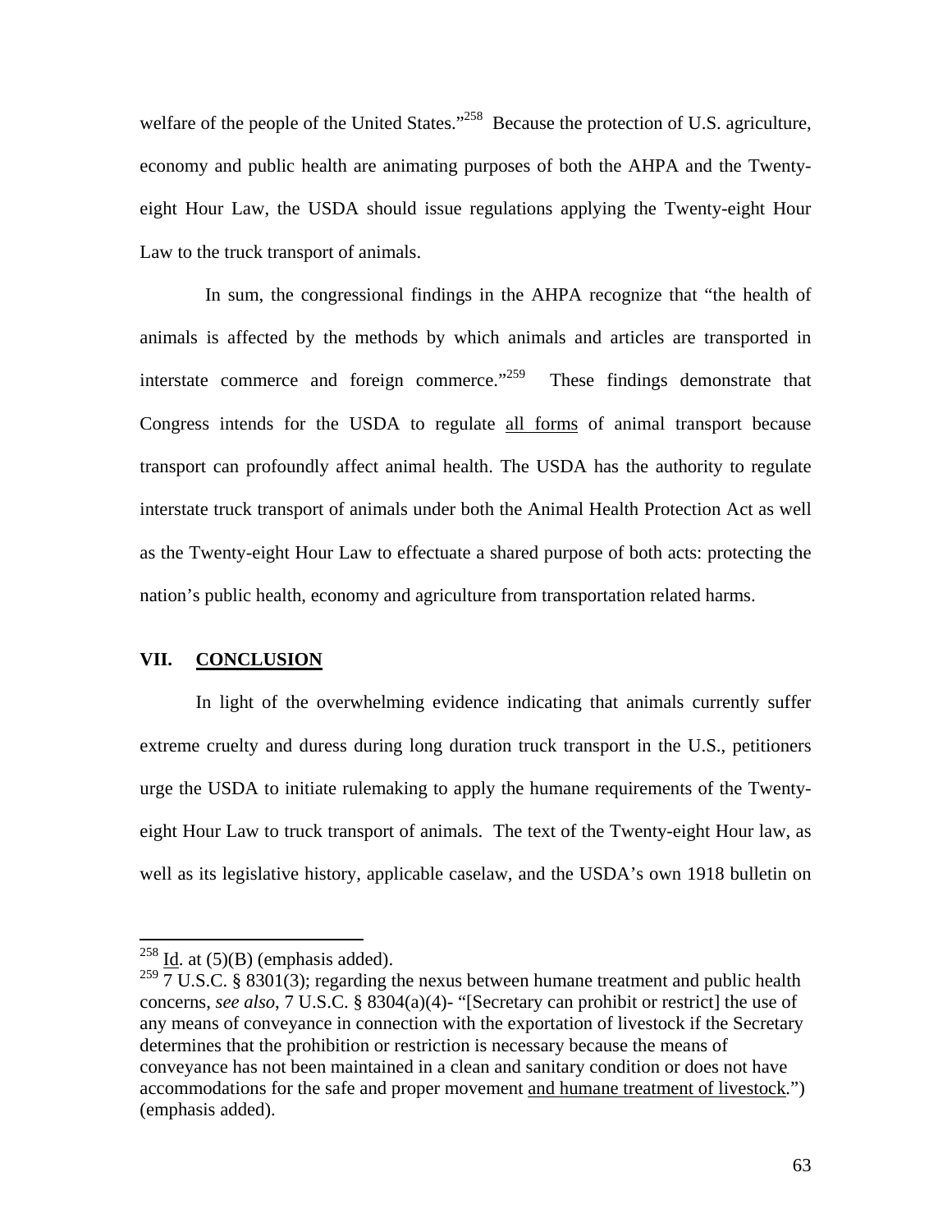welfare of the people of the United States."[258] Because the protection of U.S. agriculture, economy and public health are animating purposes of both the AHPA and the Twenty-eight Hour Law, the USDA should issue regulations applying the Twenty-eight Hour Law to the truck transport of animals.

In sum, the congressional findings in the AHPA recognize that "the health of animals is affected by the methods by which animals and articles are transported in interstate commerce and foreign commerce."[259] These findings demonstrate that Congress intends for the USDA to regulate <u>all forms</u> of animal transport because transport can profoundly affect animal health. The USDA has the authority to regulate interstate truck transport of animals under both the Animal Health Protection Act as well as the Twenty-eight Hour Law to effectuate a shared purpose of both acts: protecting the nation's public health, economy and agriculture from transportation related harms.

## VII. <u>CONCLUSION</u>

In light of the overwhelming evidence indicating that animals currently suffer extreme cruelty and duress during long duration truck transport in the U.S., petitioners urge the USDA to initiate rulemaking to apply the humane requirements of the Twenty-eight Hour Law to truck transport of animals. The text of the Twenty-eight Hour law, as well as its legislative history, applicable caselaw, and the USDA's own 1918 bulletin on

---

[258] <u>Id</u>. at (5)(B) (emphasis added).

[259] 7 U.S.C. § 8301(3); regarding the nexus between humane treatment and public health concerns, *see also*, 7 U.S.C. § 8304(a)(4)- "[Secretary can prohibit or restrict] the use of any means of conveyance in connection with the exportation of livestock if the Secretary determines that the prohibition or restriction is necessary because the means of conveyance has not been maintained in a clean and sanitary condition or does not have accommodations for the safe and proper movement <u>and humane treatment of livestock</u>.") (emphasis added).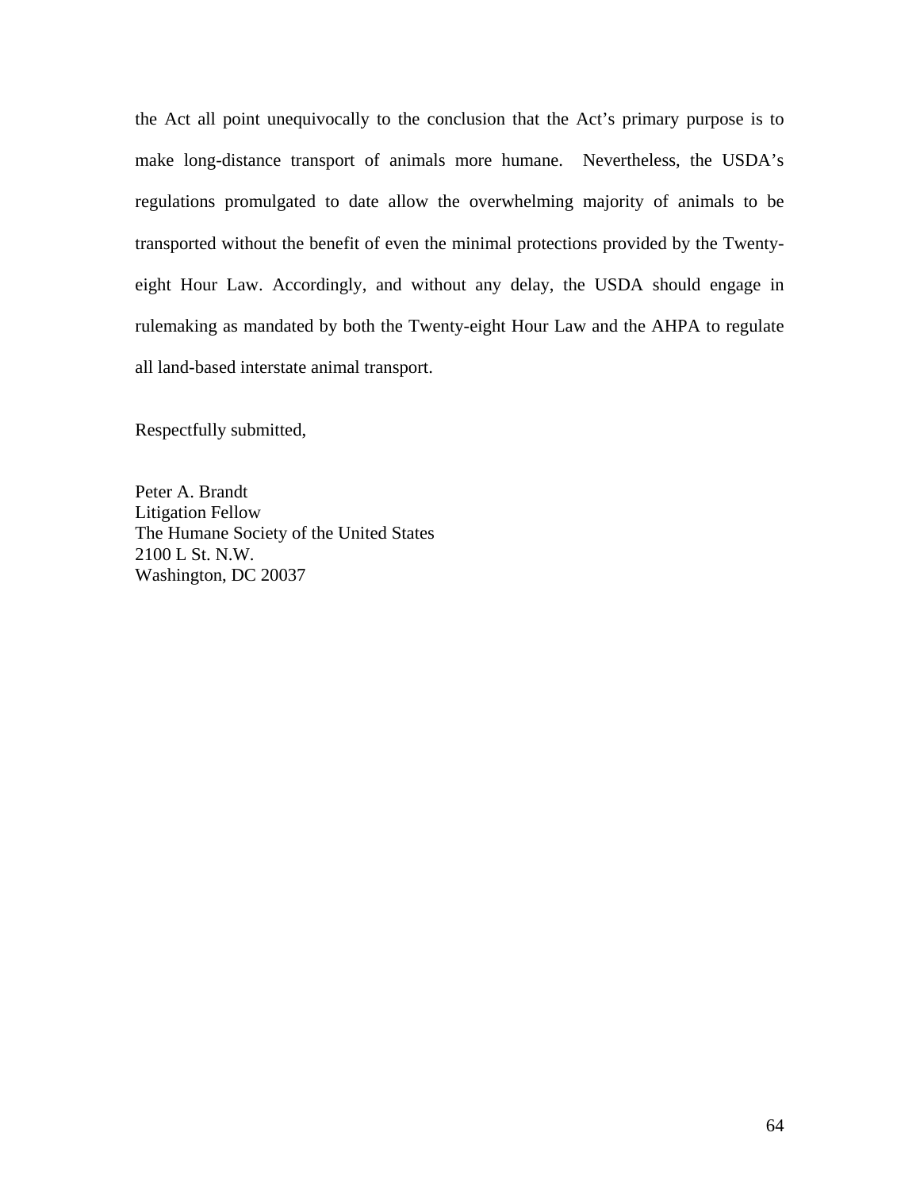the Act all point unequivocally to the conclusion that the Act's primary purpose is to make long-distance transport of animals more humane. Nevertheless, the USDA's regulations promulgated to date allow the overwhelming majority of animals to be transported without the benefit of even the minimal protections provided by the Twenty-eight Hour Law. Accordingly, and without any delay, the USDA should engage in rulemaking as mandated by both the Twenty-eight Hour Law and the AHPA to regulate all land-based interstate animal transport.

Respectfully submitted,

Peter A. Brandt  
Litigation Fellow  
The Humane Society of the United States  
2100 L St. N.W.  
Washington, DC 20037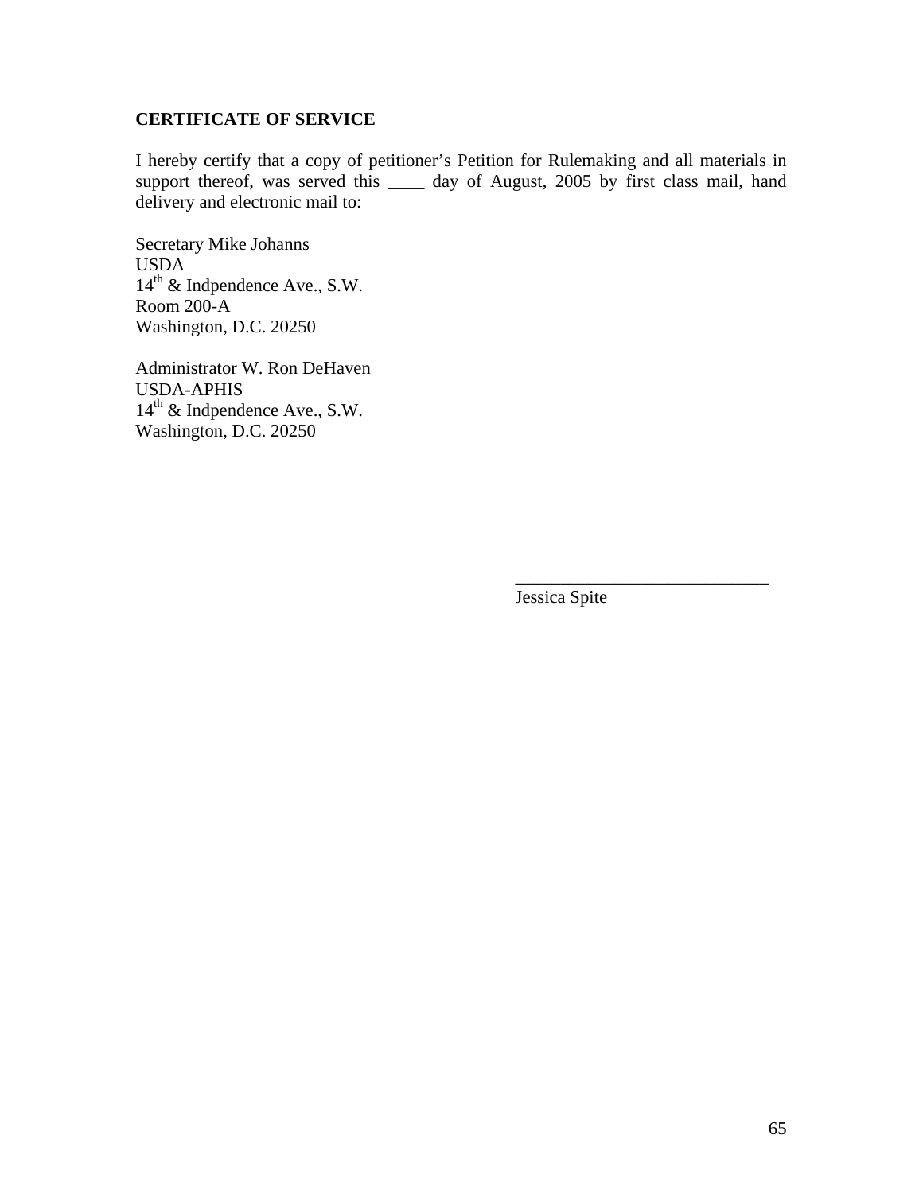**CERTIFICATE OF SERVICE**

I hereby certify that a copy of petitioner's Petition for Rulemaking and all materials in support thereof, was served this ____ day of August, 2005 by first class mail, hand delivery and electronic mail to:

Secretary Mike Johanns
USDA
14th & Indpendence Ave., S.W.
Room 200-A
Washington, D.C. 20250

Administrator W. Ron DeHaven
USDA-APHIS
14th & Indpendence Ave., S.W.
Washington, D.C. 20250

____________________________
Jessica Spite